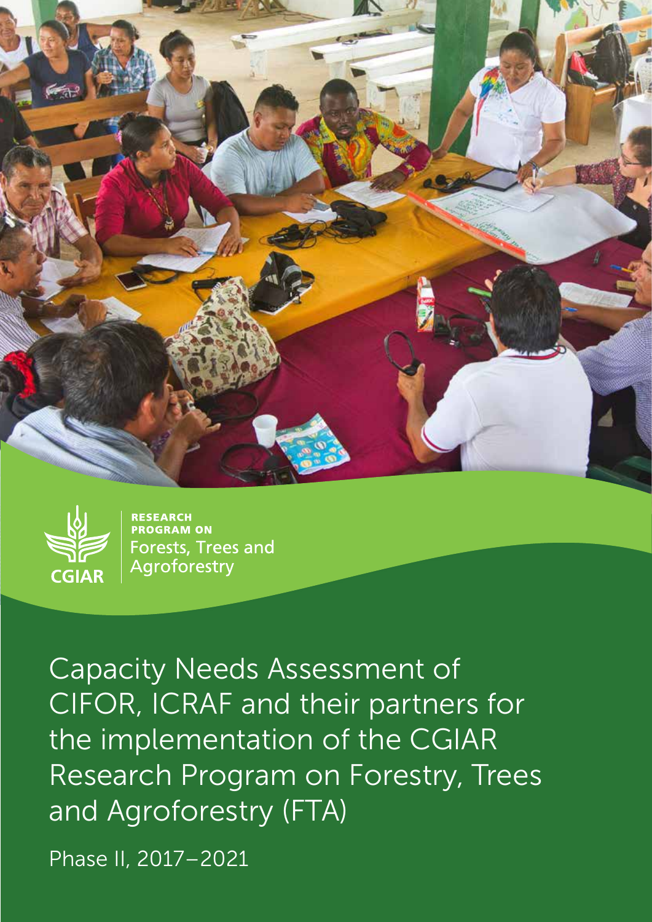RESEARCH PROGRAM ON Forests, Trees and Agroforestry

CGIAR

# Capacity Needs Assessment of CIFOR, ICRAF and their partners for the implementation of the CGIAR Research Program on Forestry, Trees and Agroforestry (FTA)

Phase II, 2017–2021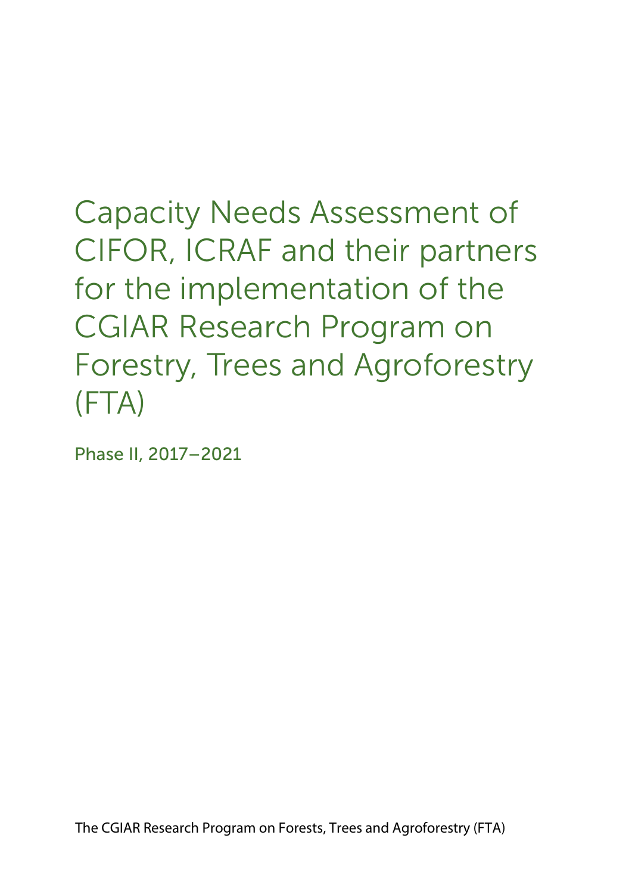# Capacity Needs Assessment of CIFOR, ICRAF and their partners for the implementation of the CGIAR Research Program on Forestry, Trees and Agroforestry (FTA)

Phase II, 2017–2021

The CGIAR Research Program on Forests, Trees and Agroforestry (FTA)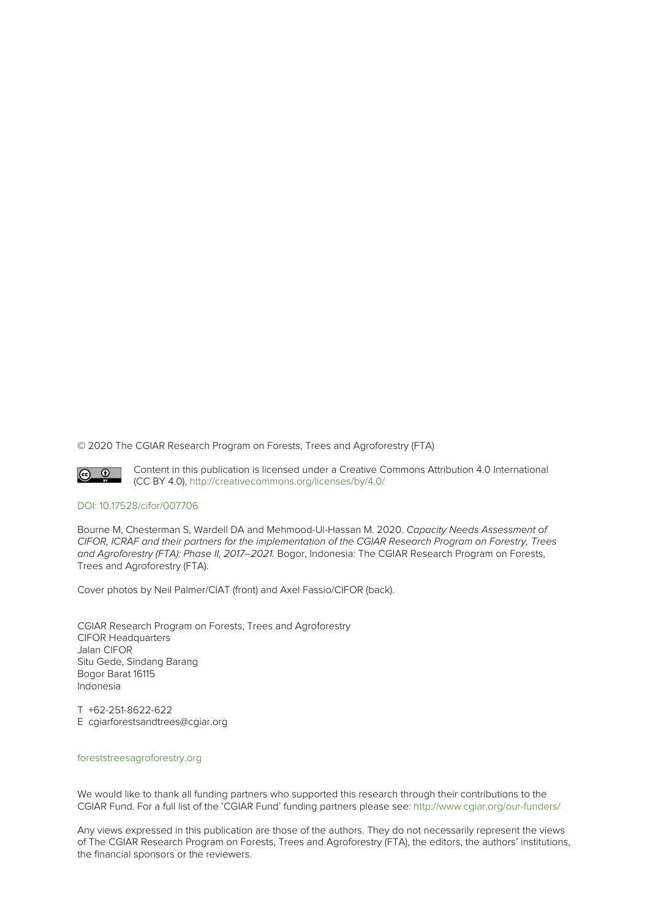© 2020 The CGIAR Research Program on Forests, Trees and Agroforestry (FTA)

Content in this publication is licensed under a Creative Commons Attribution 4.0 International (CC BY 4.0), http://creativecommons.org/licenses/by/4.0/

DOI: 10.17528/cifor/007706

Bourne M, Chesterman S, Wardell DA and Mehmood-Ul-Hassan M. 2020. *Capacity Needs Assessment of CIFOR, ICRAF and their partners for the implementation of the CGIAR Research Program on Forestry, Trees and Agroforestry (FTA): Phase II, 2017–2021.* Bogor, Indonesia: The CGIAR Research Program on Forests, Trees and Agroforestry (FTA).

Cover photos by Neil Palmer/CIAT (front) and Axel Fassio/CIFOR (back).

CGIAR Research Program on Forests, Trees and Agroforestry
CIFOR Headquarters
Jalan CIFOR
Situ Gede, Sindang Barang
Bogor Barat 16115
Indonesia

T +62-251-8622-622
E cgiarforestsandtrees@cgiar.org

foreststreesagroforestry.org

We would like to thank all funding partners who supported this research through their contributions to the CGIAR Fund. For a full list of the 'CGIAR Fund' funding partners please see: http://www.cgiar.org/our-funders/

Any views expressed in this publication are those of the authors. They do not necessarily represent the views of The CGIAR Research Program on Forests, Trees and Agroforestry (FTA), the editors, the authors' institutions, the financial sponsors or the reviewers.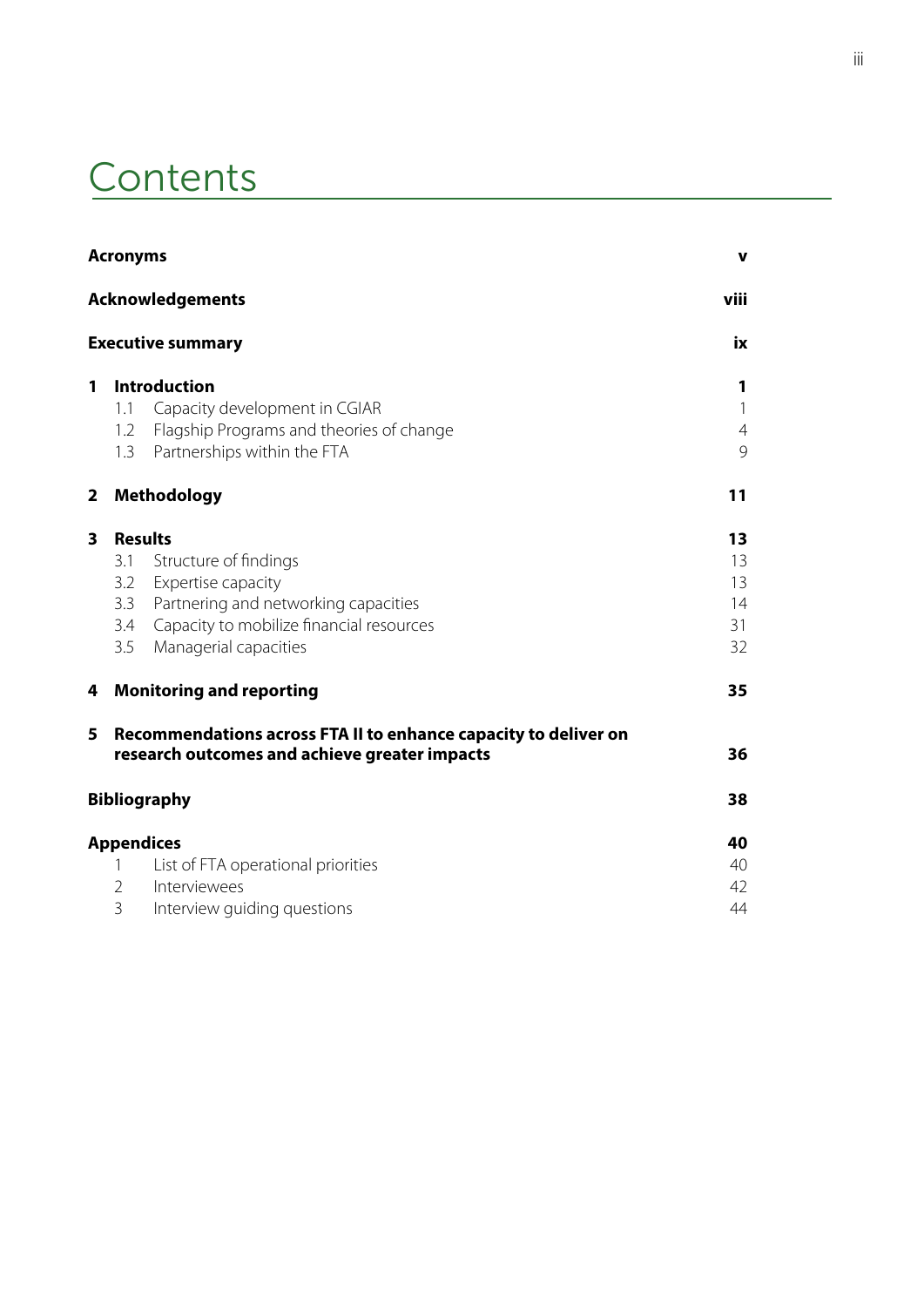# Contents

| | |
|---|---|
| **Acronyms** | **v** |
| **Acknowledgements** | **viii** |
| **Executive summary** | **ix** |
| **1 Introduction** | **1** |
| 1.1 Capacity development in CGIAR | 1 |
| 1.2 Flagship Programs and theories of change | 4 |
| 1.3 Partnerships within the FTA | 9 |
| **2 Methodology** | **11** |
| **3 Results** | **13** |
| 3.1 Structure of findings | 13 |
| 3.2 Expertise capacity | 13 |
| 3.3 Partnering and networking capacities | 14 |
| 3.4 Capacity to mobilize financial resources | 31 |
| 3.5 Managerial capacities | 32 |
| **4 Monitoring and reporting** | **35** |
| **5 Recommendations across FTA II to enhance capacity to deliver on research outcomes and achieve greater impacts** | **36** |
| **Bibliography** | **38** |
| **Appendices** | **40** |
| 1 List of FTA operational priorities | 40 |
| 2 Interviewees | 42 |
| 3 Interview guiding questions | 44 |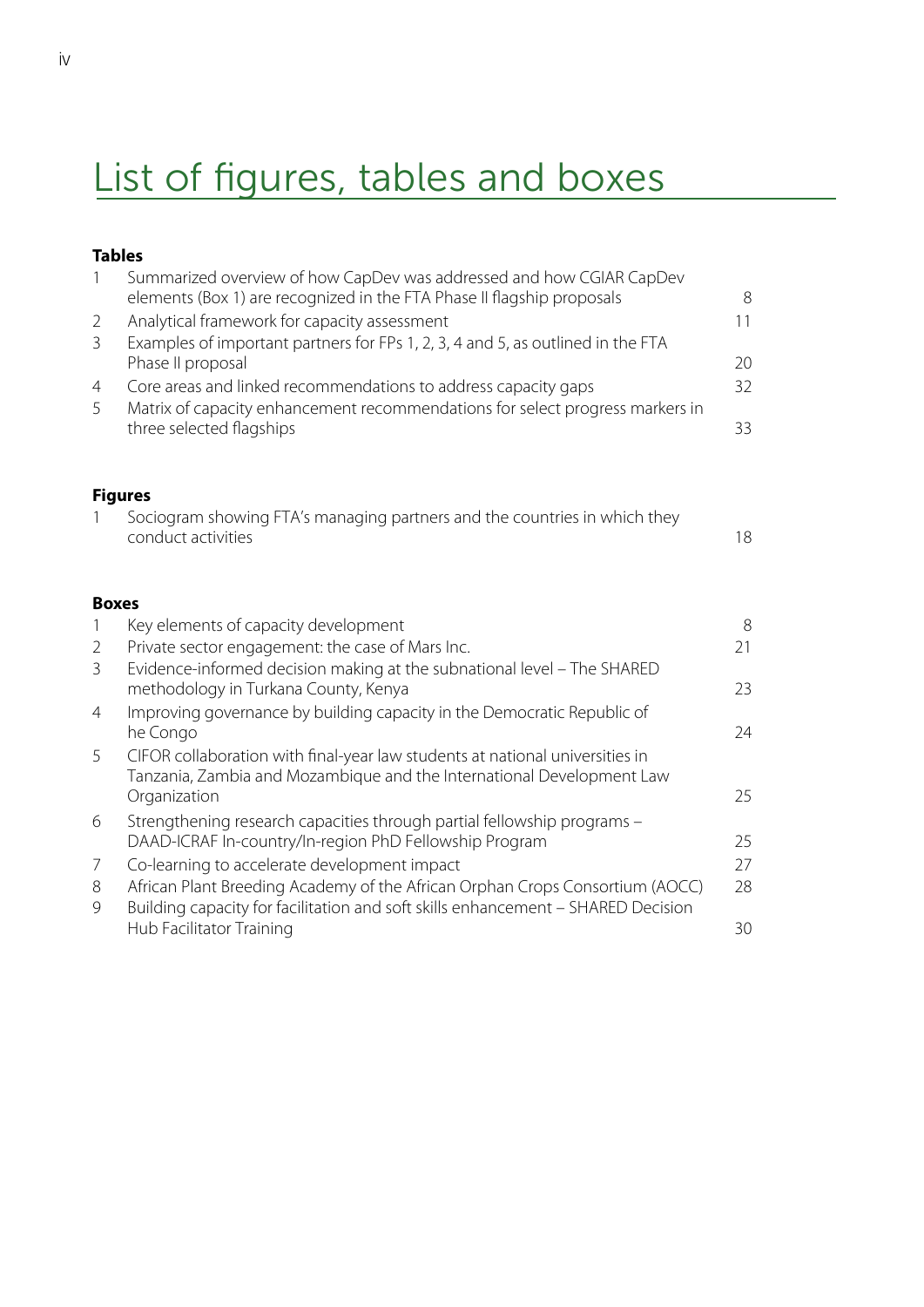# List of figures, tables and boxes

**Tables**

| | | |
|---|---|---|
| 1 | Summarized overview of how CapDev was addressed and how CGIAR CapDev elements (Box 1) are recognized in the FTA Phase II flagship proposals | 8 |
| 2 | Analytical framework for capacity assessment | 11 |
| 3 | Examples of important partners for FPs 1, 2, 3, 4 and 5, as outlined in the FTA Phase II proposal | 20 |
| 4 | Core areas and linked recommendations to address capacity gaps | 32 |
| 5 | Matrix of capacity enhancement recommendations for select progress markers in three selected flagships | 33 |

**Figures**

| | | |
|---|---|---|
| 1 | Sociogram showing FTA's managing partners and the countries in which they conduct activities | 18 |

**Boxes**

| | | |
|---|---|---|
| 1 | Key elements of capacity development | 8 |
| 2 | Private sector engagement: the case of Mars Inc. | 21 |
| 3 | Evidence-informed decision making at the subnational level – The SHARED methodology in Turkana County, Kenya | 23 |
| 4 | Improving governance by building capacity in the Democratic Republic of he Congo | 24 |
| 5 | CIFOR collaboration with final-year law students at national universities in Tanzania, Zambia and Mozambique and the International Development Law Organization | 25 |
| 6 | Strengthening research capacities through partial fellowship programs – DAAD-ICRAF In-country/In-region PhD Fellowship Program | 25 |
| 7 | Co-learning to accelerate development impact | 27 |
| 8 | African Plant Breeding Academy of the African Orphan Crops Consortium (AOCC) | 28 |
| 9 | Building capacity for facilitation and soft skills enhancement – SHARED Decision Hub Facilitator Training | 30 |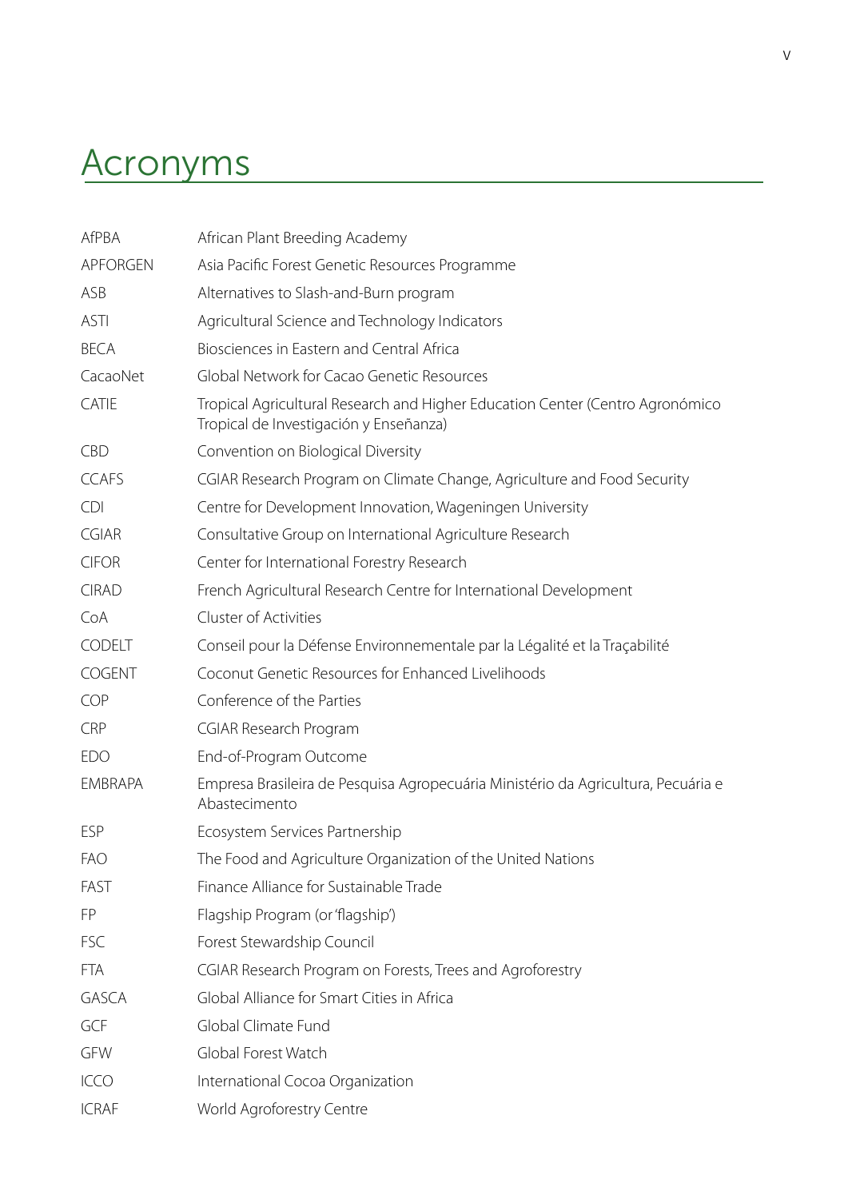# Acronyms

| | |
|---|---|
| AfPBA | African Plant Breeding Academy |
| APFORGEN | Asia Pacific Forest Genetic Resources Programme |
| ASB | Alternatives to Slash-and-Burn program |
| ASTI | Agricultural Science and Technology Indicators |
| BECA | Biosciences in Eastern and Central Africa |
| CacaoNet | Global Network for Cacao Genetic Resources |
| CATIE | Tropical Agricultural Research and Higher Education Center (Centro Agronómico Tropical de Investigación y Enseñanza) |
| CBD | Convention on Biological Diversity |
| CCAFS | CGIAR Research Program on Climate Change, Agriculture and Food Security |
| CDI | Centre for Development Innovation, Wageningen University |
| CGIAR | Consultative Group on International Agriculture Research |
| CIFOR | Center for International Forestry Research |
| CIRAD | French Agricultural Research Centre for International Development |
| CoA | Cluster of Activities |
| CODELT | Conseil pour la Défense Environnementale par la Légalité et la Traçabilité |
| COGENT | Coconut Genetic Resources for Enhanced Livelihoods |
| COP | Conference of the Parties |
| CRP | CGIAR Research Program |
| EDO | End-of-Program Outcome |
| EMBRAPA | Empresa Brasileira de Pesquisa Agropecuária Ministério da Agricultura, Pecuária e Abastecimento |
| ESP | Ecosystem Services Partnership |
| FAO | The Food and Agriculture Organization of the United Nations |
| FAST | Finance Alliance for Sustainable Trade |
| FP | Flagship Program (or 'flagship') |
| FSC | Forest Stewardship Council |
| FTA | CGIAR Research Program on Forests, Trees and Agroforestry |
| GASCA | Global Alliance for Smart Cities in Africa |
| GCF | Global Climate Fund |
| GFW | Global Forest Watch |
| ICCO | International Cocoa Organization |
| ICRAF | World Agroforestry Centre |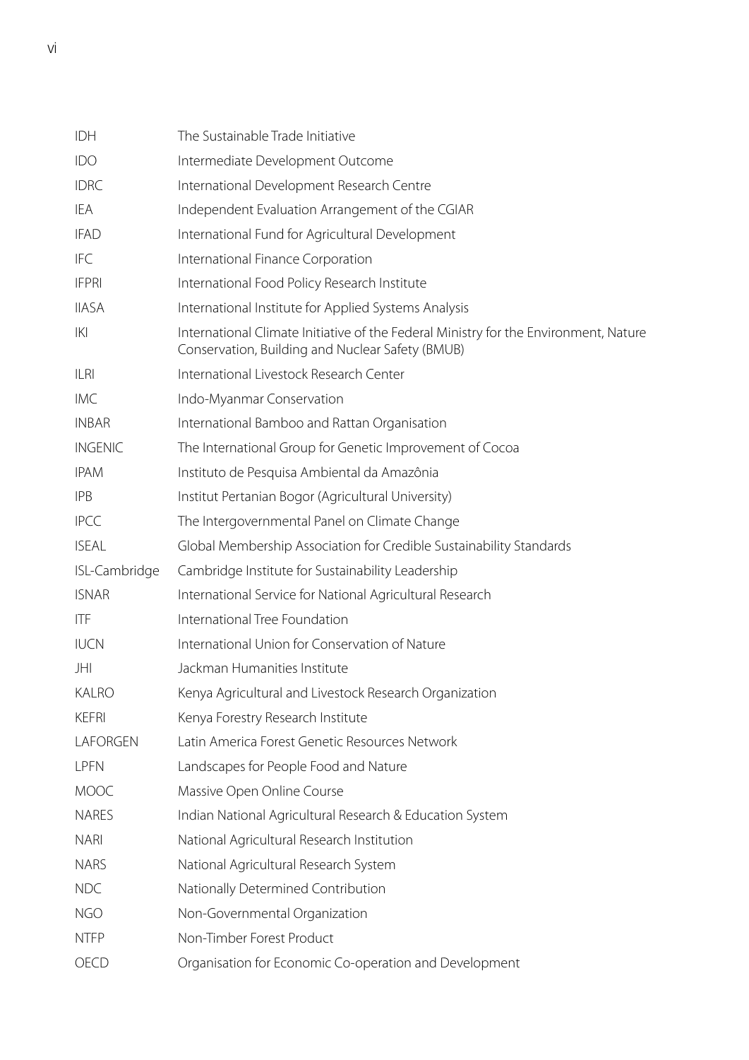| | |
|---|---|
| IDH | The Sustainable Trade Initiative |
| IDO | Intermediate Development Outcome |
| IDRC | International Development Research Centre |
| IEA | Independent Evaluation Arrangement of the CGIAR |
| IFAD | International Fund for Agricultural Development |
| IFC | International Finance Corporation |
| IFPRI | International Food Policy Research Institute |
| IIASA | International Institute for Applied Systems Analysis |
| IKI | International Climate Initiative of the Federal Ministry for the Environment, Nature Conservation, Building and Nuclear Safety (BMUB) |
| ILRI | International Livestock Research Center |
| IMC | Indo-Myanmar Conservation |
| INBAR | International Bamboo and Rattan Organisation |
| INGENIC | The International Group for Genetic Improvement of Cocoa |
| IPAM | Instituto de Pesquisa Ambiental da Amazônia |
| IPB | Institut Pertanian Bogor (Agricultural University) |
| IPCC | The Intergovernmental Panel on Climate Change |
| ISEAL | Global Membership Association for Credible Sustainability Standards |
| ISL-Cambridge | Cambridge Institute for Sustainability Leadership |
| ISNAR | International Service for National Agricultural Research |
| ITF | International Tree Foundation |
| IUCN | International Union for Conservation of Nature |
| JHI | Jackman Humanities Institute |
| KALRO | Kenya Agricultural and Livestock Research Organization |
| KEFRI | Kenya Forestry Research Institute |
| LAFORGEN | Latin America Forest Genetic Resources Network |
| LPFN | Landscapes for People Food and Nature |
| MOOC | Massive Open Online Course |
| NARES | Indian National Agricultural Research & Education System |
| NARI | National Agricultural Research Institution |
| NARS | National Agricultural Research System |
| NDC | Nationally Determined Contribution |
| NGO | Non-Governmental Organization |
| NTFP | Non-Timber Forest Product |
| OECD | Organisation for Economic Co-operation and Development |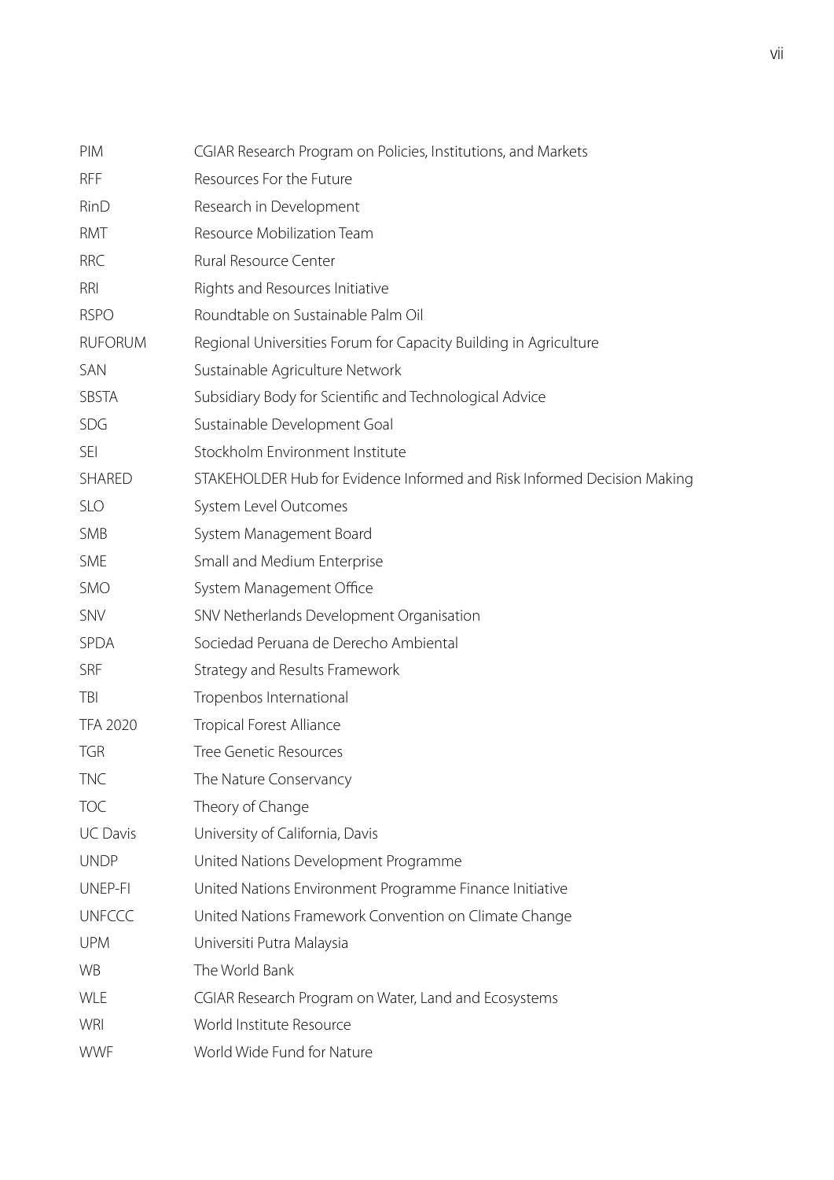| | |
|---|---|
| PIM | CGIAR Research Program on Policies, Institutions, and Markets |
| RFF | Resources For the Future |
| RinD | Research in Development |
| RMT | Resource Mobilization Team |
| RRC | Rural Resource Center |
| RRI | Rights and Resources Initiative |
| RSPO | Roundtable on Sustainable Palm Oil |
| RUFORUM | Regional Universities Forum for Capacity Building in Agriculture |
| SAN | Sustainable Agriculture Network |
| SBSTA | Subsidiary Body for Scientific and Technological Advice |
| SDG | Sustainable Development Goal |
| SEI | Stockholm Environment Institute |
| SHARED | STAKEHOLDER Hub for Evidence Informed and Risk Informed Decision Making |
| SLO | System Level Outcomes |
| SMB | System Management Board |
| SME | Small and Medium Enterprise |
| SMO | System Management Office |
| SNV | SNV Netherlands Development Organisation |
| SPDA | Sociedad Peruana de Derecho Ambiental |
| SRF | Strategy and Results Framework |
| TBI | Tropenbos International |
| TFA 2020 | Tropical Forest Alliance |
| TGR | Tree Genetic Resources |
| TNC | The Nature Conservancy |
| TOC | Theory of Change |
| UC Davis | University of California, Davis |
| UNDP | United Nations Development Programme |
| UNEP-FI | United Nations Environment Programme Finance Initiative |
| UNFCCC | United Nations Framework Convention on Climate Change |
| UPM | Universiti Putra Malaysia |
| WB | The World Bank |
| WLE | CGIAR Research Program on Water, Land and Ecosystems |
| WRI | World Institute Resource |
| WWF | World Wide Fund for Nature |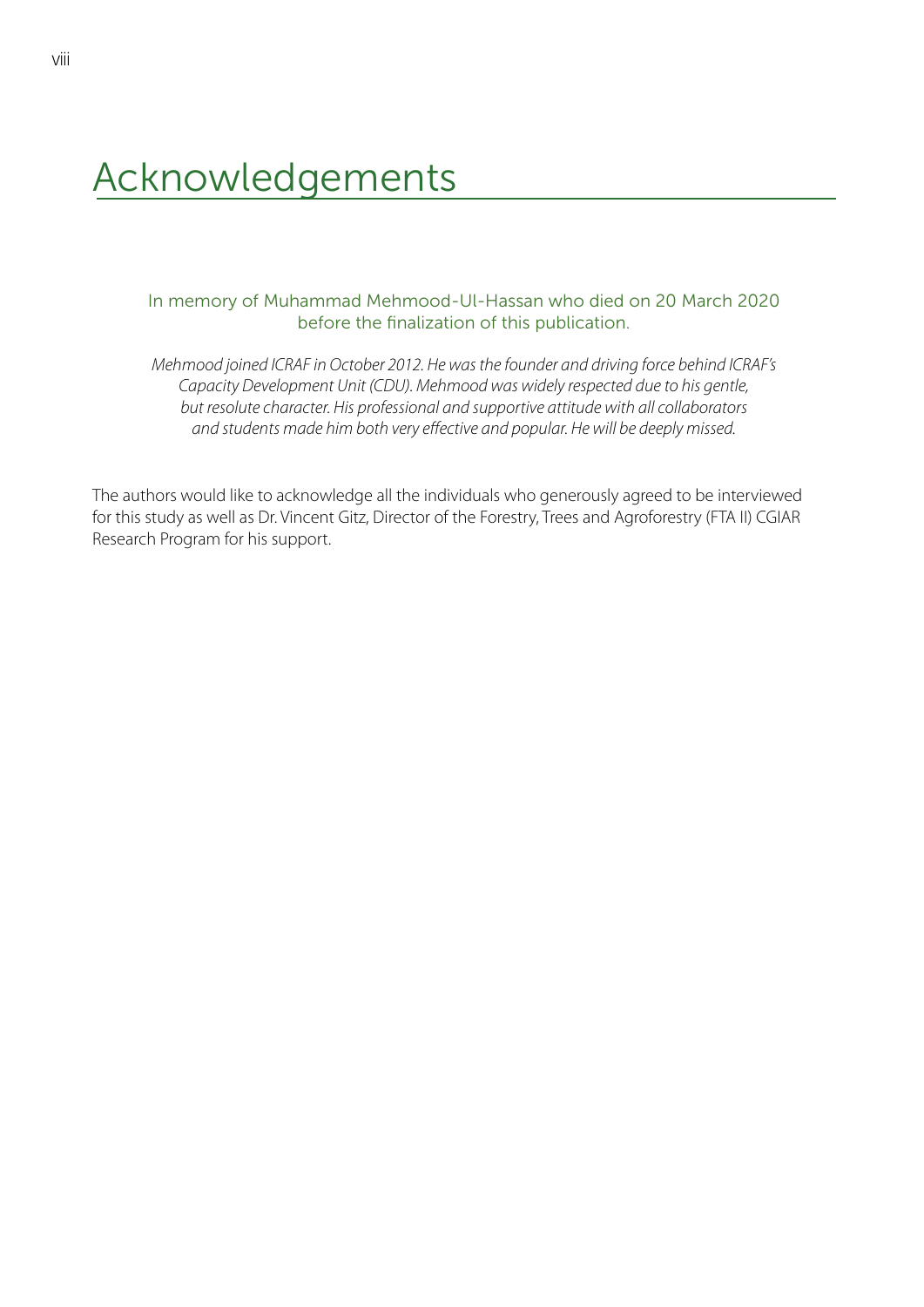# Acknowledgements

In memory of Muhammad Mehmood-Ul-Hassan who died on 20 March 2020 before the finalization of this publication.

*Mehmood joined ICRAF in October 2012. He was the founder and driving force behind ICRAF's Capacity Development Unit (CDU). Mehmood was widely respected due to his gentle, but resolute character. His professional and supportive attitude with all collaborators and students made him both very effective and popular. He will be deeply missed.*

The authors would like to acknowledge all the individuals who generously agreed to be interviewed for this study as well as Dr. Vincent Gitz, Director of the Forestry, Trees and Agroforestry (FTA II) CGIAR Research Program for his support.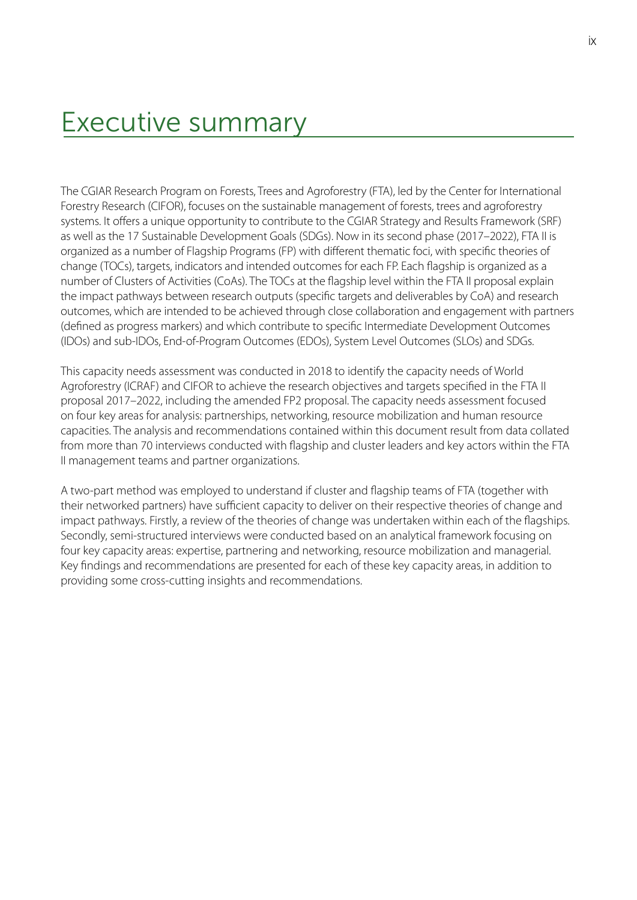# Executive summary

The CGIAR Research Program on Forests, Trees and Agroforestry (FTA), led by the Center for International Forestry Research (CIFOR), focuses on the sustainable management of forests, trees and agroforestry systems. It offers a unique opportunity to contribute to the CGIAR Strategy and Results Framework (SRF) as well as the 17 Sustainable Development Goals (SDGs). Now in its second phase (2017–2022), FTA II is organized as a number of Flagship Programs (FP) with different thematic foci, with specific theories of change (TOCs), targets, indicators and intended outcomes for each FP. Each flagship is organized as a number of Clusters of Activities (CoAs). The TOCs at the flagship level within the FTA II proposal explain the impact pathways between research outputs (specific targets and deliverables by CoA) and research outcomes, which are intended to be achieved through close collaboration and engagement with partners (defined as progress markers) and which contribute to specific Intermediate Development Outcomes (IDOs) and sub-IDOs, End-of-Program Outcomes (EDOs), System Level Outcomes (SLOs) and SDGs.

This capacity needs assessment was conducted in 2018 to identify the capacity needs of World Agroforestry (ICRAF) and CIFOR to achieve the research objectives and targets specified in the FTA II proposal 2017–2022, including the amended FP2 proposal. The capacity needs assessment focused on four key areas for analysis: partnerships, networking, resource mobilization and human resource capacities. The analysis and recommendations contained within this document result from data collated from more than 70 interviews conducted with flagship and cluster leaders and key actors within the FTA II management teams and partner organizations.

A two-part method was employed to understand if cluster and flagship teams of FTA (together with their networked partners) have sufficient capacity to deliver on their respective theories of change and impact pathways. Firstly, a review of the theories of change was undertaken within each of the flagships. Secondly, semi-structured interviews were conducted based on an analytical framework focusing on four key capacity areas: expertise, partnering and networking, resource mobilization and managerial. Key findings and recommendations are presented for each of these key capacity areas, in addition to providing some cross-cutting insights and recommendations.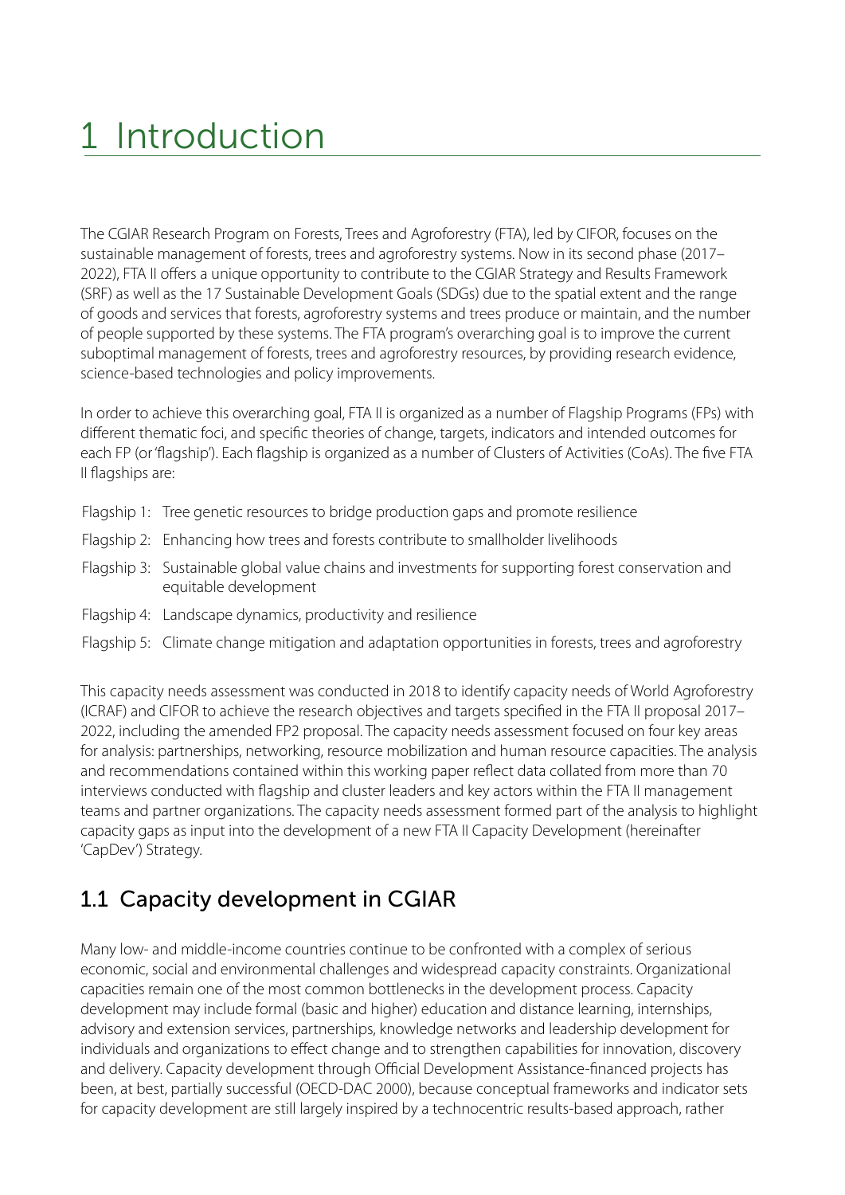# 1 Introduction

The CGIAR Research Program on Forests, Trees and Agroforestry (FTA), led by CIFOR, focuses on the sustainable management of forests, trees and agroforestry systems. Now in its second phase (2017–2022), FTA II offers a unique opportunity to contribute to the CGIAR Strategy and Results Framework (SRF) as well as the 17 Sustainable Development Goals (SDGs) due to the spatial extent and the range of goods and services that forests, agroforestry systems and trees produce or maintain, and the number of people supported by these systems. The FTA program's overarching goal is to improve the current suboptimal management of forests, trees and agroforestry resources, by providing research evidence, science-based technologies and policy improvements.

In order to achieve this overarching goal, FTA II is organized as a number of Flagship Programs (FPs) with different thematic foci, and specific theories of change, targets, indicators and intended outcomes for each FP (or 'flagship'). Each flagship is organized as a number of Clusters of Activities (CoAs). The five FTA II flagships are:

- Flagship 1: Tree genetic resources to bridge production gaps and promote resilience
- Flagship 2: Enhancing how trees and forests contribute to smallholder livelihoods
- Flagship 3: Sustainable global value chains and investments for supporting forest conservation and equitable development
- Flagship 4: Landscape dynamics, productivity and resilience
- Flagship 5: Climate change mitigation and adaptation opportunities in forests, trees and agroforestry

This capacity needs assessment was conducted in 2018 to identify capacity needs of World Agroforestry (ICRAF) and CIFOR to achieve the research objectives and targets specified in the FTA II proposal 2017–2022, including the amended FP2 proposal. The capacity needs assessment focused on four key areas for analysis: partnerships, networking, resource mobilization and human resource capacities. The analysis and recommendations contained within this working paper reflect data collated from more than 70 interviews conducted with flagship and cluster leaders and key actors within the FTA II management teams and partner organizations. The capacity needs assessment formed part of the analysis to highlight capacity gaps as input into the development of a new FTA II Capacity Development (hereinafter 'CapDev') Strategy.

## 1.1 Capacity development in CGIAR

Many low- and middle-income countries continue to be confronted with a complex of serious economic, social and environmental challenges and widespread capacity constraints. Organizational capacities remain one of the most common bottlenecks in the development process. Capacity development may include formal (basic and higher) education and distance learning, internships, advisory and extension services, partnerships, knowledge networks and leadership development for individuals and organizations to effect change and to strengthen capabilities for innovation, discovery and delivery. Capacity development through Official Development Assistance-financed projects has been, at best, partially successful (OECD-DAC 2000), because conceptual frameworks and indicator sets for capacity development are still largely inspired by a technocentric results-based approach, rather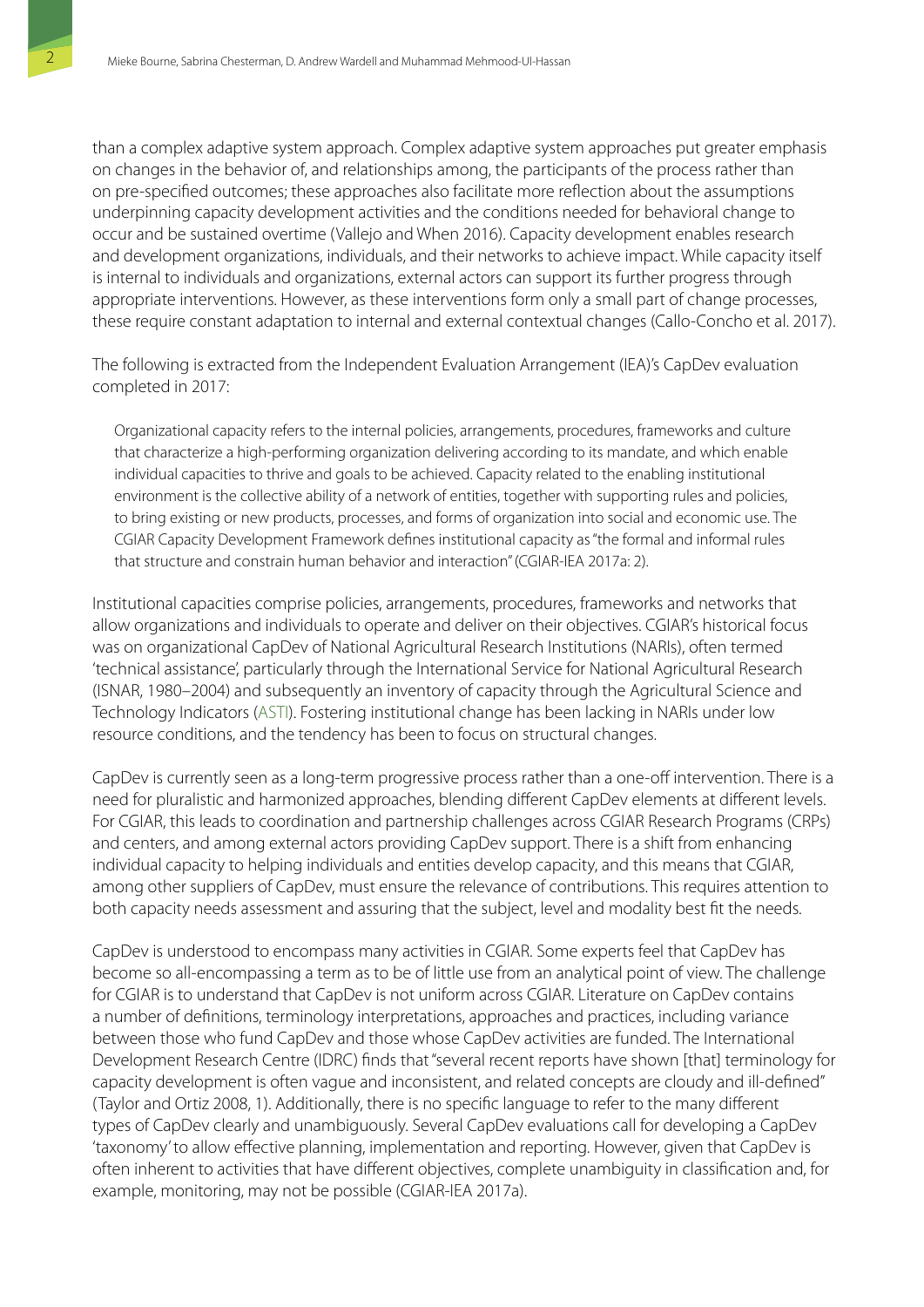than a complex adaptive system approach. Complex adaptive system approaches put greater emphasis on changes in the behavior of, and relationships among, the participants of the process rather than on pre-specified outcomes; these approaches also facilitate more reflection about the assumptions underpinning capacity development activities and the conditions needed for behavioral change to occur and be sustained overtime (Vallejo and When 2016). Capacity development enables research and development organizations, individuals, and their networks to achieve impact. While capacity itself is internal to individuals and organizations, external actors can support its further progress through appropriate interventions. However, as these interventions form only a small part of change processes, these require constant adaptation to internal and external contextual changes (Callo-Concho et al. 2017).

The following is extracted from the Independent Evaluation Arrangement (IEA)'s CapDev evaluation completed in 2017:

> Organizational capacity refers to the internal policies, arrangements, procedures, frameworks and culture that characterize a high-performing organization delivering according to its mandate, and which enable individual capacities to thrive and goals to be achieved. Capacity related to the enabling institutional environment is the collective ability of a network of entities, together with supporting rules and policies, to bring existing or new products, processes, and forms of organization into social and economic use. The CGIAR Capacity Development Framework defines institutional capacity as "the formal and informal rules that structure and constrain human behavior and interaction" (CGIAR-IEA 2017a: 2).

Institutional capacities comprise policies, arrangements, procedures, frameworks and networks that allow organizations and individuals to operate and deliver on their objectives. CGIAR's historical focus was on organizational CapDev of National Agricultural Research Institutions (NARIs), often termed 'technical assistance', particularly through the International Service for National Agricultural Research (ISNAR, 1980–2004) and subsequently an inventory of capacity through the Agricultural Science and Technology Indicators (ASTI). Fostering institutional change has been lacking in NARIs under low resource conditions, and the tendency has been to focus on structural changes.

CapDev is currently seen as a long-term progressive process rather than a one-off intervention. There is a need for pluralistic and harmonized approaches, blending different CapDev elements at different levels. For CGIAR, this leads to coordination and partnership challenges across CGIAR Research Programs (CRPs) and centers, and among external actors providing CapDev support. There is a shift from enhancing individual capacity to helping individuals and entities develop capacity, and this means that CGIAR, among other suppliers of CapDev, must ensure the relevance of contributions. This requires attention to both capacity needs assessment and assuring that the subject, level and modality best fit the needs.

CapDev is understood to encompass many activities in CGIAR. Some experts feel that CapDev has become so all-encompassing a term as to be of little use from an analytical point of view. The challenge for CGIAR is to understand that CapDev is not uniform across CGIAR. Literature on CapDev contains a number of definitions, terminology interpretations, approaches and practices, including variance between those who fund CapDev and those whose CapDev activities are funded. The International Development Research Centre (IDRC) finds that "several recent reports have shown [that] terminology for capacity development is often vague and inconsistent, and related concepts are cloudy and ill-defined" (Taylor and Ortiz 2008, 1). Additionally, there is no specific language to refer to the many different types of CapDev clearly and unambiguously. Several CapDev evaluations call for developing a CapDev 'taxonomy' to allow effective planning, implementation and reporting. However, given that CapDev is often inherent to activities that have different objectives, complete unambiguity in classification and, for example, monitoring, may not be possible (CGIAR-IEA 2017a).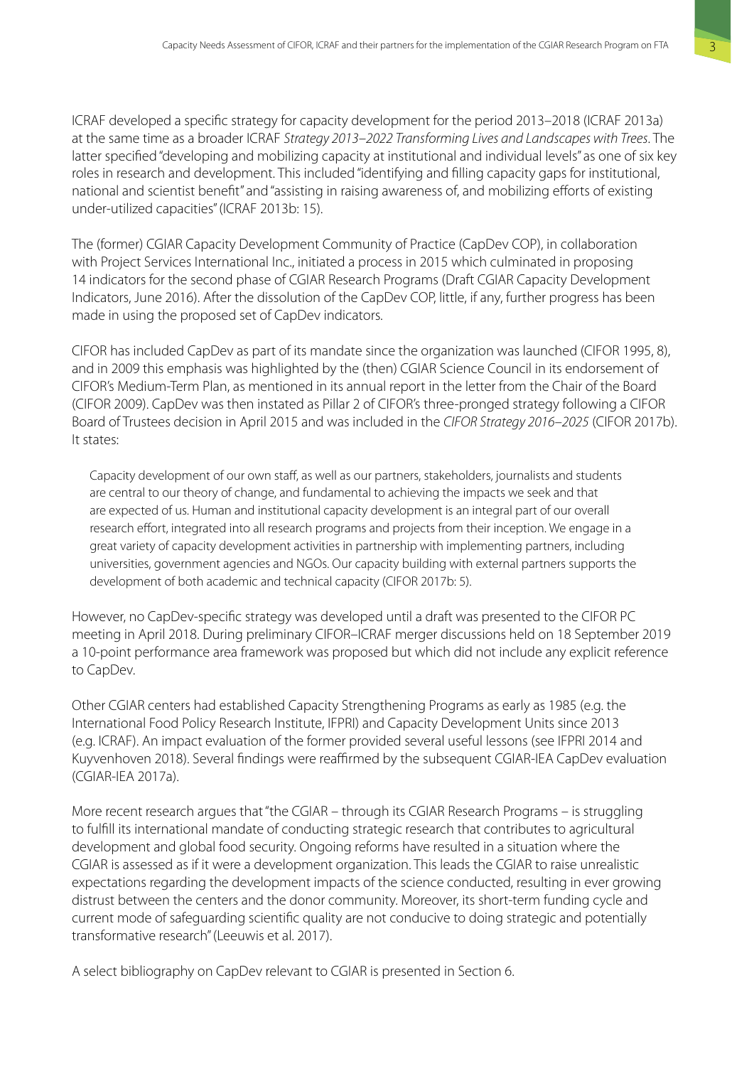ICRAF developed a specific strategy for capacity development for the period 2013–2018 (ICRAF 2013a) at the same time as a broader ICRAF *Strategy 2013–2022 Transforming Lives and Landscapes with Trees*. The latter specified "developing and mobilizing capacity at institutional and individual levels" as one of six key roles in research and development. This included "identifying and filling capacity gaps for institutional, national and scientist benefit" and "assisting in raising awareness of, and mobilizing efforts of existing under-utilized capacities" (ICRAF 2013b: 15).

The (former) CGIAR Capacity Development Community of Practice (CapDev COP), in collaboration with Project Services International Inc., initiated a process in 2015 which culminated in proposing 14 indicators for the second phase of CGIAR Research Programs (Draft CGIAR Capacity Development Indicators, June 2016). After the dissolution of the CapDev COP, little, if any, further progress has been made in using the proposed set of CapDev indicators.

CIFOR has included CapDev as part of its mandate since the organization was launched (CIFOR 1995, 8), and in 2009 this emphasis was highlighted by the (then) CGIAR Science Council in its endorsement of CIFOR's Medium-Term Plan, as mentioned in its annual report in the letter from the Chair of the Board (CIFOR 2009). CapDev was then instated as Pillar 2 of CIFOR's three-pronged strategy following a CIFOR Board of Trustees decision in April 2015 and was included in the *CIFOR Strategy 2016–2025* (CIFOR 2017b). It states:

> Capacity development of our own staff, as well as our partners, stakeholders, journalists and students are central to our theory of change, and fundamental to achieving the impacts we seek and that are expected of us. Human and institutional capacity development is an integral part of our overall research effort, integrated into all research programs and projects from their inception. We engage in a great variety of capacity development activities in partnership with implementing partners, including universities, government agencies and NGOs. Our capacity building with external partners supports the development of both academic and technical capacity (CIFOR 2017b: 5).

However, no CapDev-specific strategy was developed until a draft was presented to the CIFOR PC meeting in April 2018. During preliminary CIFOR–ICRAF merger discussions held on 18 September 2019 a 10-point performance area framework was proposed but which did not include any explicit reference to CapDev.

Other CGIAR centers had established Capacity Strengthening Programs as early as 1985 (e.g. the International Food Policy Research Institute, IFPRI) and Capacity Development Units since 2013 (e.g. ICRAF). An impact evaluation of the former provided several useful lessons (see IFPRI 2014 and Kuyvenhoven 2018). Several findings were reaffirmed by the subsequent CGIAR-IEA CapDev evaluation (CGIAR-IEA 2017a).

More recent research argues that "the CGIAR – through its CGIAR Research Programs – is struggling to fulfill its international mandate of conducting strategic research that contributes to agricultural development and global food security. Ongoing reforms have resulted in a situation where the CGIAR is assessed as if it were a development organization. This leads the CGIAR to raise unrealistic expectations regarding the development impacts of the science conducted, resulting in ever growing distrust between the centers and the donor community. Moreover, its short-term funding cycle and current mode of safeguarding scientific quality are not conducive to doing strategic and potentially transformative research" (Leeuwis et al. 2017).

A select bibliography on CapDev relevant to CGIAR is presented in Section 6.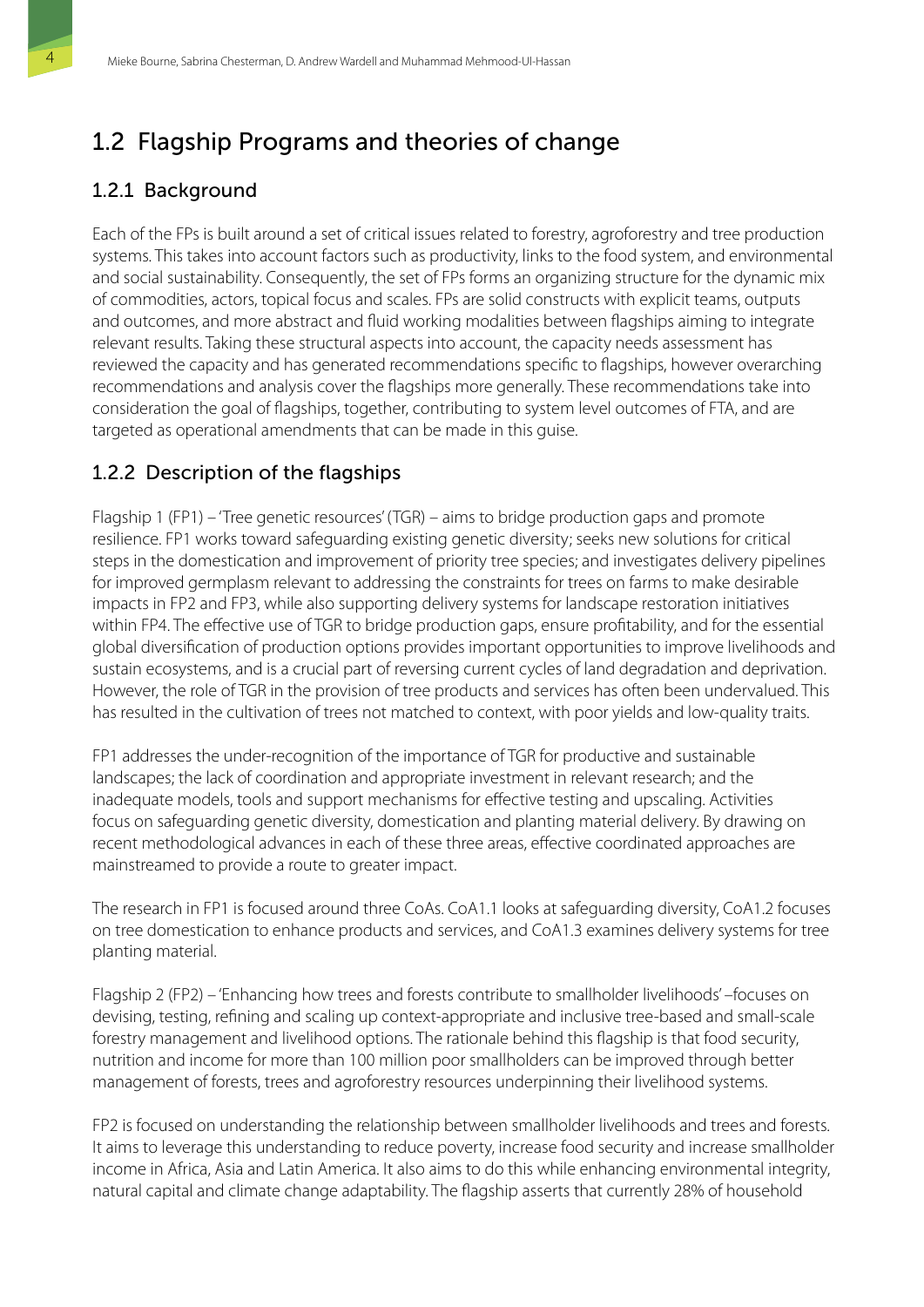## 1.2 Flagship Programs and theories of change

### 1.2.1 Background

Each of the FPs is built around a set of critical issues related to forestry, agroforestry and tree production systems. This takes into account factors such as productivity, links to the food system, and environmental and social sustainability. Consequently, the set of FPs forms an organizing structure for the dynamic mix of commodities, actors, topical focus and scales. FPs are solid constructs with explicit teams, outputs and outcomes, and more abstract and fluid working modalities between flagships aiming to integrate relevant results. Taking these structural aspects into account, the capacity needs assessment has reviewed the capacity and has generated recommendations specific to flagships, however overarching recommendations and analysis cover the flagships more generally. These recommendations take into consideration the goal of flagships, together, contributing to system level outcomes of FTA, and are targeted as operational amendments that can be made in this guise.

### 1.2.2 Description of the flagships

Flagship 1 (FP1) – 'Tree genetic resources' (TGR) – aims to bridge production gaps and promote resilience. FP1 works toward safeguarding existing genetic diversity; seeks new solutions for critical steps in the domestication and improvement of priority tree species; and investigates delivery pipelines for improved germplasm relevant to addressing the constraints for trees on farms to make desirable impacts in FP2 and FP3, while also supporting delivery systems for landscape restoration initiatives within FP4. The effective use of TGR to bridge production gaps, ensure profitability, and for the essential global diversification of production options provides important opportunities to improve livelihoods and sustain ecosystems, and is a crucial part of reversing current cycles of land degradation and deprivation. However, the role of TGR in the provision of tree products and services has often been undervalued. This has resulted in the cultivation of trees not matched to context, with poor yields and low-quality traits.

FP1 addresses the under-recognition of the importance of TGR for productive and sustainable landscapes; the lack of coordination and appropriate investment in relevant research; and the inadequate models, tools and support mechanisms for effective testing and upscaling. Activities focus on safeguarding genetic diversity, domestication and planting material delivery. By drawing on recent methodological advances in each of these three areas, effective coordinated approaches are mainstreamed to provide a route to greater impact.

The research in FP1 is focused around three CoAs. CoA1.1 looks at safeguarding diversity, CoA1.2 focuses on tree domestication to enhance products and services, and CoA1.3 examines delivery systems for tree planting material.

Flagship 2 (FP2) – 'Enhancing how trees and forests contribute to smallholder livelihoods' –focuses on devising, testing, refining and scaling up context-appropriate and inclusive tree-based and small-scale forestry management and livelihood options. The rationale behind this flagship is that food security, nutrition and income for more than 100 million poor smallholders can be improved through better management of forests, trees and agroforestry resources underpinning their livelihood systems.

FP2 is focused on understanding the relationship between smallholder livelihoods and trees and forests. It aims to leverage this understanding to reduce poverty, increase food security and increase smallholder income in Africa, Asia and Latin America. It also aims to do this while enhancing environmental integrity, natural capital and climate change adaptability. The flagship asserts that currently 28% of household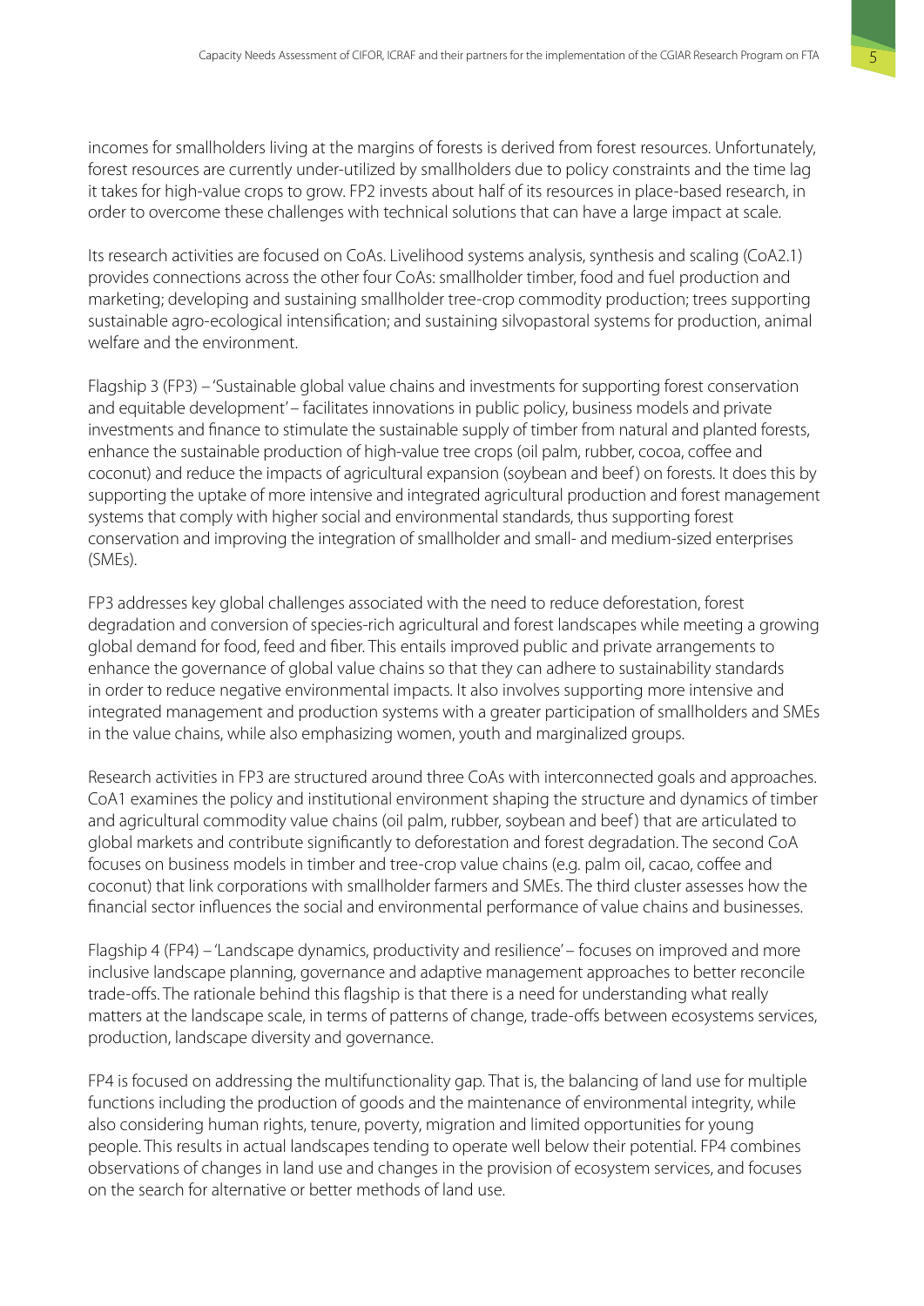incomes for smallholders living at the margins of forests is derived from forest resources. Unfortunately, forest resources are currently under-utilized by smallholders due to policy constraints and the time lag it takes for high-value crops to grow. FP2 invests about half of its resources in place-based research, in order to overcome these challenges with technical solutions that can have a large impact at scale.

Its research activities are focused on CoAs. Livelihood systems analysis, synthesis and scaling (CoA2.1) provides connections across the other four CoAs: smallholder timber, food and fuel production and marketing; developing and sustaining smallholder tree-crop commodity production; trees supporting sustainable agro-ecological intensification; and sustaining silvopastoral systems for production, animal welfare and the environment.

Flagship 3 (FP3) – 'Sustainable global value chains and investments for supporting forest conservation and equitable development' – facilitates innovations in public policy, business models and private investments and finance to stimulate the sustainable supply of timber from natural and planted forests, enhance the sustainable production of high-value tree crops (oil palm, rubber, cocoa, coffee and coconut) and reduce the impacts of agricultural expansion (soybean and beef) on forests. It does this by supporting the uptake of more intensive and integrated agricultural production and forest management systems that comply with higher social and environmental standards, thus supporting forest conservation and improving the integration of smallholder and small- and medium-sized enterprises (SMEs).

FP3 addresses key global challenges associated with the need to reduce deforestation, forest degradation and conversion of species-rich agricultural and forest landscapes while meeting a growing global demand for food, feed and fiber. This entails improved public and private arrangements to enhance the governance of global value chains so that they can adhere to sustainability standards in order to reduce negative environmental impacts. It also involves supporting more intensive and integrated management and production systems with a greater participation of smallholders and SMEs in the value chains, while also emphasizing women, youth and marginalized groups.

Research activities in FP3 are structured around three CoAs with interconnected goals and approaches. CoA1 examines the policy and institutional environment shaping the structure and dynamics of timber and agricultural commodity value chains (oil palm, rubber, soybean and beef) that are articulated to global markets and contribute significantly to deforestation and forest degradation. The second CoA focuses on business models in timber and tree-crop value chains (e.g. palm oil, cacao, coffee and coconut) that link corporations with smallholder farmers and SMEs. The third cluster assesses how the financial sector influences the social and environmental performance of value chains and businesses.

Flagship 4 (FP4) – 'Landscape dynamics, productivity and resilience' – focuses on improved and more inclusive landscape planning, governance and adaptive management approaches to better reconcile trade-offs. The rationale behind this flagship is that there is a need for understanding what really matters at the landscape scale, in terms of patterns of change, trade-offs between ecosystems services, production, landscape diversity and governance.

FP4 is focused on addressing the multifunctionality gap. That is, the balancing of land use for multiple functions including the production of goods and the maintenance of environmental integrity, while also considering human rights, tenure, poverty, migration and limited opportunities for young people. This results in actual landscapes tending to operate well below their potential. FP4 combines observations of changes in land use and changes in the provision of ecosystem services, and focuses on the search for alternative or better methods of land use.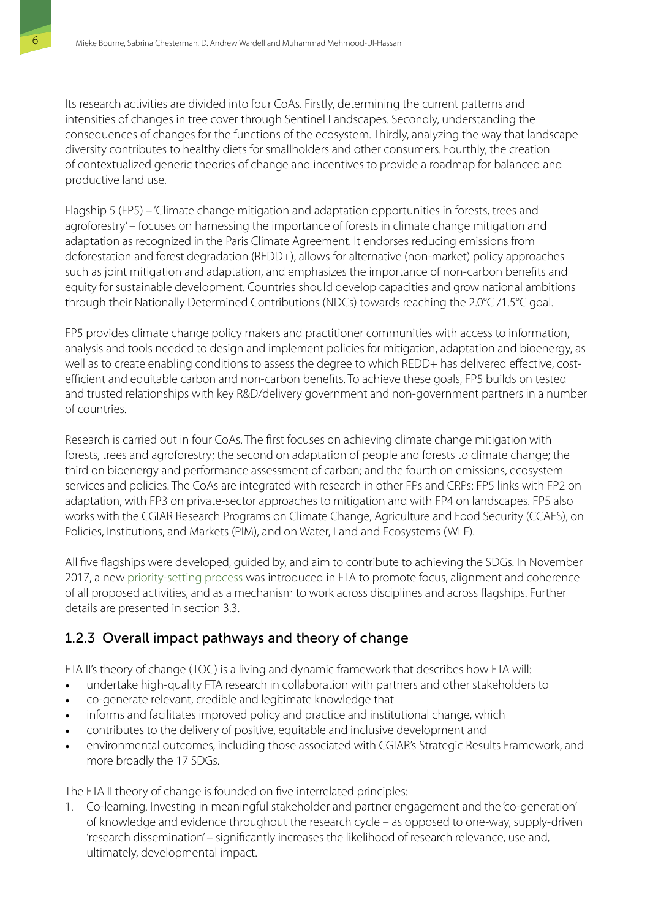Its research activities are divided into four CoAs. Firstly, determining the current patterns and intensities of changes in tree cover through Sentinel Landscapes. Secondly, understanding the consequences of changes for the functions of the ecosystem. Thirdly, analyzing the way that landscape diversity contributes to healthy diets for smallholders and other consumers. Fourthly, the creation of contextualized generic theories of change and incentives to provide a roadmap for balanced and productive land use.

Flagship 5 (FP5) – 'Climate change mitigation and adaptation opportunities in forests, trees and agroforestry' – focuses on harnessing the importance of forests in climate change mitigation and adaptation as recognized in the Paris Climate Agreement. It endorses reducing emissions from deforestation and forest degradation (REDD+), allows for alternative (non-market) policy approaches such as joint mitigation and adaptation, and emphasizes the importance of non-carbon benefits and equity for sustainable development. Countries should develop capacities and grow national ambitions through their Nationally Determined Contributions (NDCs) towards reaching the 2.0°C /1.5°C goal.

FP5 provides climate change policy makers and practitioner communities with access to information, analysis and tools needed to design and implement policies for mitigation, adaptation and bioenergy, as well as to create enabling conditions to assess the degree to which REDD+ has delivered effective, cost-efficient and equitable carbon and non-carbon benefits. To achieve these goals, FP5 builds on tested and trusted relationships with key R&D/delivery government and non-government partners in a number of countries.

Research is carried out in four CoAs. The first focuses on achieving climate change mitigation with forests, trees and agroforestry; the second on adaptation of people and forests to climate change; the third on bioenergy and performance assessment of carbon; and the fourth on emissions, ecosystem services and policies. The CoAs are integrated with research in other FPs and CRPs: FP5 links with FP2 on adaptation, with FP3 on private-sector approaches to mitigation and with FP4 on landscapes. FP5 also works with the CGIAR Research Programs on Climate Change, Agriculture and Food Security (CCAFS), on Policies, Institutions, and Markets (PIM), and on Water, Land and Ecosystems (WLE).

All five flagships were developed, guided by, and aim to contribute to achieving the SDGs. In November 2017, a new priority-setting process was introduced in FTA to promote focus, alignment and coherence of all proposed activities, and as a mechanism to work across disciplines and across flagships. Further details are presented in section 3.3.

### 1.2.3 Overall impact pathways and theory of change

FTA II's theory of change (TOC) is a living and dynamic framework that describes how FTA will:

- undertake high-quality FTA research in collaboration with partners and other stakeholders to
- co-generate relevant, credible and legitimate knowledge that
- informs and facilitates improved policy and practice and institutional change, which
- contributes to the delivery of positive, equitable and inclusive development and
- environmental outcomes, including those associated with CGIAR's Strategic Results Framework, and more broadly the 17 SDGs.

The FTA II theory of change is founded on five interrelated principles:

1. Co-learning. Investing in meaningful stakeholder and partner engagement and the 'co-generation' of knowledge and evidence throughout the research cycle – as opposed to one-way, supply-driven 'research dissemination' – significantly increases the likelihood of research relevance, use and, ultimately, developmental impact.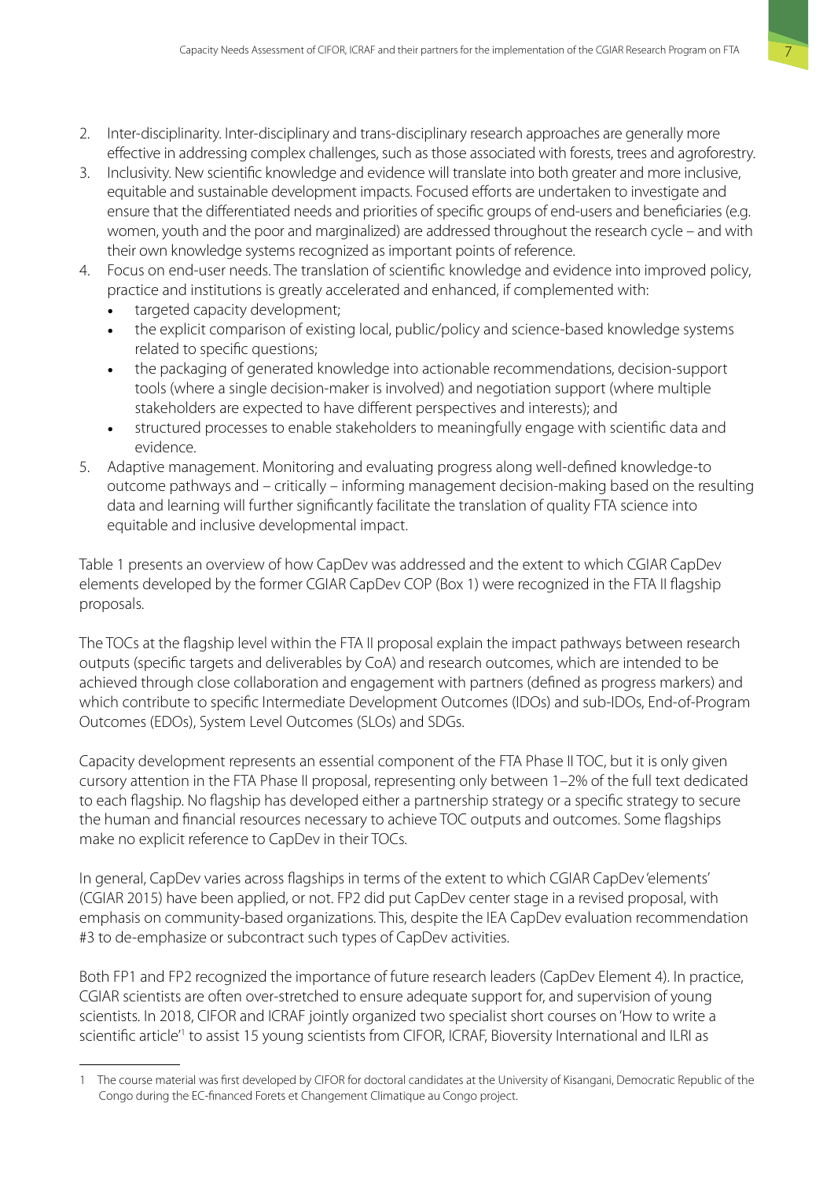2. Inter-disciplinarity. Inter-disciplinary and trans-disciplinary research approaches are generally more effective in addressing complex challenges, such as those associated with forests, trees and agroforestry.
3. Inclusivity. New scientific knowledge and evidence will translate into both greater and more inclusive, equitable and sustainable development impacts. Focused efforts are undertaken to investigate and ensure that the differentiated needs and priorities of specific groups of end-users and beneficiaries (e.g. women, youth and the poor and marginalized) are addressed throughout the research cycle – and with their own knowledge systems recognized as important points of reference.
4. Focus on end-user needs. The translation of scientific knowledge and evidence into improved policy, practice and institutions is greatly accelerated and enhanced, if complemented with:
   - targeted capacity development;
   - the explicit comparison of existing local, public/policy and science-based knowledge systems related to specific questions;
   - the packaging of generated knowledge into actionable recommendations, decision-support tools (where a single decision-maker is involved) and negotiation support (where multiple stakeholders are expected to have different perspectives and interests); and
   - structured processes to enable stakeholders to meaningfully engage with scientific data and evidence.
5. Adaptive management. Monitoring and evaluating progress along well-defined knowledge-to outcome pathways and – critically – informing management decision-making based on the resulting data and learning will further significantly facilitate the translation of quality FTA science into equitable and inclusive developmental impact.

Table 1 presents an overview of how CapDev was addressed and the extent to which CGIAR CapDev elements developed by the former CGIAR CapDev COP (Box 1) were recognized in the FTA II flagship proposals.

The TOCs at the flagship level within the FTA II proposal explain the impact pathways between research outputs (specific targets and deliverables by CoA) and research outcomes, which are intended to be achieved through close collaboration and engagement with partners (defined as progress markers) and which contribute to specific Intermediate Development Outcomes (IDOs) and sub-IDOs, End-of-Program Outcomes (EDOs), System Level Outcomes (SLOs) and SDGs.

Capacity development represents an essential component of the FTA Phase II TOC, but it is only given cursory attention in the FTA Phase II proposal, representing only between 1–2% of the full text dedicated to each flagship. No flagship has developed either a partnership strategy or a specific strategy to secure the human and financial resources necessary to achieve TOC outputs and outcomes. Some flagships make no explicit reference to CapDev in their TOCs.

In general, CapDev varies across flagships in terms of the extent to which CGIAR CapDev 'elements' (CGIAR 2015) have been applied, or not. FP2 did put CapDev center stage in a revised proposal, with emphasis on community-based organizations. This, despite the IEA CapDev evaluation recommendation #3 to de-emphasize or subcontract such types of CapDev activities.

Both FP1 and FP2 recognized the importance of future research leaders (CapDev Element 4). In practice, CGIAR scientists are often over-stretched to ensure adequate support for, and supervision of young scientists. In 2018, CIFOR and ICRAF jointly organized two specialist short courses on 'How to write a scientific article'[1] to assist 15 young scientists from CIFOR, ICRAF, Bioversity International and ILRI as

1 The course material was first developed by CIFOR for doctoral candidates at the University of Kisangani, Democratic Republic of the Congo during the EC-financed Forets et Changement Climatique au Congo project.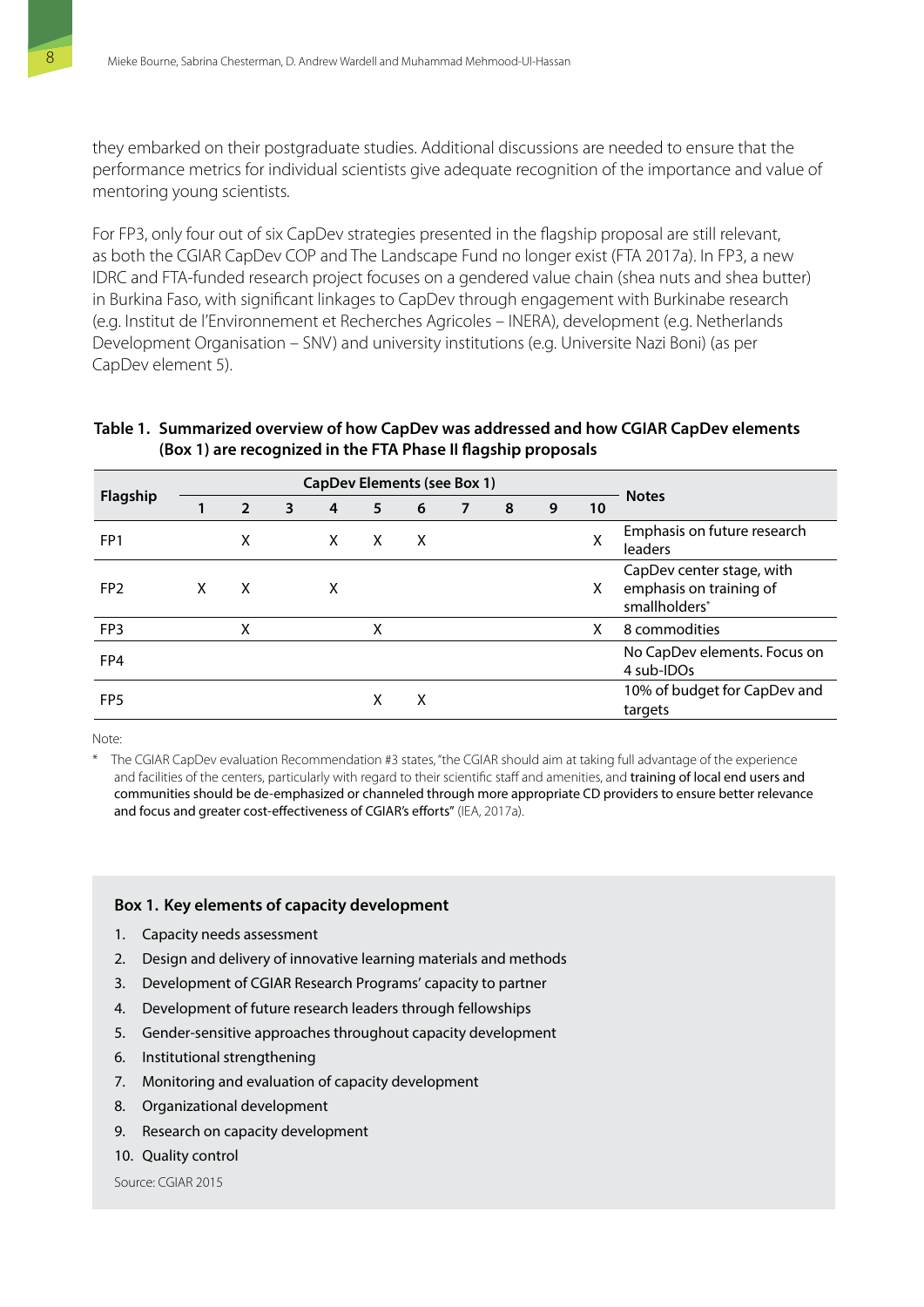they embarked on their postgraduate studies. Additional discussions are needed to ensure that the performance metrics for individual scientists give adequate recognition of the importance and value of mentoring young scientists.

For FP3, only four out of six CapDev strategies presented in the flagship proposal are still relevant, as both the CGIAR CapDev COP and The Landscape Fund no longer exist (FTA 2017a). In FP3, a new IDRC and FTA-funded research project focuses on a gendered value chain (shea nuts and shea butter) in Burkina Faso, with significant linkages to CapDev through engagement with Burkinabe research (e.g. Institut de l'Environnement et Recherches Agricoles – INERA), development (e.g. Netherlands Development Organisation – SNV) and university institutions (e.g. Universite Nazi Boni) (as per CapDev element 5).

**Table 1. Summarized overview of how CapDev was addressed and how CGIAR CapDev elements (Box 1) are recognized in the FTA Phase II flagship proposals**

| Flagship | CapDev Elements (see Box 1) | | | | | | | | | | Notes |
|---|---|---|---|---|---|---|---|---|---|---|---|
| | 1 | 2 | 3 | 4 | 5 | 6 | 7 | 8 | 9 | 10 | |
| FP1 | | X | | X | X | X | | | | X | Emphasis on future research leaders |
| FP2 | X | X | | X | | | | | | X | CapDev center stage, with emphasis on training of smallholders* |
| FP3 | | X | | | X | | | | | X | 8 commodities |
| FP4 | | | | | | | | | | | No CapDev elements. Focus on 4 sub-IDOs |
| FP5 | | | | | X | X | | | | | 10% of budget for CapDev and targets |

Note:

\* The CGIAR CapDev evaluation Recommendation #3 states, "the CGIAR should aim at taking full advantage of the experience and facilities of the centers, particularly with regard to their scientific staff and amenities, and training of local end users and communities should be de-emphasized or channeled through more appropriate CD providers to ensure better relevance and focus and greater cost-effectiveness of CGIAR's efforts" (IEA, 2017a).

**Box 1. Key elements of capacity development**

1. Capacity needs assessment
2. Design and delivery of innovative learning materials and methods
3. Development of CGIAR Research Programs' capacity to partner
4. Development of future research leaders through fellowships
5. Gender-sensitive approaches throughout capacity development
6. Institutional strengthening
7. Monitoring and evaluation of capacity development
8. Organizational development
9. Research on capacity development
10. Quality control

Source: CGIAR 2015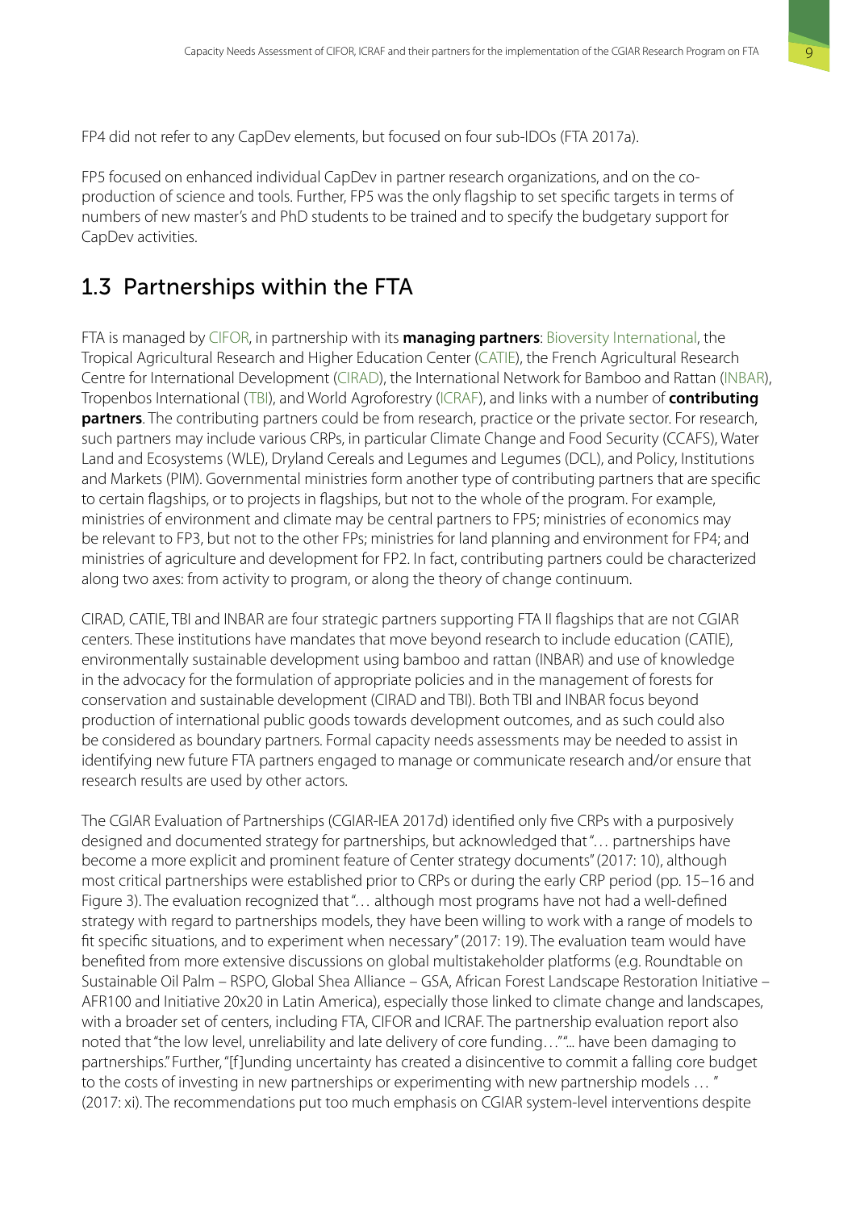FP4 did not refer to any CapDev elements, but focused on four sub-IDOs (FTA 2017a).

FP5 focused on enhanced individual CapDev in partner research organizations, and on the co-production of science and tools. Further, FP5 was the only flagship to set specific targets in terms of numbers of new master's and PhD students to be trained and to specify the budgetary support for CapDev activities.

## 1.3 Partnerships within the FTA

FTA is managed by CIFOR, in partnership with its **managing partners**: Bioversity International, the Tropical Agricultural Research and Higher Education Center (CATIE), the French Agricultural Research Centre for International Development (CIRAD), the International Network for Bamboo and Rattan (INBAR), Tropenbos International (TBI), and World Agroforestry (ICRAF), and links with a number of **contributing partners**. The contributing partners could be from research, practice or the private sector. For research, such partners may include various CRPs, in particular Climate Change and Food Security (CCAFS), Water Land and Ecosystems (WLE), Dryland Cereals and Legumes and Legumes (DCL), and Policy, Institutions and Markets (PIM). Governmental ministries form another type of contributing partners that are specific to certain flagships, or to projects in flagships, but not to the whole of the program. For example, ministries of environment and climate may be central partners to FP5; ministries of economics may be relevant to FP3, but not to the other FPs; ministries for land planning and environment for FP4; and ministries of agriculture and development for FP2. In fact, contributing partners could be characterized along two axes: from activity to program, or along the theory of change continuum.

CIRAD, CATIE, TBI and INBAR are four strategic partners supporting FTA II flagships that are not CGIAR centers. These institutions have mandates that move beyond research to include education (CATIE), environmentally sustainable development using bamboo and rattan (INBAR) and use of knowledge in the advocacy for the formulation of appropriate policies and in the management of forests for conservation and sustainable development (CIRAD and TBI). Both TBI and INBAR focus beyond production of international public goods towards development outcomes, and as such could also be considered as boundary partners. Formal capacity needs assessments may be needed to assist in identifying new future FTA partners engaged to manage or communicate research and/or ensure that research results are used by other actors.

The CGIAR Evaluation of Partnerships (CGIAR-IEA 2017d) identified only five CRPs with a purposively designed and documented strategy for partnerships, but acknowledged that "… partnerships have become a more explicit and prominent feature of Center strategy documents" (2017: 10), although most critical partnerships were established prior to CRPs or during the early CRP period (pp. 15–16 and Figure 3). The evaluation recognized that "… although most programs have not had a well-defined strategy with regard to partnerships models, they have been willing to work with a range of models to fit specific situations, and to experiment when necessary" (2017: 19). The evaluation team would have benefited from more extensive discussions on global multistakeholder platforms (e.g. Roundtable on Sustainable Oil Palm – RSPO, Global Shea Alliance – GSA, African Forest Landscape Restoration Initiative – AFR100 and Initiative 20x20 in Latin America), especially those linked to climate change and landscapes, with a broader set of centers, including FTA, CIFOR and ICRAF. The partnership evaluation report also noted that "the low level, unreliability and late delivery of core funding…" "... have been damaging to partnerships." Further, "[f]unding uncertainty has created a disincentive to commit a falling core budget to the costs of investing in new partnerships or experimenting with new partnership models … " (2017: xi). The recommendations put too much emphasis on CGIAR system-level interventions despite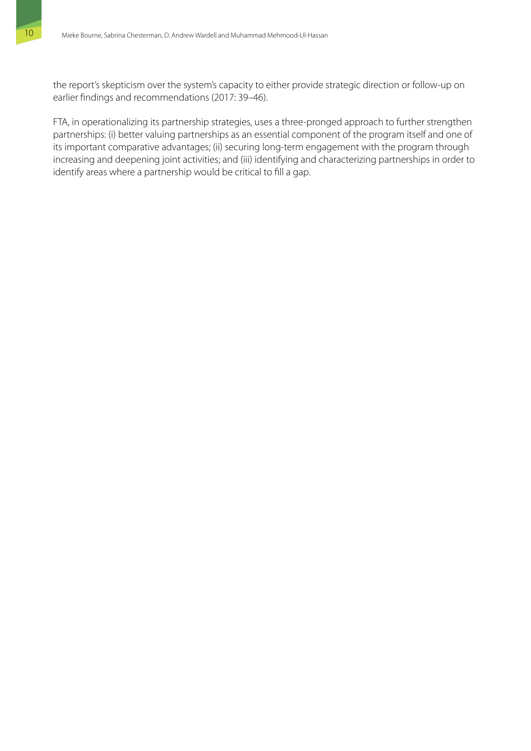the report's skepticism over the system's capacity to either provide strategic direction or follow-up on earlier findings and recommendations (2017: 39–46).

FTA, in operationalizing its partnership strategies, uses a three-pronged approach to further strengthen partnerships: (i) better valuing partnerships as an essential component of the program itself and one of its important comparative advantages; (ii) securing long-term engagement with the program through increasing and deepening joint activities; and (iii) identifying and characterizing partnerships in order to identify areas where a partnership would be critical to fill a gap.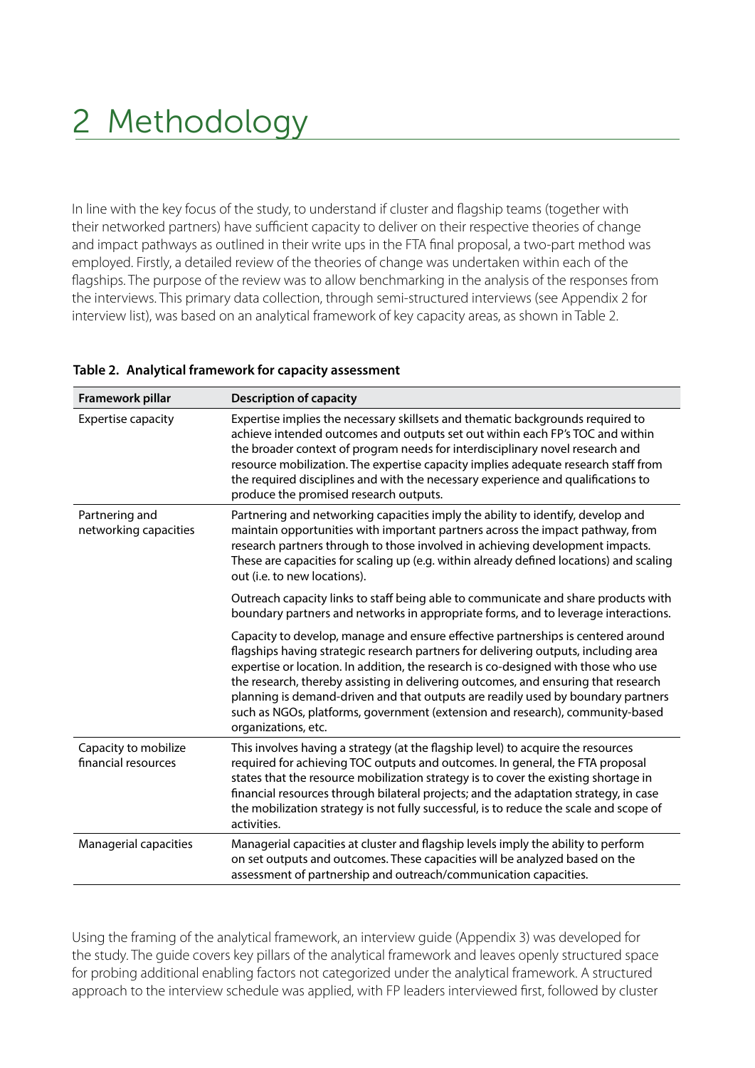# 2 Methodology

In line with the key focus of the study, to understand if cluster and flagship teams (together with their networked partners) have sufficient capacity to deliver on their respective theories of change and impact pathways as outlined in their write ups in the FTA final proposal, a two-part method was employed. Firstly, a detailed review of the theories of change was undertaken within each of the flagships. The purpose of the review was to allow benchmarking in the analysis of the responses from the interviews. This primary data collection, through semi-structured interviews (see Appendix 2 for interview list), was based on an analytical framework of key capacity areas, as shown in Table 2.

**Table 2. Analytical framework for capacity assessment**

| Framework pillar | Description of capacity |
|---|---|
| Expertise capacity | Expertise implies the necessary skillsets and thematic backgrounds required to achieve intended outcomes and outputs set out within each FP's TOC and within the broader context of program needs for interdisciplinary novel research and resource mobilization. The expertise capacity implies adequate research staff from the required disciplines and with the necessary experience and qualifications to produce the promised research outputs. |
| Partnering and networking capacities | Partnering and networking capacities imply the ability to identify, develop and maintain opportunities with important partners across the impact pathway, from research partners through to those involved in achieving development impacts. These are capacities for scaling up (e.g. within already defined locations) and scaling out (i.e. to new locations). |
| | Outreach capacity links to staff being able to communicate and share products with boundary partners and networks in appropriate forms, and to leverage interactions. |
| | Capacity to develop, manage and ensure effective partnerships is centered around flagships having strategic research partners for delivering outputs, including area expertise or location. In addition, the research is co-designed with those who use the research, thereby assisting in delivering outcomes, and ensuring that research planning is demand-driven and that outputs are readily used by boundary partners such as NGOs, platforms, government (extension and research), community-based organizations, etc. |
| Capacity to mobilize financial resources | This involves having a strategy (at the flagship level) to acquire the resources required for achieving TOC outputs and outcomes. In general, the FTA proposal states that the resource mobilization strategy is to cover the existing shortage in financial resources through bilateral projects; and the adaptation strategy, in case the mobilization strategy is not fully successful, is to reduce the scale and scope of activities. |
| Managerial capacities | Managerial capacities at cluster and flagship levels imply the ability to perform on set outputs and outcomes. These capacities will be analyzed based on the assessment of partnership and outreach/communication capacities. |

Using the framing of the analytical framework, an interview guide (Appendix 3) was developed for the study. The guide covers key pillars of the analytical framework and leaves openly structured space for probing additional enabling factors not categorized under the analytical framework. A structured approach to the interview schedule was applied, with FP leaders interviewed first, followed by cluster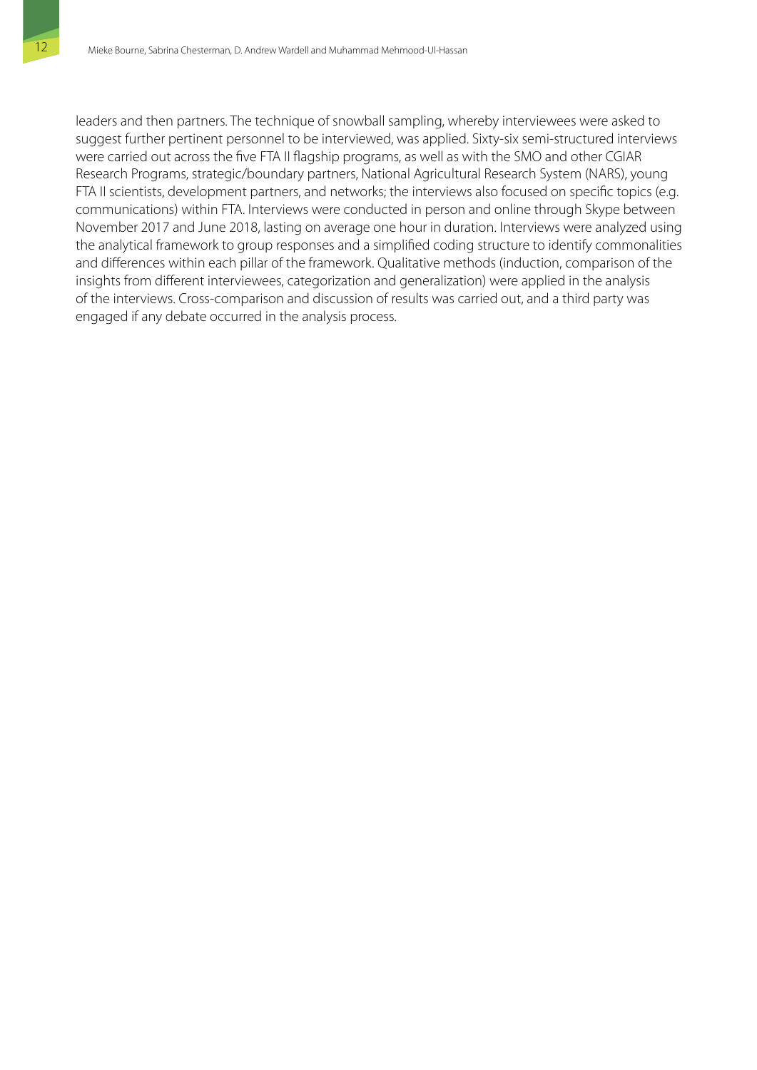leaders and then partners. The technique of snowball sampling, whereby interviewees were asked to suggest further pertinent personnel to be interviewed, was applied. Sixty-six semi-structured interviews were carried out across the five FTA II flagship programs, as well as with the SMO and other CGIAR Research Programs, strategic/boundary partners, National Agricultural Research System (NARS), young FTA II scientists, development partners, and networks; the interviews also focused on specific topics (e.g. communications) within FTA. Interviews were conducted in person and online through Skype between November 2017 and June 2018, lasting on average one hour in duration. Interviews were analyzed using the analytical framework to group responses and a simplified coding structure to identify commonalities and differences within each pillar of the framework. Qualitative methods (induction, comparison of the insights from different interviewees, categorization and generalization) were applied in the analysis of the interviews. Cross-comparison and discussion of results was carried out, and a third party was engaged if any debate occurred in the analysis process.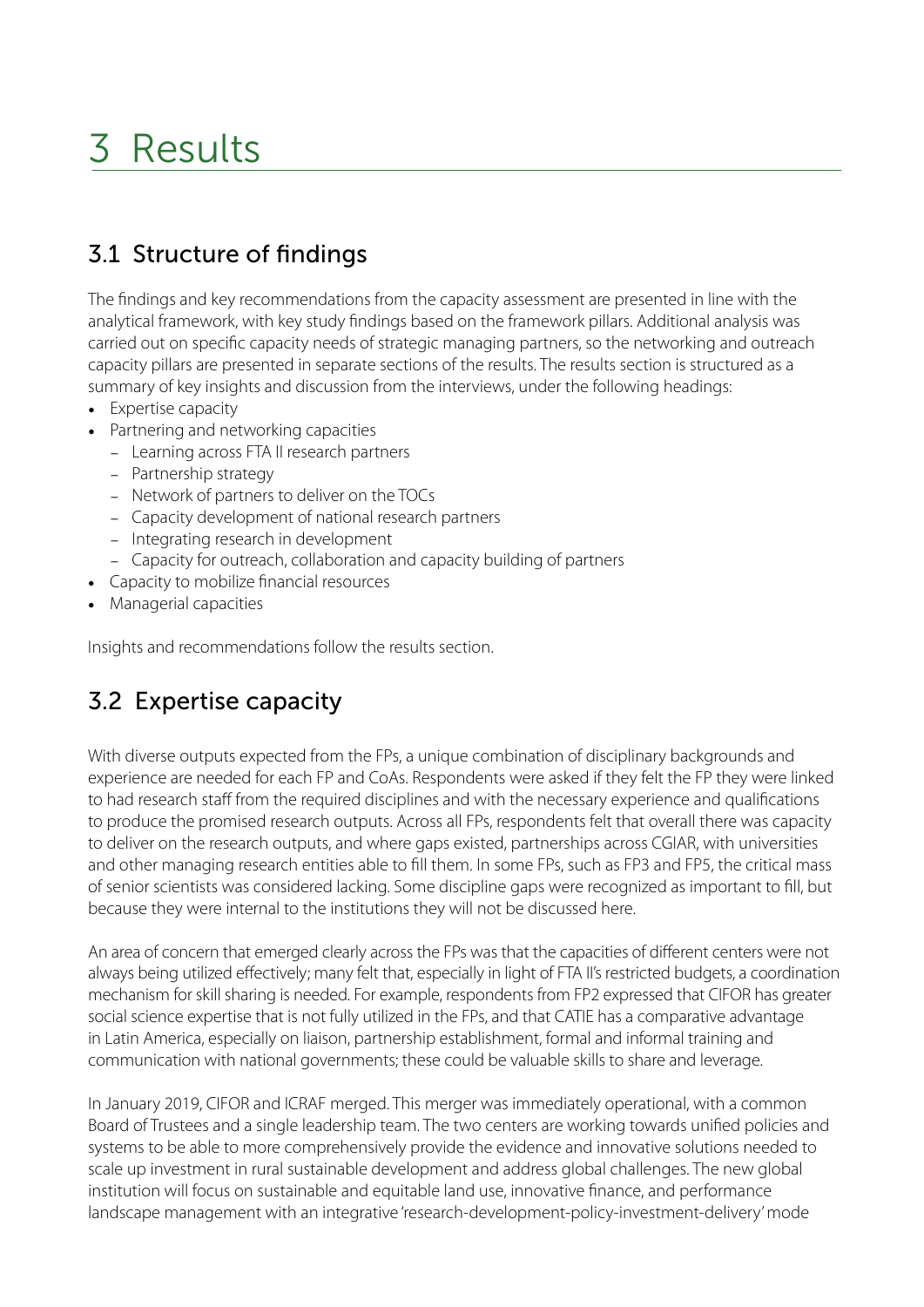# 3 Results

## 3.1 Structure of findings

The findings and key recommendations from the capacity assessment are presented in line with the analytical framework, with key study findings based on the framework pillars. Additional analysis was carried out on specific capacity needs of strategic managing partners, so the networking and outreach capacity pillars are presented in separate sections of the results. The results section is structured as a summary of key insights and discussion from the interviews, under the following headings:

- Expertise capacity
- Partnering and networking capacities
  - Learning across FTA II research partners
  - Partnership strategy
  - Network of partners to deliver on the TOCs
  - Capacity development of national research partners
  - Integrating research in development
  - Capacity for outreach, collaboration and capacity building of partners
- Capacity to mobilize financial resources
- Managerial capacities

Insights and recommendations follow the results section.

## 3.2 Expertise capacity

With diverse outputs expected from the FPs, a unique combination of disciplinary backgrounds and experience are needed for each FP and CoAs. Respondents were asked if they felt the FP they were linked to had research staff from the required disciplines and with the necessary experience and qualifications to produce the promised research outputs. Across all FPs, respondents felt that overall there was capacity to deliver on the research outputs, and where gaps existed, partnerships across CGIAR, with universities and other managing research entities able to fill them. In some FPs, such as FP3 and FP5, the critical mass of senior scientists was considered lacking. Some discipline gaps were recognized as important to fill, but because they were internal to the institutions they will not be discussed here.

An area of concern that emerged clearly across the FPs was that the capacities of different centers were not always being utilized effectively; many felt that, especially in light of FTA II's restricted budgets, a coordination mechanism for skill sharing is needed. For example, respondents from FP2 expressed that CIFOR has greater social science expertise that is not fully utilized in the FPs, and that CATIE has a comparative advantage in Latin America, especially on liaison, partnership establishment, formal and informal training and communication with national governments; these could be valuable skills to share and leverage.

In January 2019, CIFOR and ICRAF merged. This merger was immediately operational, with a common Board of Trustees and a single leadership team. The two centers are working towards unified policies and systems to be able to more comprehensively provide the evidence and innovative solutions needed to scale up investment in rural sustainable development and address global challenges. The new global institution will focus on sustainable and equitable land use, innovative finance, and performance landscape management with an integrative 'research-development-policy-investment-delivery' mode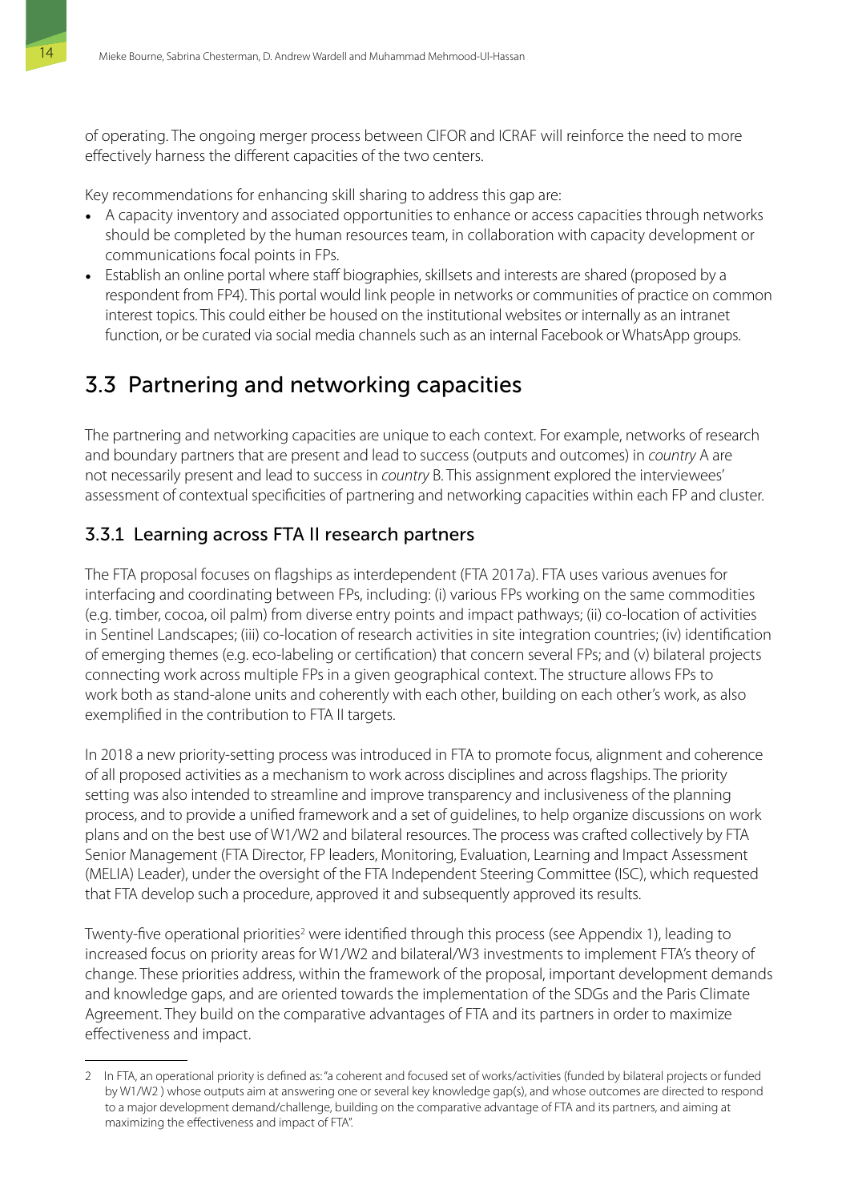of operating. The ongoing merger process between CIFOR and ICRAF will reinforce the need to more effectively harness the different capacities of the two centers.

Key recommendations for enhancing skill sharing to address this gap are:

- A capacity inventory and associated opportunities to enhance or access capacities through networks should be completed by the human resources team, in collaboration with capacity development or communications focal points in FPs.
- Establish an online portal where staff biographies, skillsets and interests are shared (proposed by a respondent from FP4). This portal would link people in networks or communities of practice on common interest topics. This could either be housed on the institutional websites or internally as an intranet function, or be curated via social media channels such as an internal Facebook or WhatsApp groups.

## 3.3 Partnering and networking capacities

The partnering and networking capacities are unique to each context. For example, networks of research and boundary partners that are present and lead to success (outputs and outcomes) in *country* A are not necessarily present and lead to success in *country* B. This assignment explored the interviewees' assessment of contextual specificities of partnering and networking capacities within each FP and cluster.

### 3.3.1 Learning across FTA II research partners

The FTA proposal focuses on flagships as interdependent (FTA 2017a). FTA uses various avenues for interfacing and coordinating between FPs, including: (i) various FPs working on the same commodities (e.g. timber, cocoa, oil palm) from diverse entry points and impact pathways; (ii) co-location of activities in Sentinel Landscapes; (iii) co-location of research activities in site integration countries; (iv) identification of emerging themes (e.g. eco-labeling or certification) that concern several FPs; and (v) bilateral projects connecting work across multiple FPs in a given geographical context. The structure allows FPs to work both as stand-alone units and coherently with each other, building on each other's work, as also exemplified in the contribution to FTA II targets.

In 2018 a new priority-setting process was introduced in FTA to promote focus, alignment and coherence of all proposed activities as a mechanism to work across disciplines and across flagships. The priority setting was also intended to streamline and improve transparency and inclusiveness of the planning process, and to provide a unified framework and a set of guidelines, to help organize discussions on work plans and on the best use of W1/W2 and bilateral resources. The process was crafted collectively by FTA Senior Management (FTA Director, FP leaders, Monitoring, Evaluation, Learning and Impact Assessment (MELIA) Leader), under the oversight of the FTA Independent Steering Committee (ISC), which requested that FTA develop such a procedure, approved it and subsequently approved its results.

Twenty-five operational priorities[2] were identified through this process (see Appendix 1), leading to increased focus on priority areas for W1/W2 and bilateral/W3 investments to implement FTA's theory of change. These priorities address, within the framework of the proposal, important development demands and knowledge gaps, and are oriented towards the implementation of the SDGs and the Paris Climate Agreement. They build on the comparative advantages of FTA and its partners in order to maximize effectiveness and impact.

---

2 In FTA, an operational priority is defined as: "a coherent and focused set of works/activities (funded by bilateral projects or funded by W1/W2 ) whose outputs aim at answering one or several key knowledge gap(s), and whose outcomes are directed to respond to a major development demand/challenge, building on the comparative advantage of FTA and its partners, and aiming at maximizing the effectiveness and impact of FTA".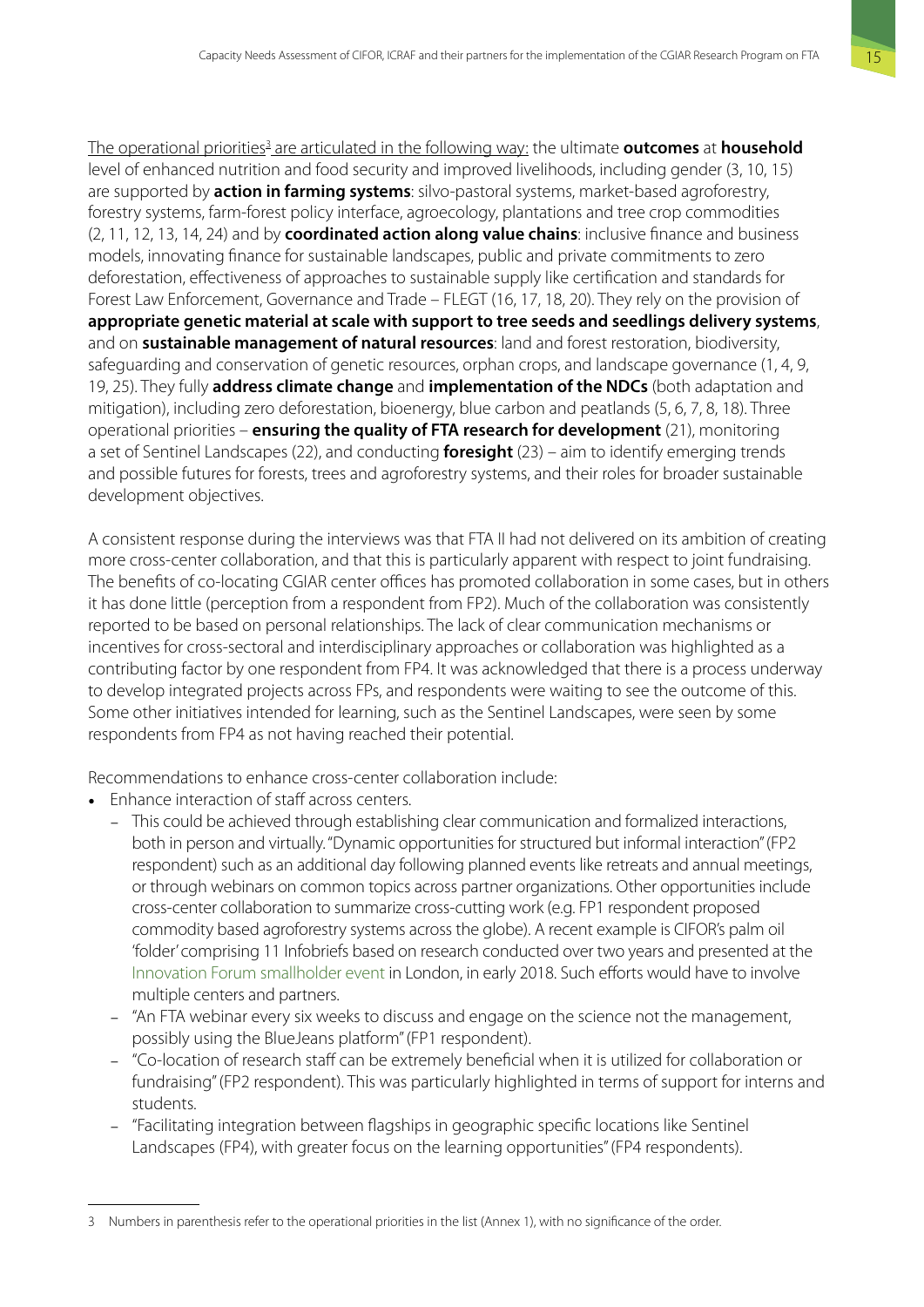The operational priorities[3] are articulated in the following way: the ultimate **outcomes** at **household** level of enhanced nutrition and food security and improved livelihoods, including gender (3, 10, 15) are supported by **action in farming systems**: silvo-pastoral systems, market-based agroforestry, forestry systems, farm-forest policy interface, agroecology, plantations and tree crop commodities (2, 11, 12, 13, 14, 24) and by **coordinated action along value chains**: inclusive finance and business models, innovating finance for sustainable landscapes, public and private commitments to zero deforestation, effectiveness of approaches to sustainable supply like certification and standards for Forest Law Enforcement, Governance and Trade – FLEGT (16, 17, 18, 20). They rely on the provision of **appropriate genetic material at scale with support to tree seeds and seedlings delivery systems**, and on **sustainable management of natural resources**: land and forest restoration, biodiversity, safeguarding and conservation of genetic resources, orphan crops, and landscape governance (1, 4, 9, 19, 25). They fully **address climate change** and **implementation of the NDCs** (both adaptation and mitigation), including zero deforestation, bioenergy, blue carbon and peatlands (5, 6, 7, 8, 18). Three operational priorities – **ensuring the quality of FTA research for development** (21), monitoring a set of Sentinel Landscapes (22), and conducting **foresight** (23) – aim to identify emerging trends and possible futures for forests, trees and agroforestry systems, and their roles for broader sustainable development objectives.

A consistent response during the interviews was that FTA II had not delivered on its ambition of creating more cross-center collaboration, and that this is particularly apparent with respect to joint fundraising. The benefits of co-locating CGIAR center offices has promoted collaboration in some cases, but in others it has done little (perception from a respondent from FP2). Much of the collaboration was consistently reported to be based on personal relationships. The lack of clear communication mechanisms or incentives for cross-sectoral and interdisciplinary approaches or collaboration was highlighted as a contributing factor by one respondent from FP4. It was acknowledged that there is a process underway to develop integrated projects across FPs, and respondents were waiting to see the outcome of this. Some other initiatives intended for learning, such as the Sentinel Landscapes, were seen by some respondents from FP4 as not having reached their potential.

Recommendations to enhance cross-center collaboration include:

- Enhance interaction of staff across centers.
  - This could be achieved through establishing clear communication and formalized interactions, both in person and virtually. "Dynamic opportunities for structured but informal interaction" (FP2 respondent) such as an additional day following planned events like retreats and annual meetings, or through webinars on common topics across partner organizations. Other opportunities include cross-center collaboration to summarize cross-cutting work (e.g. FP1 respondent proposed commodity based agroforestry systems across the globe). A recent example is CIFOR's palm oil 'folder' comprising 11 Infobriefs based on research conducted over two years and presented at the Innovation Forum smallholder event in London, in early 2018. Such efforts would have to involve multiple centers and partners.
  - "An FTA webinar every six weeks to discuss and engage on the science not the management, possibly using the BlueJeans platform" (FP1 respondent).
  - "Co-location of research staff can be extremely beneficial when it is utilized for collaboration or fundraising" (FP2 respondent). This was particularly highlighted in terms of support for interns and students.
  - "Facilitating integration between flagships in geographic specific locations like Sentinel Landscapes (FP4), with greater focus on the learning opportunities" (FP4 respondents).

---

3 Numbers in parenthesis refer to the operational priorities in the list (Annex 1), with no significance of the order.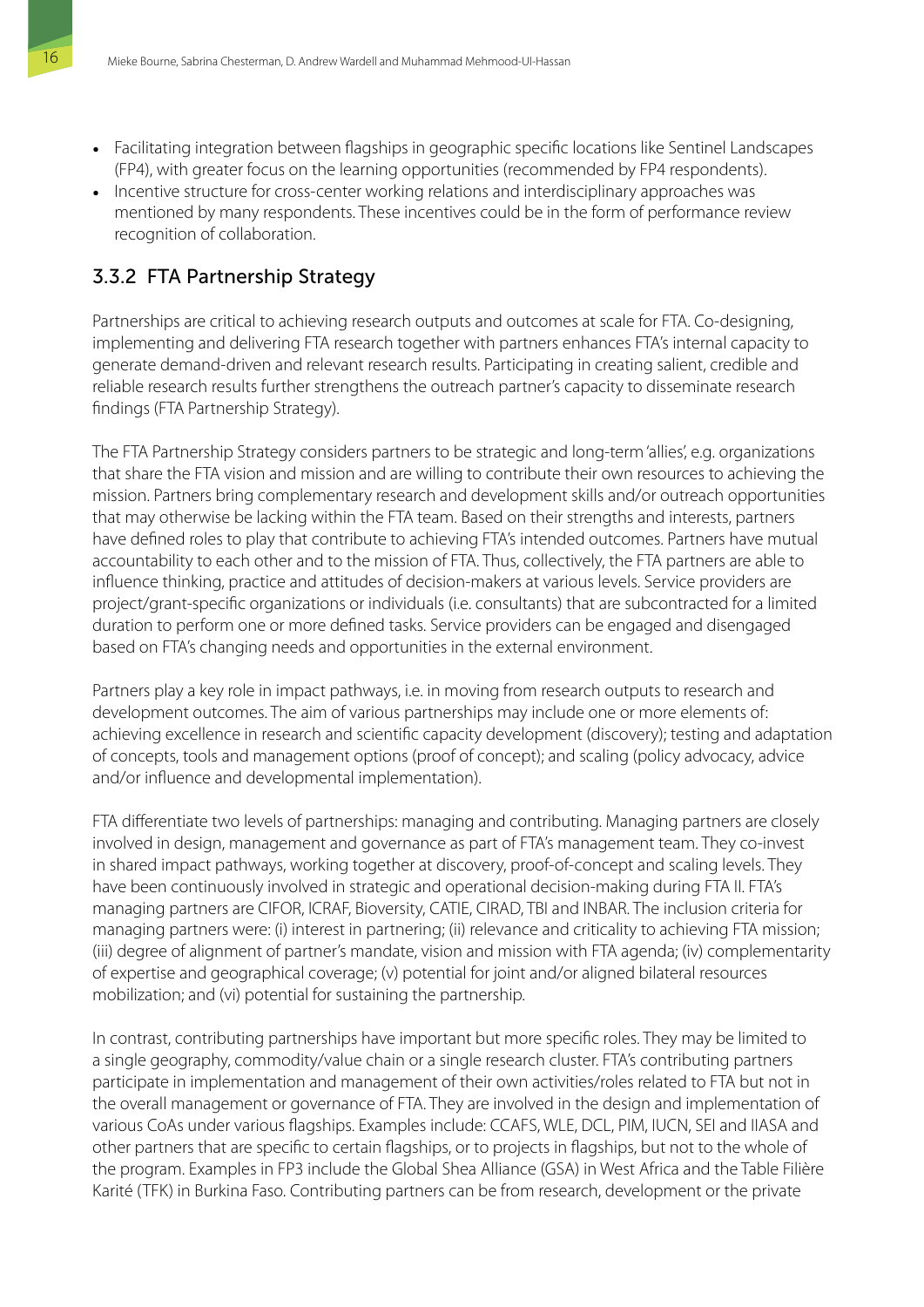- Facilitating integration between flagships in geographic specific locations like Sentinel Landscapes (FP4), with greater focus on the learning opportunities (recommended by FP4 respondents).
- Incentive structure for cross-center working relations and interdisciplinary approaches was mentioned by many respondents. These incentives could be in the form of performance review recognition of collaboration.

### 3.3.2 FTA Partnership Strategy

Partnerships are critical to achieving research outputs and outcomes at scale for FTA. Co-designing, implementing and delivering FTA research together with partners enhances FTA's internal capacity to generate demand-driven and relevant research results. Participating in creating salient, credible and reliable research results further strengthens the outreach partner's capacity to disseminate research findings (FTA Partnership Strategy).

The FTA Partnership Strategy considers partners to be strategic and long-term 'allies', e.g. organizations that share the FTA vision and mission and are willing to contribute their own resources to achieving the mission. Partners bring complementary research and development skills and/or outreach opportunities that may otherwise be lacking within the FTA team. Based on their strengths and interests, partners have defined roles to play that contribute to achieving FTA's intended outcomes. Partners have mutual accountability to each other and to the mission of FTA. Thus, collectively, the FTA partners are able to influence thinking, practice and attitudes of decision-makers at various levels. Service providers are project/grant-specific organizations or individuals (i.e. consultants) that are subcontracted for a limited duration to perform one or more defined tasks. Service providers can be engaged and disengaged based on FTA's changing needs and opportunities in the external environment.

Partners play a key role in impact pathways, i.e. in moving from research outputs to research and development outcomes. The aim of various partnerships may include one or more elements of: achieving excellence in research and scientific capacity development (discovery); testing and adaptation of concepts, tools and management options (proof of concept); and scaling (policy advocacy, advice and/or influence and developmental implementation).

FTA differentiate two levels of partnerships: managing and contributing. Managing partners are closely involved in design, management and governance as part of FTA's management team. They co-invest in shared impact pathways, working together at discovery, proof-of-concept and scaling levels. They have been continuously involved in strategic and operational decision-making during FTA II. FTA's managing partners are CIFOR, ICRAF, Bioversity, CATIE, CIRAD, TBI and INBAR. The inclusion criteria for managing partners were: (i) interest in partnering; (ii) relevance and criticality to achieving FTA mission; (iii) degree of alignment of partner's mandate, vision and mission with FTA agenda; (iv) complementarity of expertise and geographical coverage; (v) potential for joint and/or aligned bilateral resources mobilization; and (vi) potential for sustaining the partnership.

In contrast, contributing partnerships have important but more specific roles. They may be limited to a single geography, commodity/value chain or a single research cluster. FTA's contributing partners participate in implementation and management of their own activities/roles related to FTA but not in the overall management or governance of FTA. They are involved in the design and implementation of various CoAs under various flagships. Examples include: CCAFS, WLE, DCL, PIM, IUCN, SEI and IIASA and other partners that are specific to certain flagships, or to projects in flagships, but not to the whole of the program. Examples in FP3 include the Global Shea Alliance (GSA) in West Africa and the Table Filière Karité (TFK) in Burkina Faso. Contributing partners can be from research, development or the private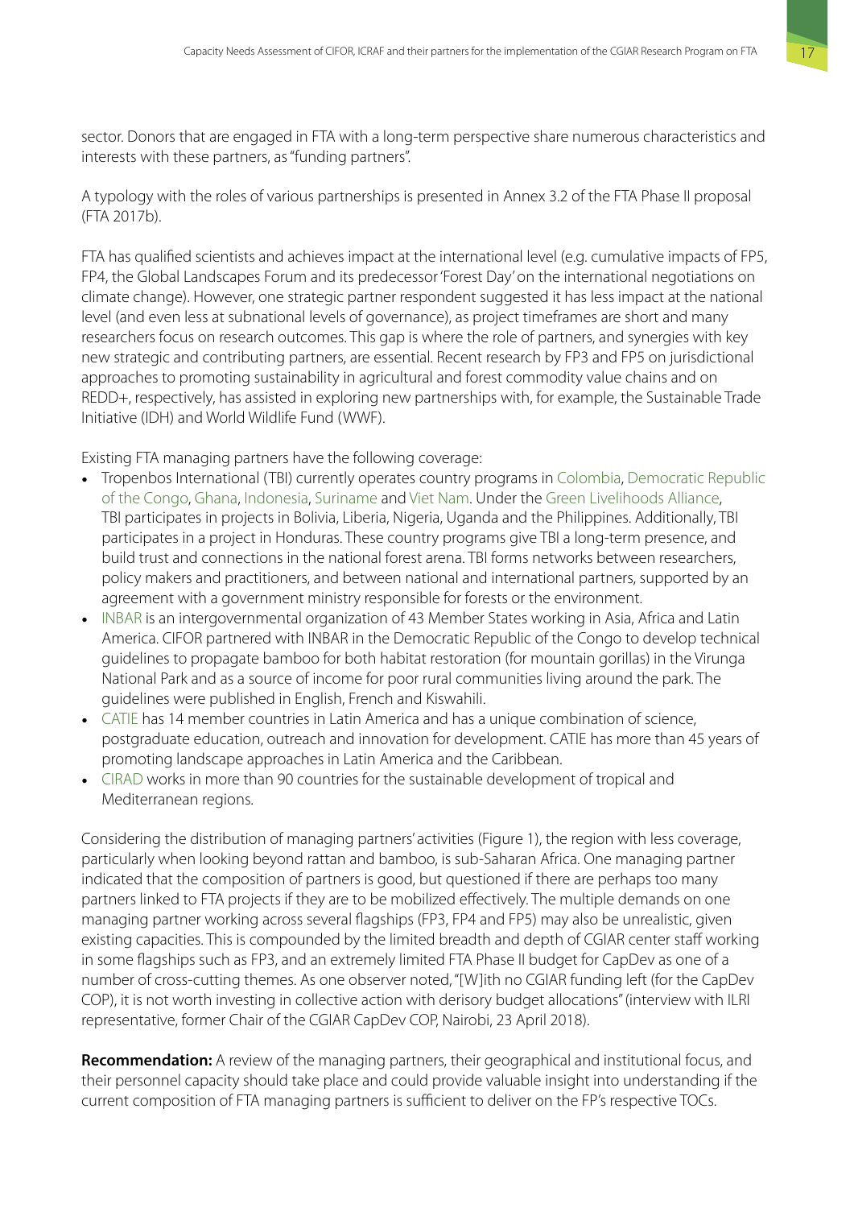sector. Donors that are engaged in FTA with a long-term perspective share numerous characteristics and interests with these partners, as "funding partners".

A typology with the roles of various partnerships is presented in Annex 3.2 of the FTA Phase II proposal (FTA 2017b).

FTA has qualified scientists and achieves impact at the international level (e.g. cumulative impacts of FP5, FP4, the Global Landscapes Forum and its predecessor 'Forest Day' on the international negotiations on climate change). However, one strategic partner respondent suggested it has less impact at the national level (and even less at subnational levels of governance), as project timeframes are short and many researchers focus on research outcomes. This gap is where the role of partners, and synergies with key new strategic and contributing partners, are essential. Recent research by FP3 and FP5 on jurisdictional approaches to promoting sustainability in agricultural and forest commodity value chains and on REDD+, respectively, has assisted in exploring new partnerships with, for example, the Sustainable Trade Initiative (IDH) and World Wildlife Fund (WWF).

Existing FTA managing partners have the following coverage:

- Tropenbos International (TBI) currently operates country programs in Colombia, Democratic Republic of the Congo, Ghana, Indonesia, Suriname and Viet Nam. Under the Green Livelihoods Alliance, TBI participates in projects in Bolivia, Liberia, Nigeria, Uganda and the Philippines. Additionally, TBI participates in a project in Honduras. These country programs give TBI a long-term presence, and build trust and connections in the national forest arena. TBI forms networks between researchers, policy makers and practitioners, and between national and international partners, supported by an agreement with a government ministry responsible for forests or the environment.
- INBAR is an intergovernmental organization of 43 Member States working in Asia, Africa and Latin America. CIFOR partnered with INBAR in the Democratic Republic of the Congo to develop technical guidelines to propagate bamboo for both habitat restoration (for mountain gorillas) in the Virunga National Park and as a source of income for poor rural communities living around the park. The guidelines were published in English, French and Kiswahili.
- CATIE has 14 member countries in Latin America and has a unique combination of science, postgraduate education, outreach and innovation for development. CATIE has more than 45 years of promoting landscape approaches in Latin America and the Caribbean.
- CIRAD works in more than 90 countries for the sustainable development of tropical and Mediterranean regions.

Considering the distribution of managing partners' activities (Figure 1), the region with less coverage, particularly when looking beyond rattan and bamboo, is sub-Saharan Africa. One managing partner indicated that the composition of partners is good, but questioned if there are perhaps too many partners linked to FTA projects if they are to be mobilized effectively. The multiple demands on one managing partner working across several flagships (FP3, FP4 and FP5) may also be unrealistic, given existing capacities. This is compounded by the limited breadth and depth of CGIAR center staff working in some flagships such as FP3, and an extremely limited FTA Phase II budget for CapDev as one of a number of cross-cutting themes. As one observer noted, "[W]ith no CGIAR funding left (for the CapDev COP), it is not worth investing in collective action with derisory budget allocations" (interview with ILRI representative, former Chair of the CGIAR CapDev COP, Nairobi, 23 April 2018).

**Recommendation:** A review of the managing partners, their geographical and institutional focus, and their personnel capacity should take place and could provide valuable insight into understanding if the current composition of FTA managing partners is sufficient to deliver on the FP's respective TOCs.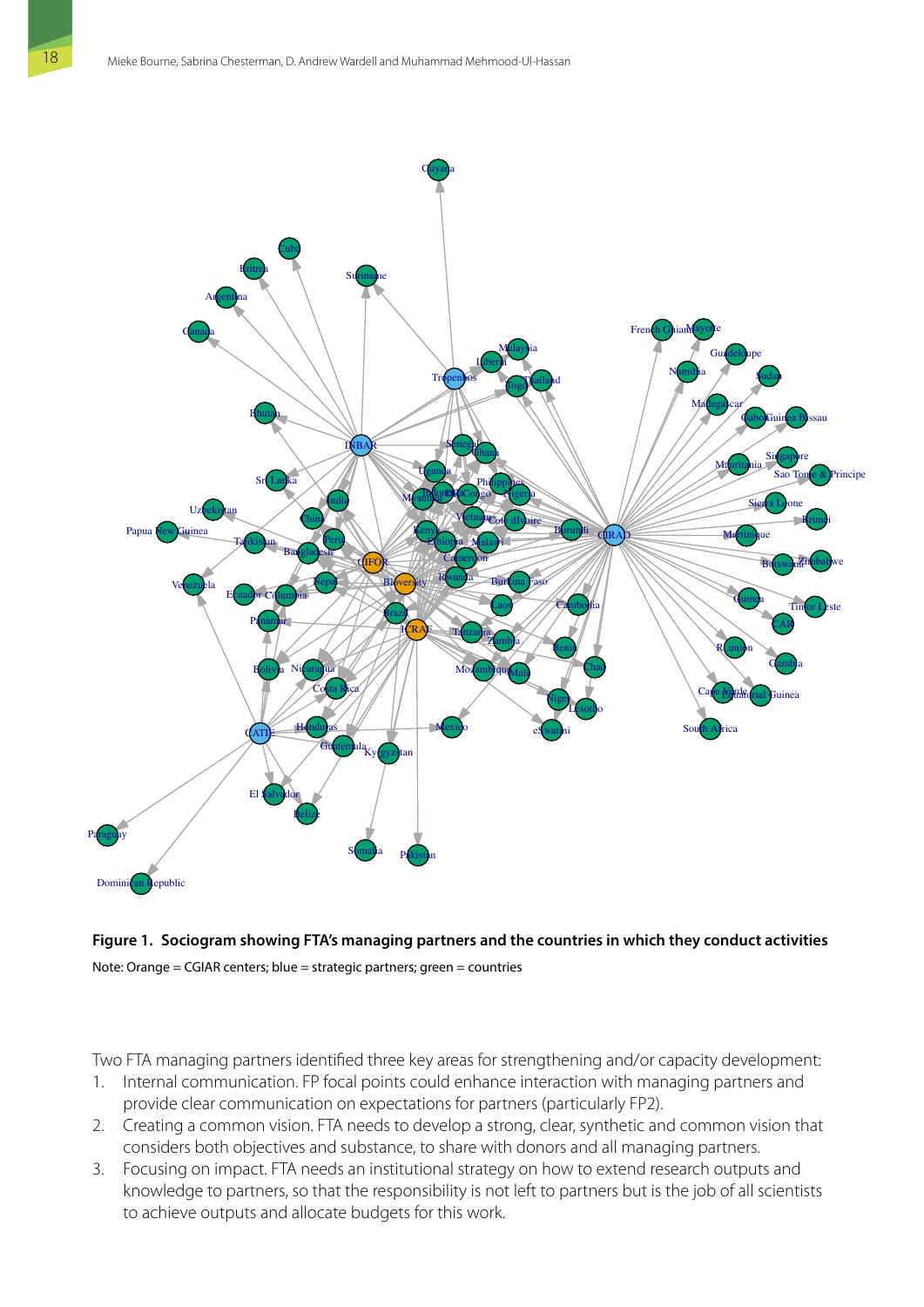**Figure 1. Sociogram showing FTA's managing partners and the countries in which they conduct activities**

Note: Orange = CGIAR centers; blue = strategic partners; green = countries

Two FTA managing partners identified three key areas for strengthening and/or capacity development:

1. Internal communication. FP focal points could enhance interaction with managing partners and provide clear communication on expectations for partners (particularly FP2).
2. Creating a common vision. FTA needs to develop a strong, clear, synthetic and common vision that considers both objectives and substance, to share with donors and all managing partners.
3. Focusing on impact. FTA needs an institutional strategy on how to extend research outputs and knowledge to partners, so that the responsibility is not left to partners but is the job of all scientists to achieve outputs and allocate budgets for this work.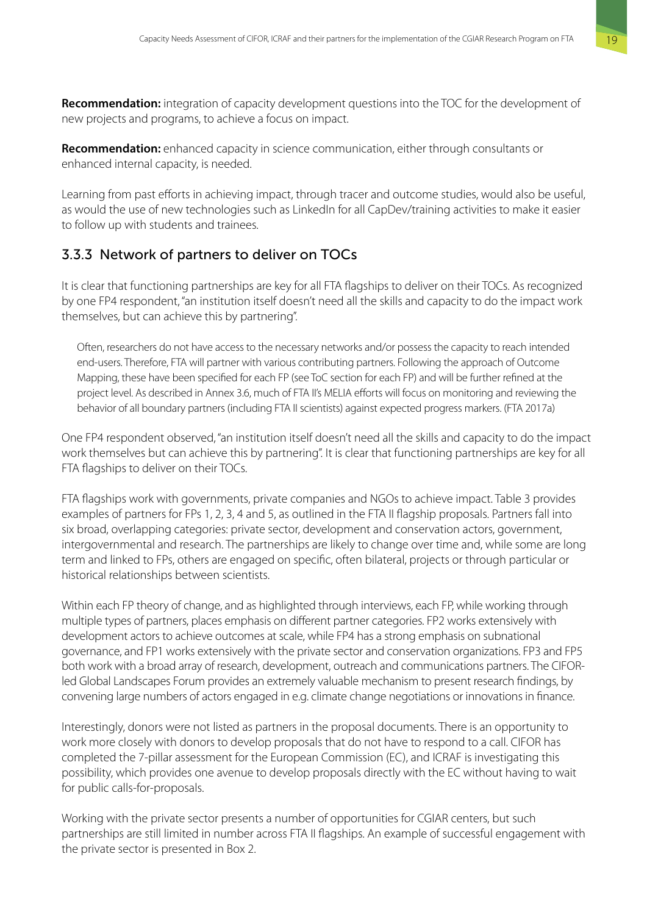**Recommendation:** integration of capacity development questions into the TOC for the development of new projects and programs, to achieve a focus on impact.

**Recommendation:** enhanced capacity in science communication, either through consultants or enhanced internal capacity, is needed.

Learning from past efforts in achieving impact, through tracer and outcome studies, would also be useful, as would the use of new technologies such as LinkedIn for all CapDev/training activities to make it easier to follow up with students and trainees.

### 3.3.3 Network of partners to deliver on TOCs

It is clear that functioning partnerships are key for all FTA flagships to deliver on their TOCs. As recognized by one FP4 respondent, "an institution itself doesn't need all the skills and capacity to do the impact work themselves, but can achieve this by partnering".

> Often, researchers do not have access to the necessary networks and/or possess the capacity to reach intended end-users. Therefore, FTA will partner with various contributing partners. Following the approach of Outcome Mapping, these have been specified for each FP (see ToC section for each FP) and will be further refined at the project level. As described in Annex 3.6, much of FTA II's MELIA efforts will focus on monitoring and reviewing the behavior of all boundary partners (including FTA II scientists) against expected progress markers. (FTA 2017a)

One FP4 respondent observed, "an institution itself doesn't need all the skills and capacity to do the impact work themselves but can achieve this by partnering". It is clear that functioning partnerships are key for all FTA flagships to deliver on their TOCs.

FTA flagships work with governments, private companies and NGOs to achieve impact. Table 3 provides examples of partners for FPs 1, 2, 3, 4 and 5, as outlined in the FTA II flagship proposals. Partners fall into six broad, overlapping categories: private sector, development and conservation actors, government, intergovernmental and research. The partnerships are likely to change over time and, while some are long term and linked to FPs, others are engaged on specific, often bilateral, projects or through particular or historical relationships between scientists.

Within each FP theory of change, and as highlighted through interviews, each FP, while working through multiple types of partners, places emphasis on different partner categories. FP2 works extensively with development actors to achieve outcomes at scale, while FP4 has a strong emphasis on subnational governance, and FP1 works extensively with the private sector and conservation organizations. FP3 and FP5 both work with a broad array of research, development, outreach and communications partners. The CIFOR-led Global Landscapes Forum provides an extremely valuable mechanism to present research findings, by convening large numbers of actors engaged in e.g. climate change negotiations or innovations in finance.

Interestingly, donors were not listed as partners in the proposal documents. There is an opportunity to work more closely with donors to develop proposals that do not have to respond to a call. CIFOR has completed the 7-pillar assessment for the European Commission (EC), and ICRAF is investigating this possibility, which provides one avenue to develop proposals directly with the EC without having to wait for public calls-for-proposals.

Working with the private sector presents a number of opportunities for CGIAR centers, but such partnerships are still limited in number across FTA II flagships. An example of successful engagement with the private sector is presented in Box 2.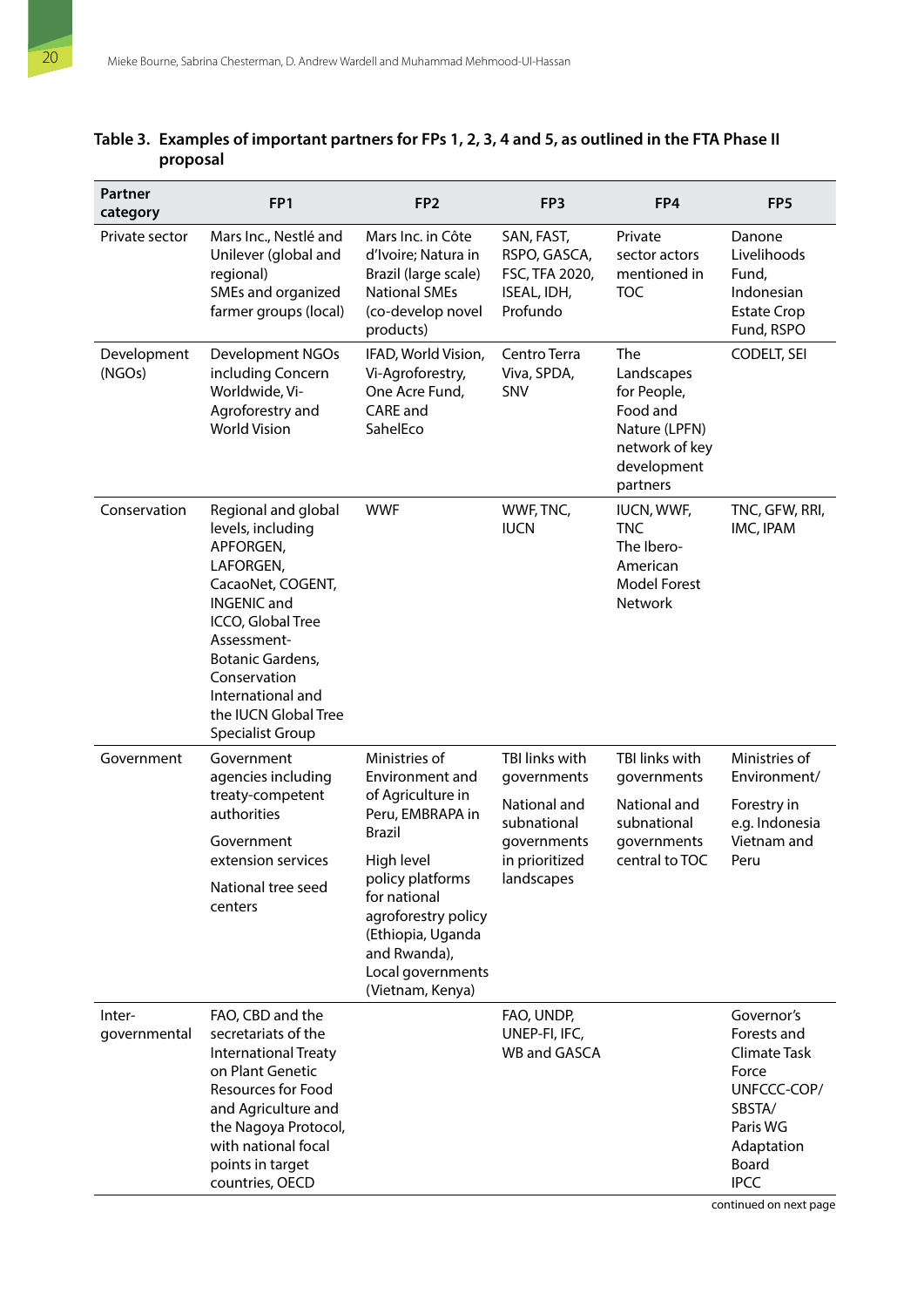**Table 3. Examples of important partners for FPs 1, 2, 3, 4 and 5, as outlined in the FTA Phase II proposal**

| Partner category | FP1 | FP2 | FP3 | FP4 | FP5 |
|---|---|---|---|---|---|
| Private sector | Mars Inc., Nestlé and Unilever (global and regional) SMEs and organized farmer groups (local) | Mars Inc. in Côte d'Ivoire; Natura in Brazil (large scale) National SMEs (co-develop novel products) | SAN, FAST, RSPO, GASCA, FSC, TFA 2020, ISEAL, IDH, Profundo | Private sector actors mentioned in TOC | Danone Livelihoods Fund, Indonesian Estate Crop Fund, RSPO |
| Development (NGOs) | Development NGOs including Concern Worldwide, Vi-Agroforestry and World Vision | IFAD, World Vision, Vi-Agroforestry, One Acre Fund, CARE and SahelEco | Centro Terra Viva, SPDA, SNV | The Landscapes for People, Food and Nature (LPFN) network of key development partners | CODELT, SEI |
| Conservation | Regional and global levels, including APFORGEN, LAFORGEN, CacaoNet, COGENT, INGENIC and ICCO, Global Tree Assessment-Botanic Gardens, Conservation International and the IUCN Global Tree Specialist Group | WWF | WWF, TNC, IUCN | IUCN, WWF, TNC The Ibero-American Model Forest Network | TNC, GFW, RRI, IMC, IPAM |
| Government | Government agencies including treaty-competent authorities<br>Government extension services<br>National tree seed centers | Ministries of Environment and of Agriculture in Peru, EMBRAPA in Brazil<br>High level policy platforms for national agroforestry policy (Ethiopia, Uganda and Rwanda), Local governments (Vietnam, Kenya) | TBI links with governments<br>National and subnational governments in prioritized landscapes | TBI links with governments<br>National and subnational governments central to TOC | Ministries of Environment/<br>Forestry in e.g. Indonesia Vietnam and Peru |
| Inter-governmental | FAO, CBD and the secretariats of the International Treaty on Plant Genetic Resources for Food and Agriculture and the Nagoya Protocol, with national focal points in target countries, OECD | | FAO, UNDP, UNEP-FI, IFC, WB and GASCA | | Governor's Forests and Climate Task Force UNFCCC-COP/ SBSTA/ Paris WG Adaptation Board IPCC |

continued on next page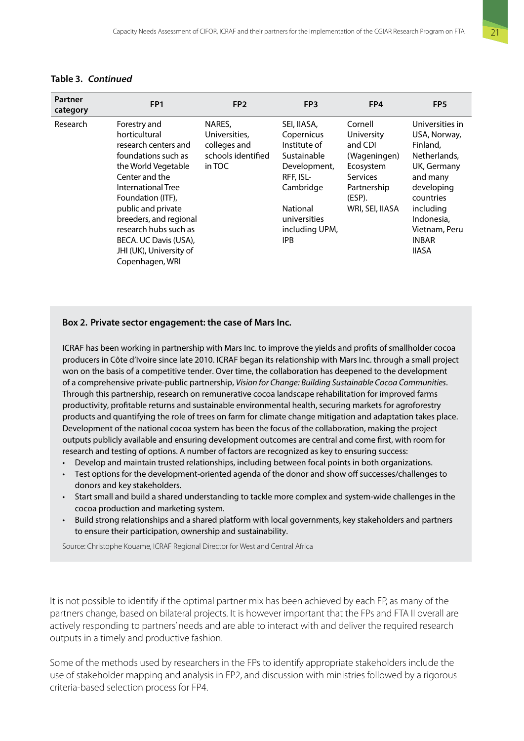**Table 3. *Continued***

| Partner category | FP1 | FP2 | FP3 | FP4 | FP5 |
|---|---|---|---|---|---|
| Research | Forestry and horticultural research centers and foundations such as the World Vegetable Center and the International Tree Foundation (ITF), public and private breeders, and regional research hubs such as BECA. UC Davis (USA), JHI (UK), University of Copenhagen, WRI | NARES, Universities, colleges and schools identified in TOC | SEI, IIASA, Copernicus Institute of Sustainable Development, RFF, ISL-Cambridge<br><br>National universities including UPM, IPB | Cornell University and CDI (Wageningen) Ecosystem Services Partnership (ESP).<br>WRI, SEI, IIASA | Universities in USA, Norway, Finland, Netherlands, UK, Germany and many developing countries including Indonesia, Vietnam, Peru<br>INBAR<br>IIASA |

**Box 2. Private sector engagement: the case of Mars Inc.**

ICRAF has been working in partnership with Mars Inc. to improve the yields and profits of smallholder cocoa producers in Côte d'Ivoire since late 2010. ICRAF began its relationship with Mars Inc. through a small project won on the basis of a competitive tender. Over time, the collaboration has deepened to the development of a comprehensive private-public partnership, *Vision for Change: Building Sustainable Cocoa Communities*. Through this partnership, research on remunerative cocoa landscape rehabilitation for improved farms productivity, profitable returns and sustainable environmental health, securing markets for agroforestry products and quantifying the role of trees on farm for climate change mitigation and adaptation takes place. Development of the national cocoa system has been the focus of the collaboration, making the project outputs publicly available and ensuring development outcomes are central and come first, with room for research and testing of options. A number of factors are recognized as key to ensuring success:

- Develop and maintain trusted relationships, including between focal points in both organizations.
- Test options for the development-oriented agenda of the donor and show off successes/challenges to donors and key stakeholders.
- Start small and build a shared understanding to tackle more complex and system-wide challenges in the cocoa production and marketing system.
- Build strong relationships and a shared platform with local governments, key stakeholders and partners to ensure their participation, ownership and sustainability.

Source: Christophe Kouame, ICRAF Regional Director for West and Central Africa

It is not possible to identify if the optimal partner mix has been achieved by each FP, as many of the partners change, based on bilateral projects. It is however important that the FPs and FTA II overall are actively responding to partners' needs and are able to interact with and deliver the required research outputs in a timely and productive fashion.

Some of the methods used by researchers in the FPs to identify appropriate stakeholders include the use of stakeholder mapping and analysis in FP2, and discussion with ministries followed by a rigorous criteria-based selection process for FP4.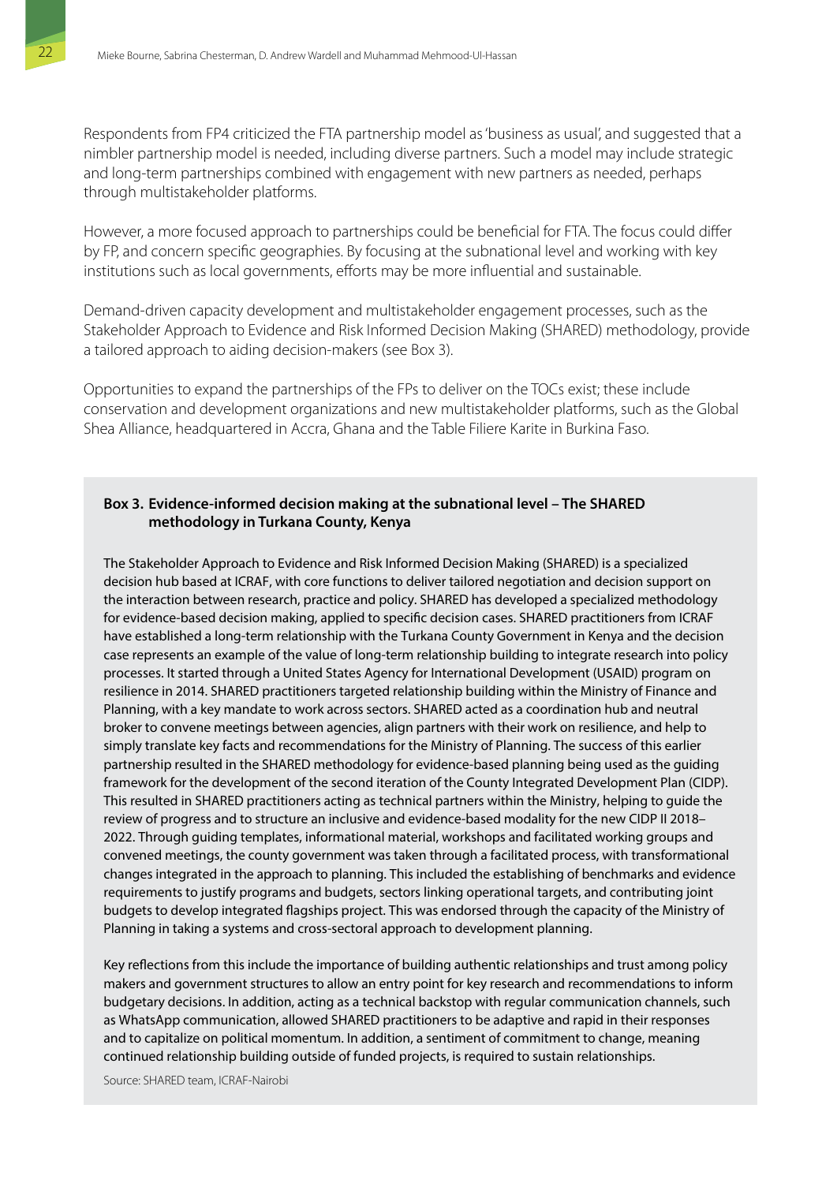Respondents from FP4 criticized the FTA partnership model as 'business as usual', and suggested that a nimbler partnership model is needed, including diverse partners. Such a model may include strategic and long-term partnerships combined with engagement with new partners as needed, perhaps through multistakeholder platforms.

However, a more focused approach to partnerships could be beneficial for FTA. The focus could differ by FP, and concern specific geographies. By focusing at the subnational level and working with key institutions such as local governments, efforts may be more influential and sustainable.

Demand-driven capacity development and multistakeholder engagement processes, such as the Stakeholder Approach to Evidence and Risk Informed Decision Making (SHARED) methodology, provide a tailored approach to aiding decision-makers (see Box 3).

Opportunities to expand the partnerships of the FPs to deliver on the TOCs exist; these include conservation and development organizations and new multistakeholder platforms, such as the Global Shea Alliance, headquartered in Accra, Ghana and the Table Filiere Karite in Burkina Faso.

**Box 3. Evidence-informed decision making at the subnational level – The SHARED methodology in Turkana County, Kenya**

The Stakeholder Approach to Evidence and Risk Informed Decision Making (SHARED) is a specialized decision hub based at ICRAF, with core functions to deliver tailored negotiation and decision support on the interaction between research, practice and policy. SHARED has developed a specialized methodology for evidence-based decision making, applied to specific decision cases. SHARED practitioners from ICRAF have established a long-term relationship with the Turkana County Government in Kenya and the decision case represents an example of the value of long-term relationship building to integrate research into policy processes. It started through a United States Agency for International Development (USAID) program on resilience in 2014. SHARED practitioners targeted relationship building within the Ministry of Finance and Planning, with a key mandate to work across sectors. SHARED acted as a coordination hub and neutral broker to convene meetings between agencies, align partners with their work on resilience, and help to simply translate key facts and recommendations for the Ministry of Planning. The success of this earlier partnership resulted in the SHARED methodology for evidence-based planning being used as the guiding framework for the development of the second iteration of the County Integrated Development Plan (CIDP). This resulted in SHARED practitioners acting as technical partners within the Ministry, helping to guide the review of progress and to structure an inclusive and evidence-based modality for the new CIDP II 2018–2022. Through guiding templates, informational material, workshops and facilitated working groups and convened meetings, the county government was taken through a facilitated process, with transformational changes integrated in the approach to planning. This included the establishing of benchmarks and evidence requirements to justify programs and budgets, sectors linking operational targets, and contributing joint budgets to develop integrated flagships project. This was endorsed through the capacity of the Ministry of Planning in taking a systems and cross-sectoral approach to development planning.

Key reflections from this include the importance of building authentic relationships and trust among policy makers and government structures to allow an entry point for key research and recommendations to inform budgetary decisions. In addition, acting as a technical backstop with regular communication channels, such as WhatsApp communication, allowed SHARED practitioners to be adaptive and rapid in their responses and to capitalize on political momentum. In addition, a sentiment of commitment to change, meaning continued relationship building outside of funded projects, is required to sustain relationships.

Source: SHARED team, ICRAF-Nairobi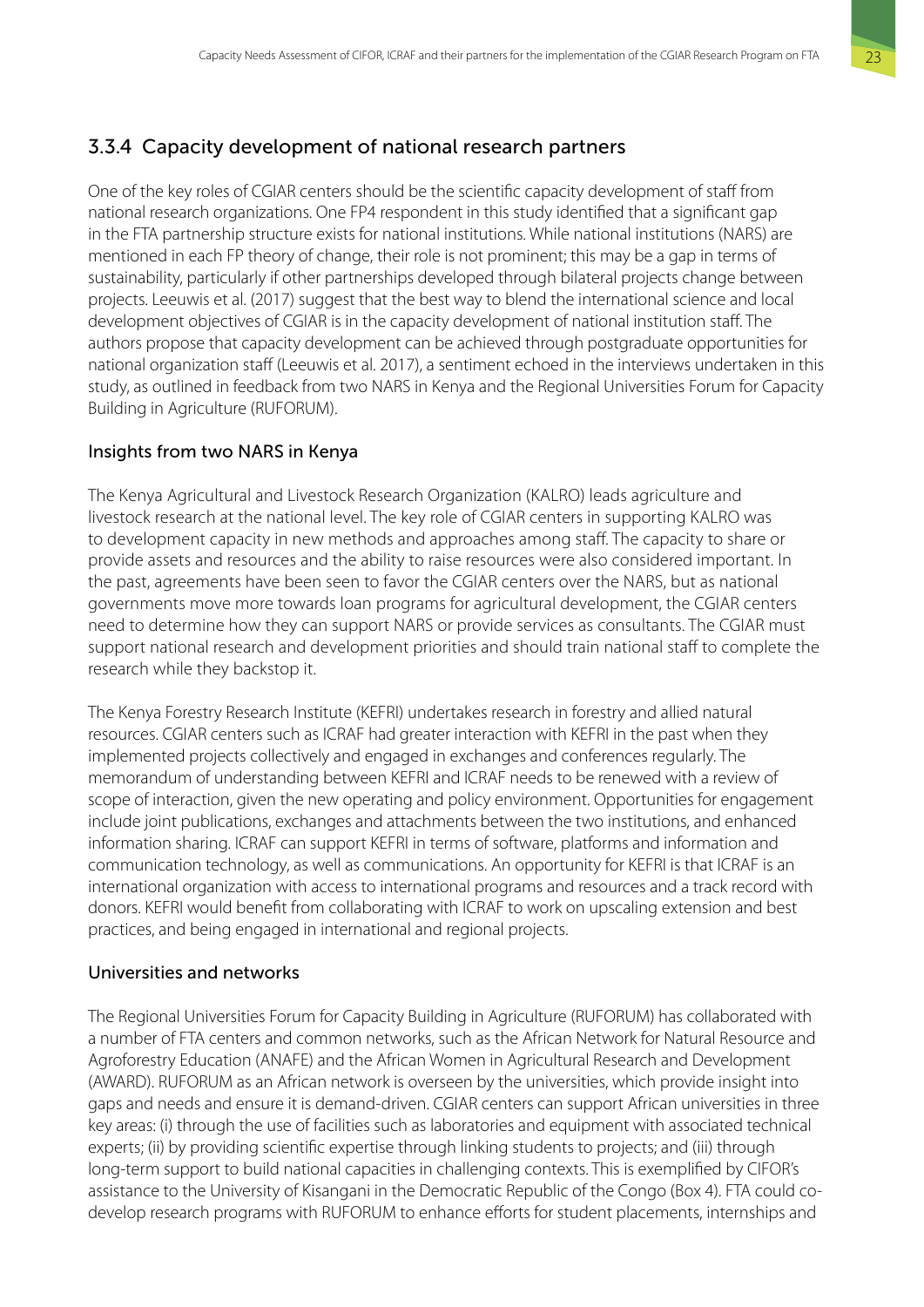### 3.3.4 Capacity development of national research partners

One of the key roles of CGIAR centers should be the scientific capacity development of staff from national research organizations. One FP4 respondent in this study identified that a significant gap in the FTA partnership structure exists for national institutions. While national institutions (NARS) are mentioned in each FP theory of change, their role is not prominent; this may be a gap in terms of sustainability, particularly if other partnerships developed through bilateral projects change between projects. Leeuwis et al. (2017) suggest that the best way to blend the international science and local development objectives of CGIAR is in the capacity development of national institution staff. The authors propose that capacity development can be achieved through postgraduate opportunities for national organization staff (Leeuwis et al. 2017), a sentiment echoed in the interviews undertaken in this study, as outlined in feedback from two NARS in Kenya and the Regional Universities Forum for Capacity Building in Agriculture (RUFORUM).

#### Insights from two NARS in Kenya

The Kenya Agricultural and Livestock Research Organization (KALRO) leads agriculture and livestock research at the national level. The key role of CGIAR centers in supporting KALRO was to development capacity in new methods and approaches among staff. The capacity to share or provide assets and resources and the ability to raise resources were also considered important. In the past, agreements have been seen to favor the CGIAR centers over the NARS, but as national governments move more towards loan programs for agricultural development, the CGIAR centers need to determine how they can support NARS or provide services as consultants. The CGIAR must support national research and development priorities and should train national staff to complete the research while they backstop it.

The Kenya Forestry Research Institute (KEFRI) undertakes research in forestry and allied natural resources. CGIAR centers such as ICRAF had greater interaction with KEFRI in the past when they implemented projects collectively and engaged in exchanges and conferences regularly. The memorandum of understanding between KEFRI and ICRAF needs to be renewed with a review of scope of interaction, given the new operating and policy environment. Opportunities for engagement include joint publications, exchanges and attachments between the two institutions, and enhanced information sharing. ICRAF can support KEFRI in terms of software, platforms and information and communication technology, as well as communications. An opportunity for KEFRI is that ICRAF is an international organization with access to international programs and resources and a track record with donors. KEFRI would benefit from collaborating with ICRAF to work on upscaling extension and best practices, and being engaged in international and regional projects.

#### Universities and networks

The Regional Universities Forum for Capacity Building in Agriculture (RUFORUM) has collaborated with a number of FTA centers and common networks, such as the African Network for Natural Resource and Agroforestry Education (ANAFE) and the African Women in Agricultural Research and Development (AWARD). RUFORUM as an African network is overseen by the universities, which provide insight into gaps and needs and ensure it is demand-driven. CGIAR centers can support African universities in three key areas: (i) through the use of facilities such as laboratories and equipment with associated technical experts; (ii) by providing scientific expertise through linking students to projects; and (iii) through long-term support to build national capacities in challenging contexts. This is exemplified by CIFOR's assistance to the University of Kisangani in the Democratic Republic of the Congo (Box 4). FTA could co-develop research programs with RUFORUM to enhance efforts for student placements, internships and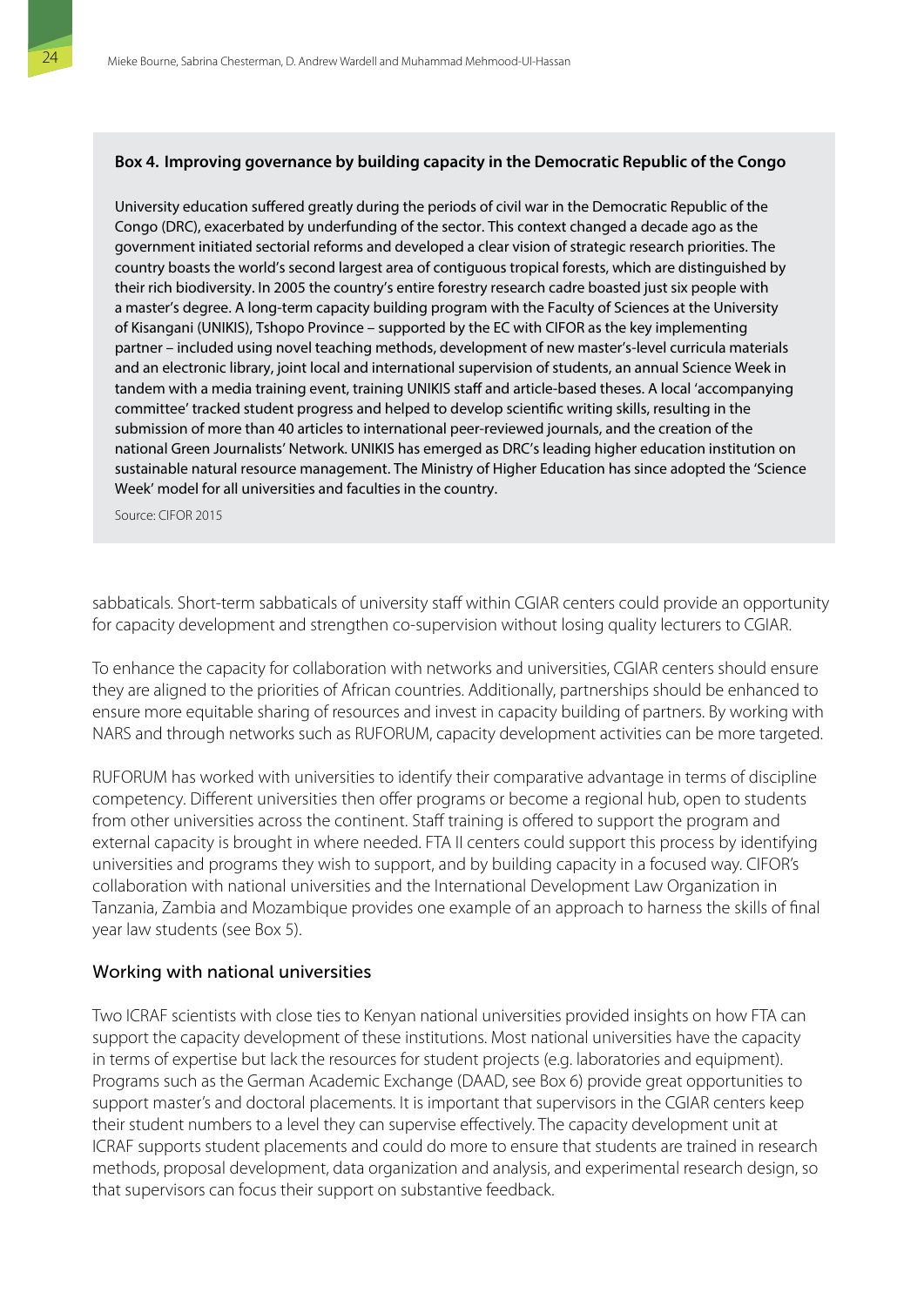**Box 4. Improving governance by building capacity in the Democratic Republic of the Congo**

University education suffered greatly during the periods of civil war in the Democratic Republic of the Congo (DRC), exacerbated by underfunding of the sector. This context changed a decade ago as the government initiated sectorial reforms and developed a clear vision of strategic research priorities. The country boasts the world's second largest area of contiguous tropical forests, which are distinguished by their rich biodiversity. In 2005 the country's entire forestry research cadre boasted just six people with a master's degree. A long-term capacity building program with the Faculty of Sciences at the University of Kisangani (UNIKIS), Tshopo Province – supported by the EC with CIFOR as the key implementing partner – included using novel teaching methods, development of new master's-level curricula materials and an electronic library, joint local and international supervision of students, an annual Science Week in tandem with a media training event, training UNIKIS staff and article-based theses. A local 'accompanying committee' tracked student progress and helped to develop scientific writing skills, resulting in the submission of more than 40 articles to international peer-reviewed journals, and the creation of the national Green Journalists' Network. UNIKIS has emerged as DRC's leading higher education institution on sustainable natural resource management. The Ministry of Higher Education has since adopted the 'Science Week' model for all universities and faculties in the country.

Source: CIFOR 2015

sabbaticals. Short-term sabbaticals of university staff within CGIAR centers could provide an opportunity for capacity development and strengthen co-supervision without losing quality lecturers to CGIAR.

To enhance the capacity for collaboration with networks and universities, CGIAR centers should ensure they are aligned to the priorities of African countries. Additionally, partnerships should be enhanced to ensure more equitable sharing of resources and invest in capacity building of partners. By working with NARS and through networks such as RUFORUM, capacity development activities can be more targeted.

RUFORUM has worked with universities to identify their comparative advantage in terms of discipline competency. Different universities then offer programs or become a regional hub, open to students from other universities across the continent. Staff training is offered to support the program and external capacity is brought in where needed. FTA II centers could support this process by identifying universities and programs they wish to support, and by building capacity in a focused way. CIFOR's collaboration with national universities and the International Development Law Organization in Tanzania, Zambia and Mozambique provides one example of an approach to harness the skills of final year law students (see Box 5).

### Working with national universities

Two ICRAF scientists with close ties to Kenyan national universities provided insights on how FTA can support the capacity development of these institutions. Most national universities have the capacity in terms of expertise but lack the resources for student projects (e.g. laboratories and equipment). Programs such as the German Academic Exchange (DAAD, see Box 6) provide great opportunities to support master's and doctoral placements. It is important that supervisors in the CGIAR centers keep their student numbers to a level they can supervise effectively. The capacity development unit at ICRAF supports student placements and could do more to ensure that students are trained in research methods, proposal development, data organization and analysis, and experimental research design, so that supervisors can focus their support on substantive feedback.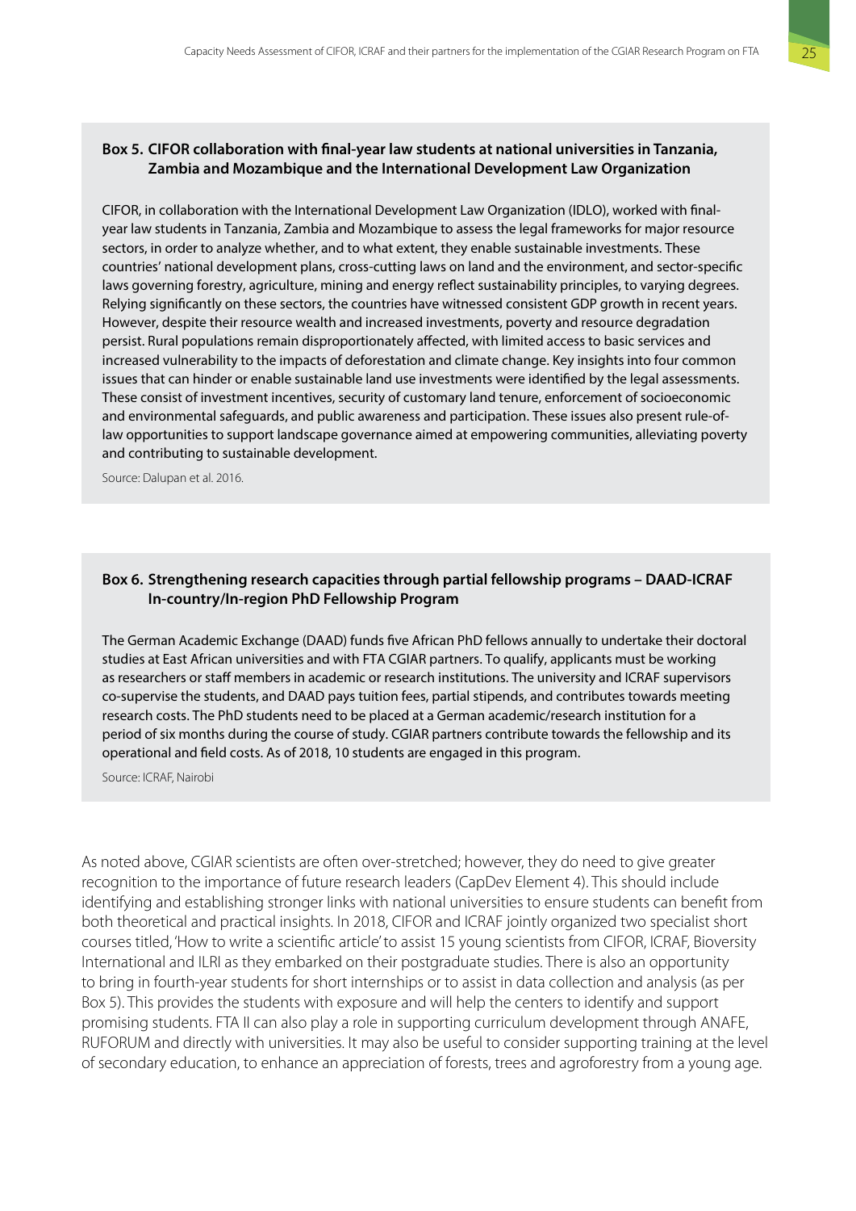**Box 5. CIFOR collaboration with final-year law students at national universities in Tanzania, Zambia and Mozambique and the International Development Law Organization**

CIFOR, in collaboration with the International Development Law Organization (IDLO), worked with final-year law students in Tanzania, Zambia and Mozambique to assess the legal frameworks for major resource sectors, in order to analyze whether, and to what extent, they enable sustainable investments. These countries' national development plans, cross-cutting laws on land and the environment, and sector-specific laws governing forestry, agriculture, mining and energy reflect sustainability principles, to varying degrees. Relying significantly on these sectors, the countries have witnessed consistent GDP growth in recent years. However, despite their resource wealth and increased investments, poverty and resource degradation persist. Rural populations remain disproportionately affected, with limited access to basic services and increased vulnerability to the impacts of deforestation and climate change. Key insights into four common issues that can hinder or enable sustainable land use investments were identified by the legal assessments. These consist of investment incentives, security of customary land tenure, enforcement of socioeconomic and environmental safeguards, and public awareness and participation. These issues also present rule-of-law opportunities to support landscape governance aimed at empowering communities, alleviating poverty and contributing to sustainable development.

Source: Dalupan et al. 2016.

**Box 6. Strengthening research capacities through partial fellowship programs – DAAD-ICRAF In-country/In-region PhD Fellowship Program**

The German Academic Exchange (DAAD) funds five African PhD fellows annually to undertake their doctoral studies at East African universities and with FTA CGIAR partners. To qualify, applicants must be working as researchers or staff members in academic or research institutions. The university and ICRAF supervisors co-supervise the students, and DAAD pays tuition fees, partial stipends, and contributes towards meeting research costs. The PhD students need to be placed at a German academic/research institution for a period of six months during the course of study. CGIAR partners contribute towards the fellowship and its operational and field costs. As of 2018, 10 students are engaged in this program.

Source: ICRAF, Nairobi

As noted above, CGIAR scientists are often over-stretched; however, they do need to give greater recognition to the importance of future research leaders (CapDev Element 4). This should include identifying and establishing stronger links with national universities to ensure students can benefit from both theoretical and practical insights. In 2018, CIFOR and ICRAF jointly organized two specialist short courses titled, 'How to write a scientific article' to assist 15 young scientists from CIFOR, ICRAF, Bioversity International and ILRI as they embarked on their postgraduate studies. There is also an opportunity to bring in fourth-year students for short internships or to assist in data collection and analysis (as per Box 5). This provides the students with exposure and will help the centers to identify and support promising students. FTA II can also play a role in supporting curriculum development through ANAFE, RUFORUM and directly with universities. It may also be useful to consider supporting training at the level of secondary education, to enhance an appreciation of forests, trees and agroforestry from a young age.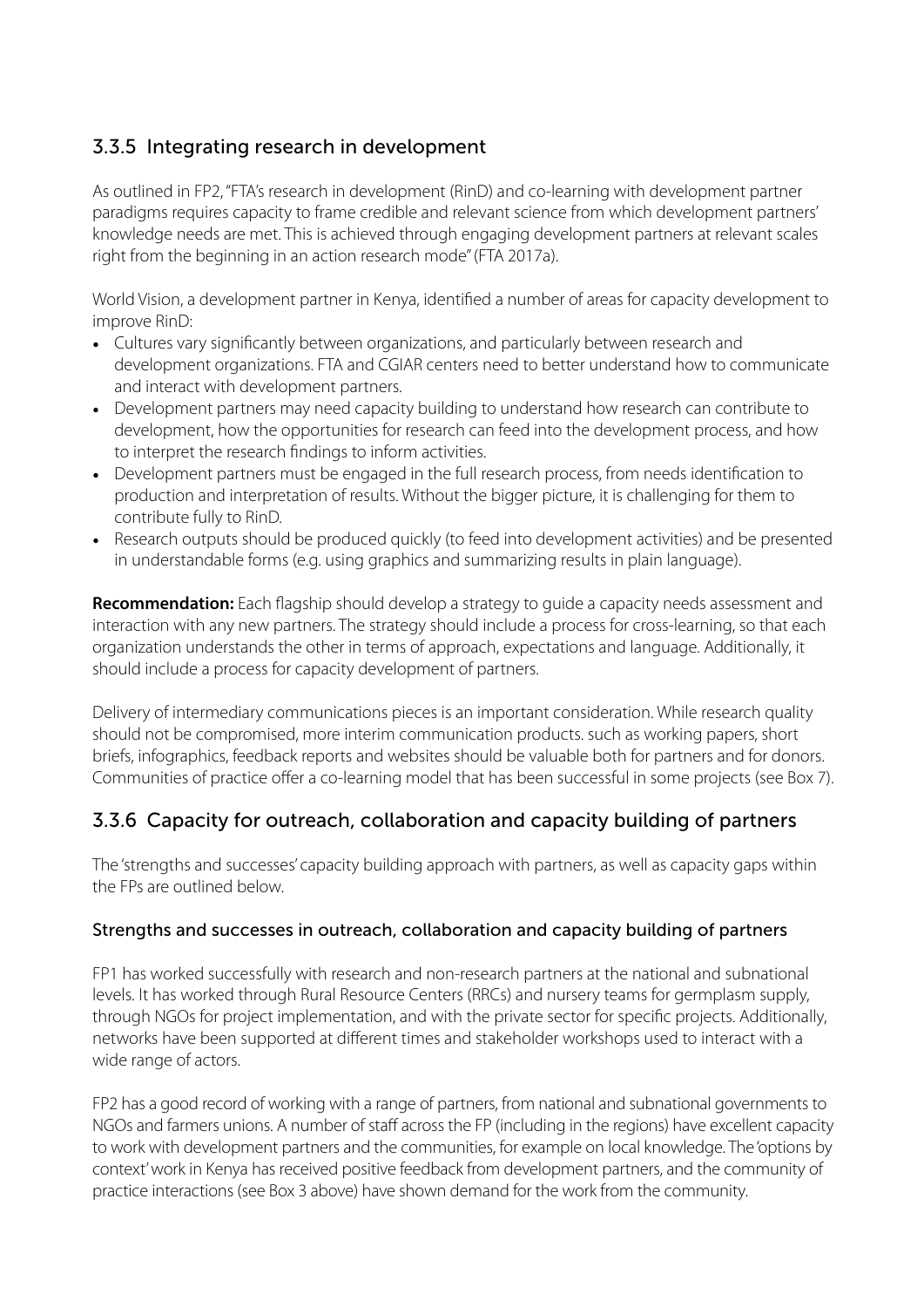### 3.3.5 Integrating research in development

As outlined in FP2, "FTA's research in development (RinD) and co-learning with development partner paradigms requires capacity to frame credible and relevant science from which development partners' knowledge needs are met. This is achieved through engaging development partners at relevant scales right from the beginning in an action research mode" (FTA 2017a).

World Vision, a development partner in Kenya, identified a number of areas for capacity development to improve RinD:

- Cultures vary significantly between organizations, and particularly between research and development organizations. FTA and CGIAR centers need to better understand how to communicate and interact with development partners.
- Development partners may need capacity building to understand how research can contribute to development, how the opportunities for research can feed into the development process, and how to interpret the research findings to inform activities.
- Development partners must be engaged in the full research process, from needs identification to production and interpretation of results. Without the bigger picture, it is challenging for them to contribute fully to RinD.
- Research outputs should be produced quickly (to feed into development activities) and be presented in understandable forms (e.g. using graphics and summarizing results in plain language).

**Recommendation:** Each flagship should develop a strategy to guide a capacity needs assessment and interaction with any new partners. The strategy should include a process for cross-learning, so that each organization understands the other in terms of approach, expectations and language. Additionally, it should include a process for capacity development of partners.

Delivery of intermediary communications pieces is an important consideration. While research quality should not be compromised, more interim communication products. such as working papers, short briefs, infographics, feedback reports and websites should be valuable both for partners and for donors. Communities of practice offer a co-learning model that has been successful in some projects (see Box 7).

### 3.3.6 Capacity for outreach, collaboration and capacity building of partners

The 'strengths and successes' capacity building approach with partners, as well as capacity gaps within the FPs are outlined below.

#### Strengths and successes in outreach, collaboration and capacity building of partners

FP1 has worked successfully with research and non-research partners at the national and subnational levels. It has worked through Rural Resource Centers (RRCs) and nursery teams for germplasm supply, through NGOs for project implementation, and with the private sector for specific projects. Additionally, networks have been supported at different times and stakeholder workshops used to interact with a wide range of actors.

FP2 has a good record of working with a range of partners, from national and subnational governments to NGOs and farmers unions. A number of staff across the FP (including in the regions) have excellent capacity to work with development partners and the communities, for example on local knowledge. The 'options by context' work in Kenya has received positive feedback from development partners, and the community of practice interactions (see Box 3 above) have shown demand for the work from the community.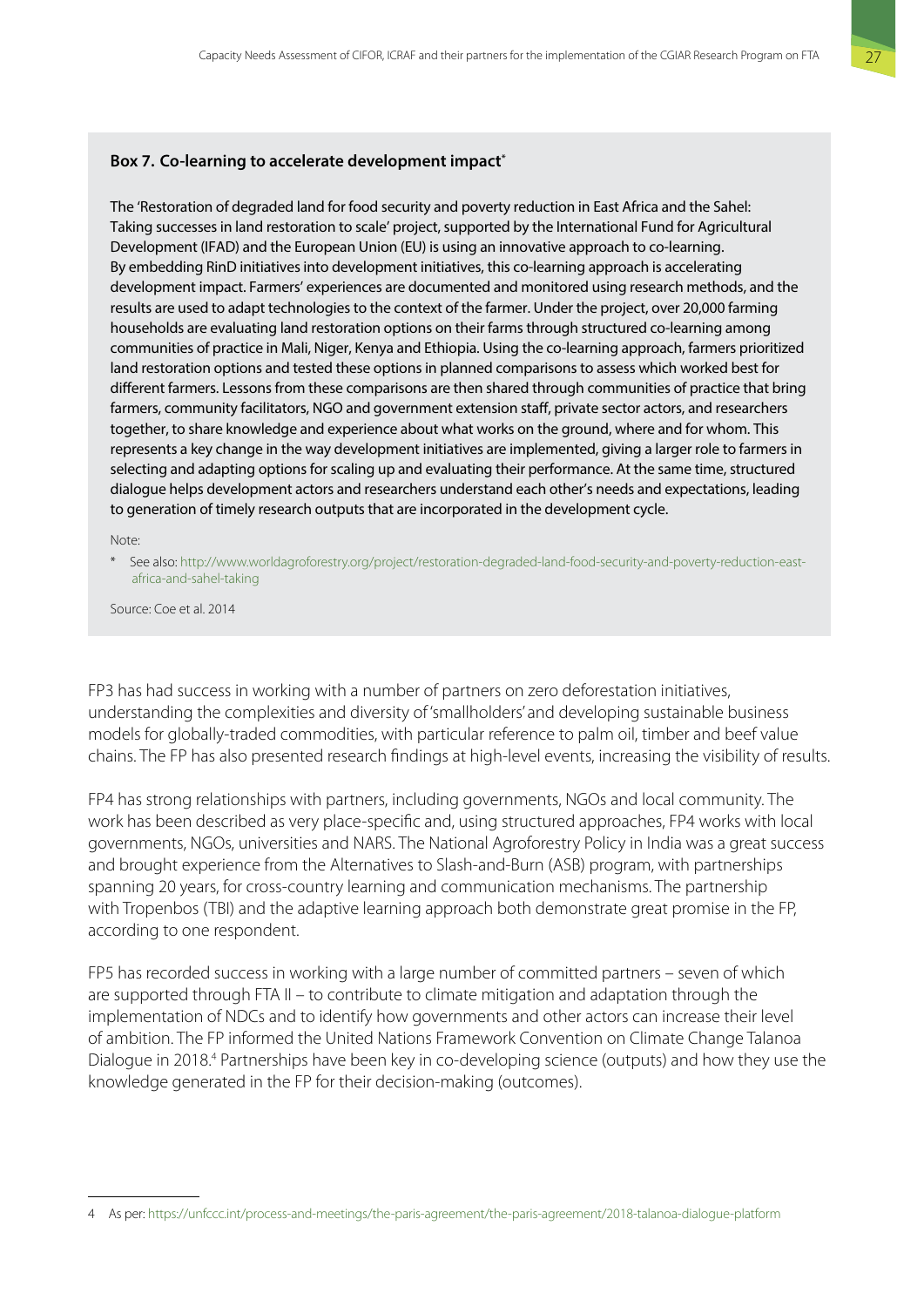**Box 7. Co-learning to accelerate development impact***

The 'Restoration of degraded land for food security and poverty reduction in East Africa and the Sahel: Taking successes in land restoration to scale' project, supported by the International Fund for Agricultural Development (IFAD) and the European Union (EU) is using an innovative approach to co-learning. By embedding RinD initiatives into development initiatives, this co-learning approach is accelerating development impact. Farmers' experiences are documented and monitored using research methods, and the results are used to adapt technologies to the context of the farmer. Under the project, over 20,000 farming households are evaluating land restoration options on their farms through structured co-learning among communities of practice in Mali, Niger, Kenya and Ethiopia. Using the co-learning approach, farmers prioritized land restoration options and tested these options in planned comparisons to assess which worked best for different farmers. Lessons from these comparisons are then shared through communities of practice that bring farmers, community facilitators, NGO and government extension staff, private sector actors, and researchers together, to share knowledge and experience about what works on the ground, where and for whom. This represents a key change in the way development initiatives are implemented, giving a larger role to farmers in selecting and adapting options for scaling up and evaluating their performance. At the same time, structured dialogue helps development actors and researchers understand each other's needs and expectations, leading to generation of timely research outputs that are incorporated in the development cycle.

Note:

\* See also: http://www.worldagroforestry.org/project/restoration-degraded-land-food-security-and-poverty-reduction-east-africa-and-sahel-taking

Source: Coe et al. 2014

FP3 has had success in working with a number of partners on zero deforestation initiatives, understanding the complexities and diversity of 'smallholders' and developing sustainable business models for globally-traded commodities, with particular reference to palm oil, timber and beef value chains. The FP has also presented research findings at high-level events, increasing the visibility of results.

FP4 has strong relationships with partners, including governments, NGOs and local community. The work has been described as very place-specific and, using structured approaches, FP4 works with local governments, NGOs, universities and NARS. The National Agroforestry Policy in India was a great success and brought experience from the Alternatives to Slash-and-Burn (ASB) program, with partnerships spanning 20 years, for cross-country learning and communication mechanisms. The partnership with Tropenbos (TBI) and the adaptive learning approach both demonstrate great promise in the FP, according to one respondent.

FP5 has recorded success in working with a large number of committed partners – seven of which are supported through FTA II – to contribute to climate mitigation and adaptation through the implementation of NDCs and to identify how governments and other actors can increase their level of ambition. The FP informed the United Nations Framework Convention on Climate Change Talanoa Dialogue in 2018.[4] Partnerships have been key in co-developing science (outputs) and how they use the knowledge generated in the FP for their decision-making (outcomes).

4 As per: https://unfccc.int/process-and-meetings/the-paris-agreement/the-paris-agreement/2018-talanoa-dialogue-platform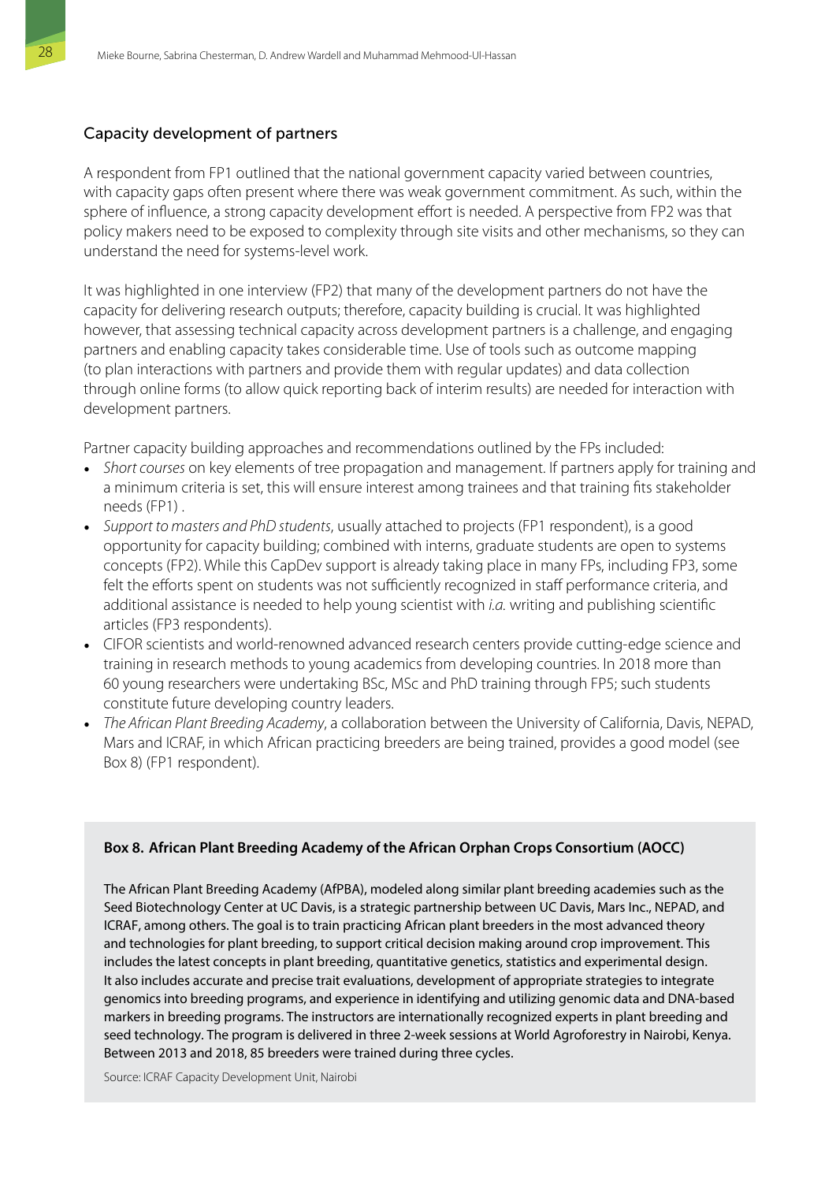### Capacity development of partners

A respondent from FP1 outlined that the national government capacity varied between countries, with capacity gaps often present where there was weak government commitment. As such, within the sphere of influence, a strong capacity development effort is needed. A perspective from FP2 was that policy makers need to be exposed to complexity through site visits and other mechanisms, so they can understand the need for systems-level work.

It was highlighted in one interview (FP2) that many of the development partners do not have the capacity for delivering research outputs; therefore, capacity building is crucial. It was highlighted however, that assessing technical capacity across development partners is a challenge, and engaging partners and enabling capacity takes considerable time. Use of tools such as outcome mapping (to plan interactions with partners and provide them with regular updates) and data collection through online forms (to allow quick reporting back of interim results) are needed for interaction with development partners.

Partner capacity building approaches and recommendations outlined by the FPs included:

- *Short courses* on key elements of tree propagation and management. If partners apply for training and a minimum criteria is set, this will ensure interest among trainees and that training fits stakeholder needs (FP1) .
- *Support to masters and PhD students*, usually attached to projects (FP1 respondent), is a good opportunity for capacity building; combined with interns, graduate students are open to systems concepts (FP2). While this CapDev support is already taking place in many FPs, including FP3, some felt the efforts spent on students was not sufficiently recognized in staff performance criteria, and additional assistance is needed to help young scientist with *i.a.* writing and publishing scientific articles (FP3 respondents).
- CIFOR scientists and world-renowned advanced research centers provide cutting-edge science and training in research methods to young academics from developing countries. In 2018 more than 60 young researchers were undertaking BSc, MSc and PhD training through FP5; such students constitute future developing country leaders.
- *The African Plant Breeding Academy*, a collaboration between the University of California, Davis, NEPAD, Mars and ICRAF, in which African practicing breeders are being trained, provides a good model (see Box 8) (FP1 respondent).

**Box 8. African Plant Breeding Academy of the African Orphan Crops Consortium (AOCC)**

The African Plant Breeding Academy (AfPBA), modeled along similar plant breeding academies such as the Seed Biotechnology Center at UC Davis, is a strategic partnership between UC Davis, Mars Inc., NEPAD, and ICRAF, among others. The goal is to train practicing African plant breeders in the most advanced theory and technologies for plant breeding, to support critical decision making around crop improvement. This includes the latest concepts in plant breeding, quantitative genetics, statistics and experimental design. It also includes accurate and precise trait evaluations, development of appropriate strategies to integrate genomics into breeding programs, and experience in identifying and utilizing genomic data and DNA-based markers in breeding programs. The instructors are internationally recognized experts in plant breeding and seed technology. The program is delivered in three 2-week sessions at World Agroforestry in Nairobi, Kenya. Between 2013 and 2018, 85 breeders were trained during three cycles.

Source: ICRAF Capacity Development Unit, Nairobi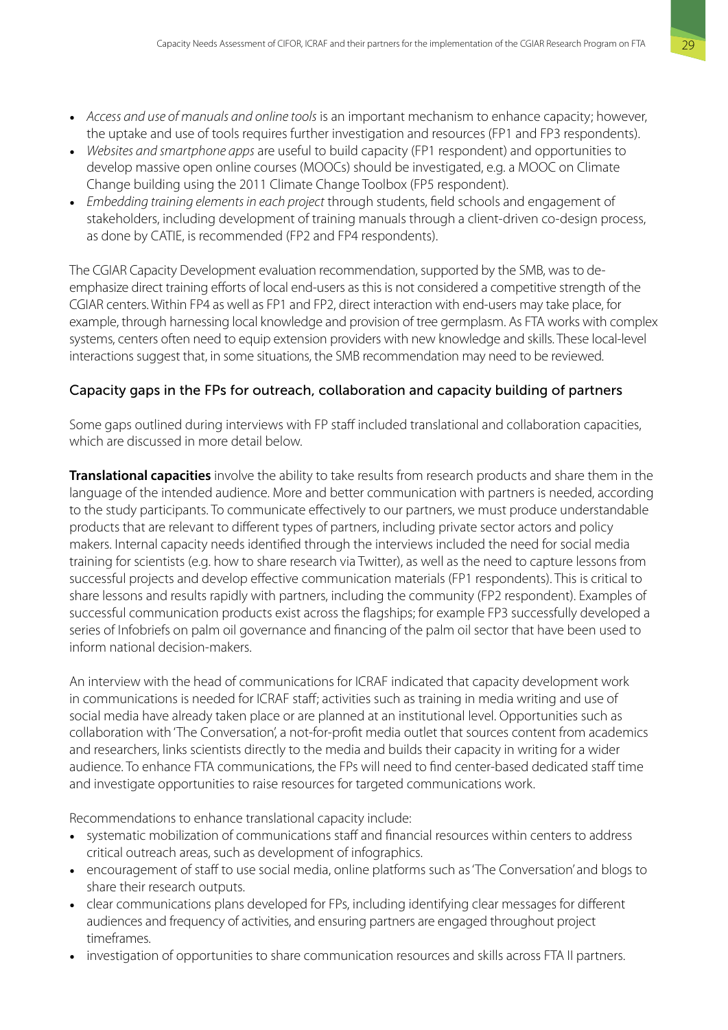- *Access and use of manuals and online tools* is an important mechanism to enhance capacity; however, the uptake and use of tools requires further investigation and resources (FP1 and FP3 respondents).
- *Websites and smartphone apps* are useful to build capacity (FP1 respondent) and opportunities to develop massive open online courses (MOOCs) should be investigated, e.g. a MOOC on Climate Change building using the 2011 Climate Change Toolbox (FP5 respondent).
- *Embedding training elements in each project* through students, field schools and engagement of stakeholders, including development of training manuals through a client-driven co-design process, as done by CATIE, is recommended (FP2 and FP4 respondents).

The CGIAR Capacity Development evaluation recommendation, supported by the SMB, was to de-emphasize direct training efforts of local end-users as this is not considered a competitive strength of the CGIAR centers. Within FP4 as well as FP1 and FP2, direct interaction with end-users may take place, for example, through harnessing local knowledge and provision of tree germplasm. As FTA works with complex systems, centers often need to equip extension providers with new knowledge and skills. These local-level interactions suggest that, in some situations, the SMB recommendation may need to be reviewed.

### Capacity gaps in the FPs for outreach, collaboration and capacity building of partners

Some gaps outlined during interviews with FP staff included translational and collaboration capacities, which are discussed in more detail below.

**Translational capacities** involve the ability to take results from research products and share them in the language of the intended audience. More and better communication with partners is needed, according to the study participants. To communicate effectively to our partners, we must produce understandable products that are relevant to different types of partners, including private sector actors and policy makers. Internal capacity needs identified through the interviews included the need for social media training for scientists (e.g. how to share research via Twitter), as well as the need to capture lessons from successful projects and develop effective communication materials (FP1 respondents). This is critical to share lessons and results rapidly with partners, including the community (FP2 respondent). Examples of successful communication products exist across the flagships; for example FP3 successfully developed a series of Infobriefs on palm oil governance and financing of the palm oil sector that have been used to inform national decision-makers.

An interview with the head of communications for ICRAF indicated that capacity development work in communications is needed for ICRAF staff; activities such as training in media writing and use of social media have already taken place or are planned at an institutional level. Opportunities such as collaboration with 'The Conversation', a not-for-profit media outlet that sources content from academics and researchers, links scientists directly to the media and builds their capacity in writing for a wider audience. To enhance FTA communications, the FPs will need to find center-based dedicated staff time and investigate opportunities to raise resources for targeted communications work.

Recommendations to enhance translational capacity include:

- systematic mobilization of communications staff and financial resources within centers to address critical outreach areas, such as development of infographics.
- encouragement of staff to use social media, online platforms such as 'The Conversation' and blogs to share their research outputs.
- clear communications plans developed for FPs, including identifying clear messages for different audiences and frequency of activities, and ensuring partners are engaged throughout project timeframes.
- investigation of opportunities to share communication resources and skills across FTA II partners.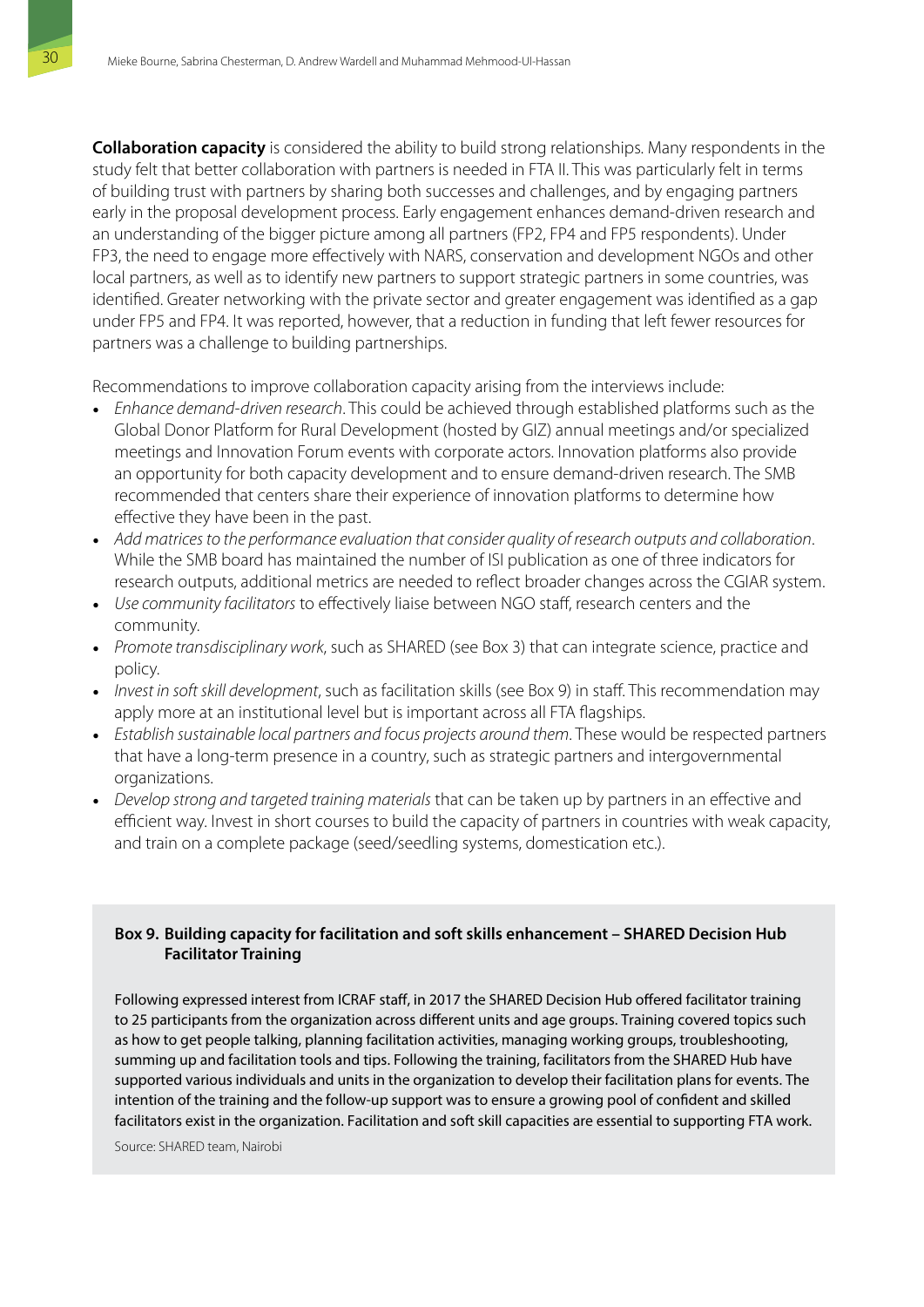**Collaboration capacity** is considered the ability to build strong relationships. Many respondents in the study felt that better collaboration with partners is needed in FTA II. This was particularly felt in terms of building trust with partners by sharing both successes and challenges, and by engaging partners early in the proposal development process. Early engagement enhances demand-driven research and an understanding of the bigger picture among all partners (FP2, FP4 and FP5 respondents). Under FP3, the need to engage more effectively with NARS, conservation and development NGOs and other local partners, as well as to identify new partners to support strategic partners in some countries, was identified. Greater networking with the private sector and greater engagement was identified as a gap under FP5 and FP4. It was reported, however, that a reduction in funding that left fewer resources for partners was a challenge to building partnerships.

Recommendations to improve collaboration capacity arising from the interviews include:

- *Enhance demand-driven research*. This could be achieved through established platforms such as the Global Donor Platform for Rural Development (hosted by GIZ) annual meetings and/or specialized meetings and Innovation Forum events with corporate actors. Innovation platforms also provide an opportunity for both capacity development and to ensure demand-driven research. The SMB recommended that centers share their experience of innovation platforms to determine how effective they have been in the past.
- *Add matrices to the performance evaluation that consider quality of research outputs and collaboration*. While the SMB board has maintained the number of ISI publication as one of three indicators for research outputs, additional metrics are needed to reflect broader changes across the CGIAR system.
- *Use community facilitators* to effectively liaise between NGO staff, research centers and the community.
- *Promote transdisciplinary work*, such as SHARED (see Box 3) that can integrate science, practice and policy.
- *Invest in soft skill development*, such as facilitation skills (see Box 9) in staff. This recommendation may apply more at an institutional level but is important across all FTA flagships.
- *Establish sustainable local partners and focus projects around them*. These would be respected partners that have a long-term presence in a country, such as strategic partners and intergovernmental organizations.
- *Develop strong and targeted training materials* that can be taken up by partners in an effective and efficient way. Invest in short courses to build the capacity of partners in countries with weak capacity, and train on a complete package (seed/seedling systems, domestication etc.).

**Box 9. Building capacity for facilitation and soft skills enhancement – SHARED Decision Hub Facilitator Training**

Following expressed interest from ICRAF staff, in 2017 the SHARED Decision Hub offered facilitator training to 25 participants from the organization across different units and age groups. Training covered topics such as how to get people talking, planning facilitation activities, managing working groups, troubleshooting, summing up and facilitation tools and tips. Following the training, facilitators from the SHARED Hub have supported various individuals and units in the organization to develop their facilitation plans for events. The intention of the training and the follow-up support was to ensure a growing pool of confident and skilled facilitators exist in the organization. Facilitation and soft skill capacities are essential to supporting FTA work.

Source: SHARED team, Nairobi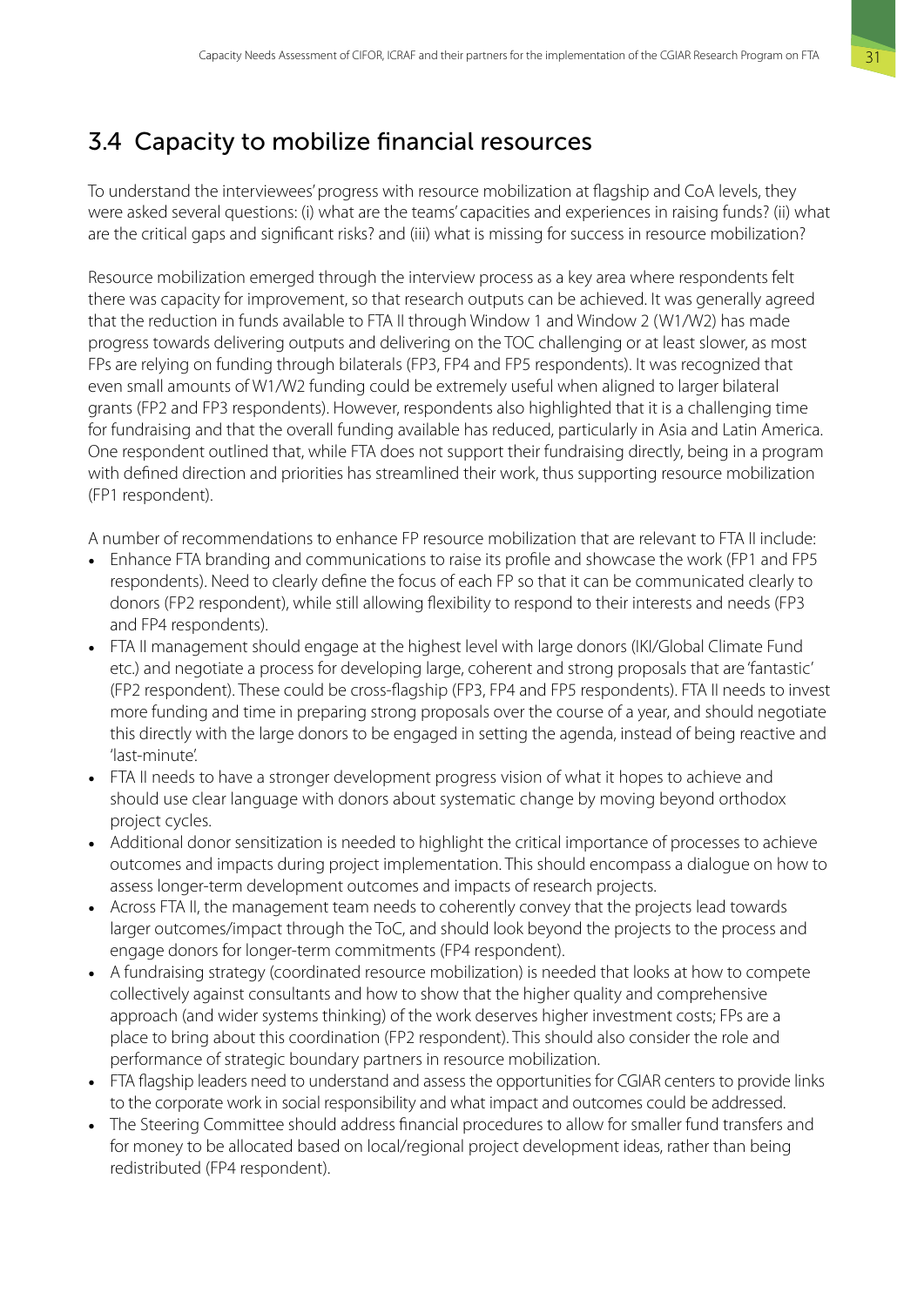## 3.4 Capacity to mobilize financial resources

To understand the interviewees' progress with resource mobilization at flagship and CoA levels, they were asked several questions: (i) what are the teams' capacities and experiences in raising funds? (ii) what are the critical gaps and significant risks? and (iii) what is missing for success in resource mobilization?

Resource mobilization emerged through the interview process as a key area where respondents felt there was capacity for improvement, so that research outputs can be achieved. It was generally agreed that the reduction in funds available to FTA II through Window 1 and Window 2 (W1/W2) has made progress towards delivering outputs and delivering on the TOC challenging or at least slower, as most FPs are relying on funding through bilaterals (FP3, FP4 and FP5 respondents). It was recognized that even small amounts of W1/W2 funding could be extremely useful when aligned to larger bilateral grants (FP2 and FP3 respondents). However, respondents also highlighted that it is a challenging time for fundraising and that the overall funding available has reduced, particularly in Asia and Latin America. One respondent outlined that, while FTA does not support their fundraising directly, being in a program with defined direction and priorities has streamlined their work, thus supporting resource mobilization (FP1 respondent).

A number of recommendations to enhance FP resource mobilization that are relevant to FTA II include:

- Enhance FTA branding and communications to raise its profile and showcase the work (FP1 and FP5 respondents). Need to clearly define the focus of each FP so that it can be communicated clearly to donors (FP2 respondent), while still allowing flexibility to respond to their interests and needs (FP3 and FP4 respondents).
- FTA II management should engage at the highest level with large donors (IKI/Global Climate Fund etc.) and negotiate a process for developing large, coherent and strong proposals that are 'fantastic' (FP2 respondent). These could be cross-flagship (FP3, FP4 and FP5 respondents). FTA II needs to invest more funding and time in preparing strong proposals over the course of a year, and should negotiate this directly with the large donors to be engaged in setting the agenda, instead of being reactive and 'last-minute'.
- FTA II needs to have a stronger development progress vision of what it hopes to achieve and should use clear language with donors about systematic change by moving beyond orthodox project cycles.
- Additional donor sensitization is needed to highlight the critical importance of processes to achieve outcomes and impacts during project implementation. This should encompass a dialogue on how to assess longer-term development outcomes and impacts of research projects.
- Across FTA II, the management team needs to coherently convey that the projects lead towards larger outcomes/impact through the ToC, and should look beyond the projects to the process and engage donors for longer-term commitments (FP4 respondent).
- A fundraising strategy (coordinated resource mobilization) is needed that looks at how to compete collectively against consultants and how to show that the higher quality and comprehensive approach (and wider systems thinking) of the work deserves higher investment costs; FPs are a place to bring about this coordination (FP2 respondent). This should also consider the role and performance of strategic boundary partners in resource mobilization.
- FTA flagship leaders need to understand and assess the opportunities for CGIAR centers to provide links to the corporate work in social responsibility and what impact and outcomes could be addressed.
- The Steering Committee should address financial procedures to allow for smaller fund transfers and for money to be allocated based on local/regional project development ideas, rather than being redistributed (FP4 respondent).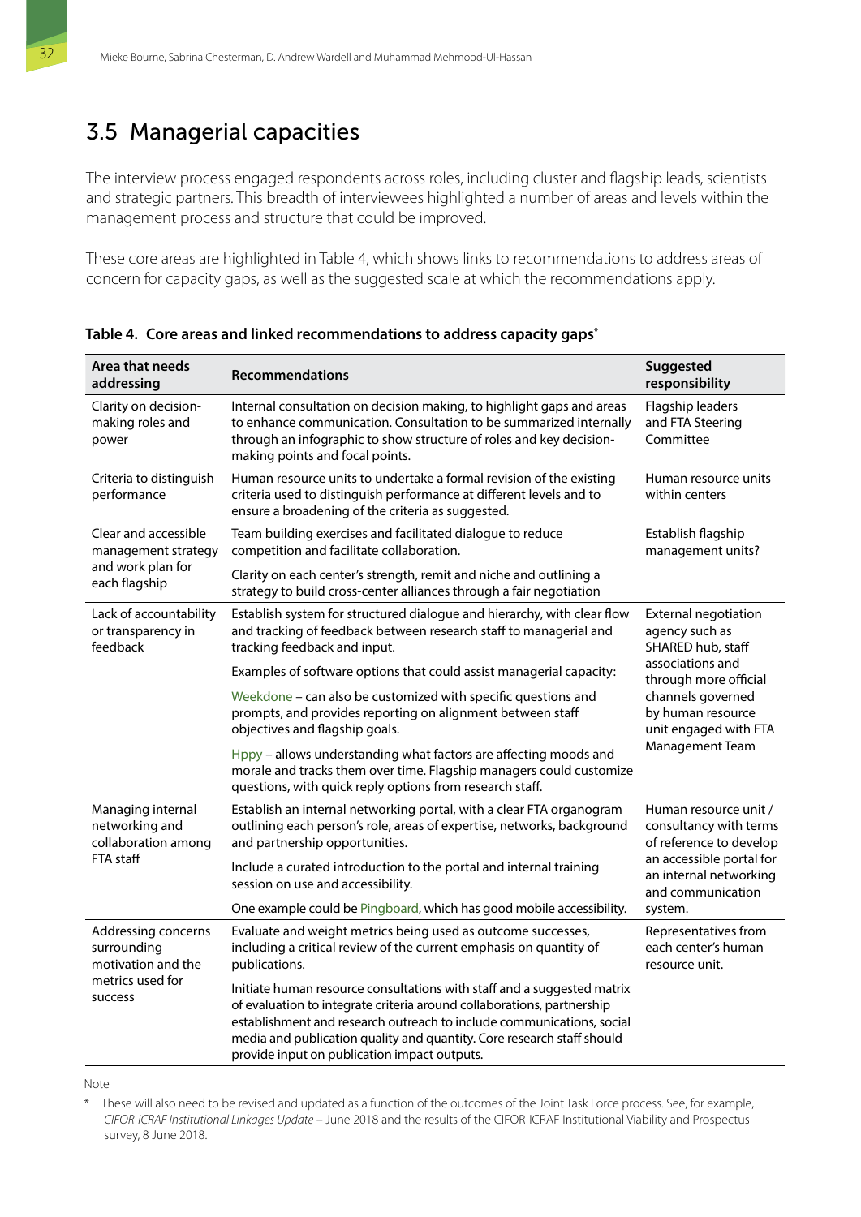## 3.5 Managerial capacities

The interview process engaged respondents across roles, including cluster and flagship leads, scientists and strategic partners. This breadth of interviewees highlighted a number of areas and levels within the management process and structure that could be improved.

These core areas are highlighted in Table 4, which shows links to recommendations to address areas of concern for capacity gaps, as well as the suggested scale at which the recommendations apply.

**Table 4. Core areas and linked recommendations to address capacity gaps***

| Area that needs addressing | Recommendations | Suggested responsibility |
|---|---|---|
| Clarity on decision-making roles and power | Internal consultation on decision making, to highlight gaps and areas to enhance communication. Consultation to be summarized internally through an infographic to show structure of roles and key decision-making points and focal points. | Flagship leaders and FTA Steering Committee |
| Criteria to distinguish performance | Human resource units to undertake a formal revision of the existing criteria used to distinguish performance at different levels and to ensure a broadening of the criteria as suggested. | Human resource units within centers |
| Clear and accessible management strategy and work plan for each flagship | Team building exercises and facilitated dialogue to reduce competition and facilitate collaboration. | Establish flagship management units? |
| | Clarity on each center's strength, remit and niche and outlining a strategy to build cross-center alliances through a fair negotiation | |
| Lack of accountability or transparency in feedback | Establish system for structured dialogue and hierarchy, with clear flow and tracking of feedback between research staff to managerial and tracking feedback and input. | External negotiation agency such as SHARED hub, staff associations and through more official channels governed by human resource unit engaged with FTA Management Team |
| | Examples of software options that could assist managerial capacity: | |
| | Weekdone – can also be customized with specific questions and prompts, and provides reporting on alignment between staff objectives and flagship goals. | |
| | Hppy – allows understanding what factors are affecting moods and morale and tracks them over time. Flagship managers could customize questions, with quick reply options from research staff. | |
| Managing internal networking and collaboration among FTA staff | Establish an internal networking portal, with a clear FTA organogram outlining each person's role, areas of expertise, networks, background and partnership opportunities. | Human resource unit / consultancy with terms of reference to develop an accessible portal for an internal networking and communication system. |
| | Include a curated introduction to the portal and internal training session on use and accessibility. | |
| | One example could be Pingboard, which has good mobile accessibility. | |
| Addressing concerns surrounding motivation and the metrics used for success | Evaluate and weight metrics being used as outcome successes, including a critical review of the current emphasis on quantity of publications. | Representatives from each center's human resource unit. |
| | Initiate human resource consultations with staff and a suggested matrix of evaluation to integrate criteria around collaborations, partnership establishment and research outreach to include communications, social media and publication quality and quantity. Core research staff should provide input on publication impact outputs. | |

Note

\* These will also need to be revised and updated as a function of the outcomes of the Joint Task Force process. See, for example, *CIFOR-ICRAF Institutional Linkages Update* – June 2018 and the results of the CIFOR-ICRAF Institutional Viability and Prospectus survey, 8 June 2018.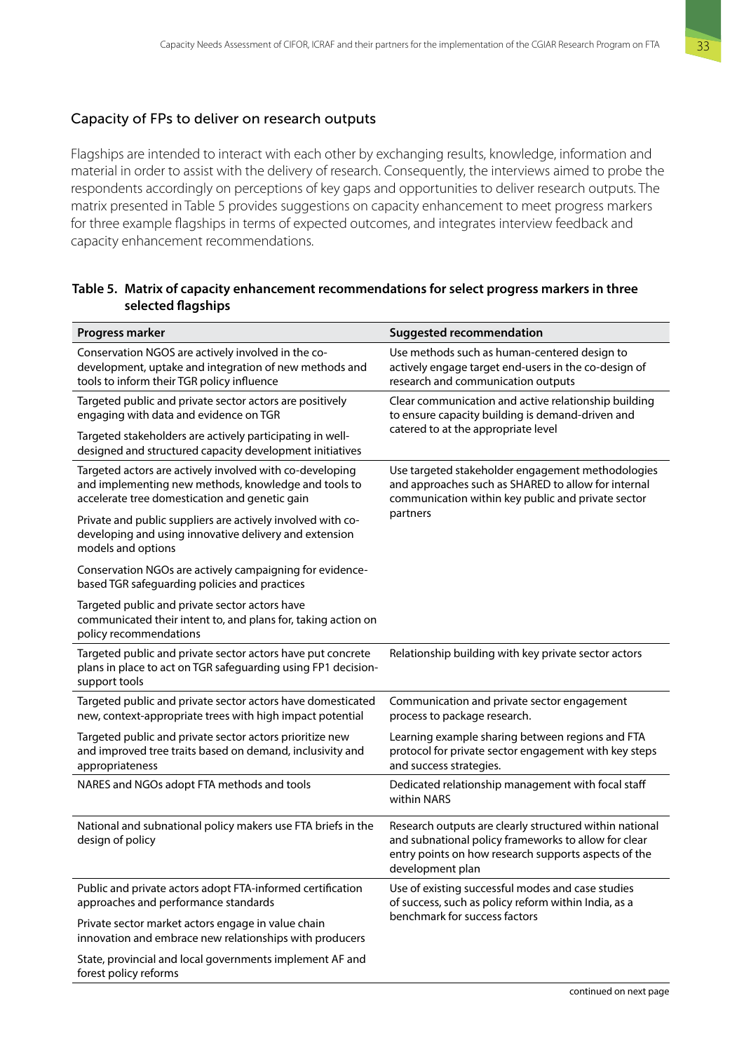## Capacity of FPs to deliver on research outputs

Flagships are intended to interact with each other by exchanging results, knowledge, information and material in order to assist with the delivery of research. Consequently, the interviews aimed to probe the respondents accordingly on perceptions of key gaps and opportunities to deliver research outputs. The matrix presented in Table 5 provides suggestions on capacity enhancement to meet progress markers for three example flagships in terms of expected outcomes, and integrates interview feedback and capacity enhancement recommendations.

**Table 5. Matrix of capacity enhancement recommendations for select progress markers in three selected flagships**

| Progress marker | Suggested recommendation |
|---|---|
| Conservation NGOS are actively involved in the co-development, uptake and integration of new methods and tools to inform their TGR policy influence | Use methods such as human-centered design to actively engage target end-users in the co-design of research and communication outputs |
| Targeted public and private sector actors are positively engaging with data and evidence on TGR<br><br>Targeted stakeholders are actively participating in well-designed and structured capacity development initiatives | Clear communication and active relationship building to ensure capacity building is demand-driven and catered to at the appropriate level |
| Targeted actors are actively involved with co-developing and implementing new methods, knowledge and tools to accelerate tree domestication and genetic gain<br><br>Private and public suppliers are actively involved with co-developing and using innovative delivery and extension models and options<br><br>Conservation NGOs are actively campaigning for evidence-based TGR safeguarding policies and practices<br><br>Targeted public and private sector actors have communicated their intent to, and plans for, taking action on policy recommendations | Use targeted stakeholder engagement methodologies and approaches such as SHARED to allow for internal communication within key public and private sector partners |
| Targeted public and private sector actors have put concrete plans in place to act on TGR safeguarding using FP1 decision-support tools | Relationship building with key private sector actors |
| Targeted public and private sector actors have domesticated new, context-appropriate trees with high impact potential<br><br>Targeted public and private sector actors prioritize new and improved tree traits based on demand, inclusivity and appropriateness | Communication and private sector engagement process to package research.<br><br>Learning example sharing between regions and FTA protocol for private sector engagement with key steps and success strategies. |
| NARES and NGOs adopt FTA methods and tools | Dedicated relationship management with focal staff within NARS |
| National and subnational policy makers use FTA briefs in the design of policy | Research outputs are clearly structured within national and subnational policy frameworks to allow for clear entry points on how research supports aspects of the development plan |
| Public and private actors adopt FTA-informed certification approaches and performance standards<br><br>Private sector market actors engage in value chain innovation and embrace new relationships with producers<br><br>State, provincial and local governments implement AF and forest policy reforms | Use of existing successful modes and case studies of success, such as policy reform within India, as a benchmark for success factors |

continued on next page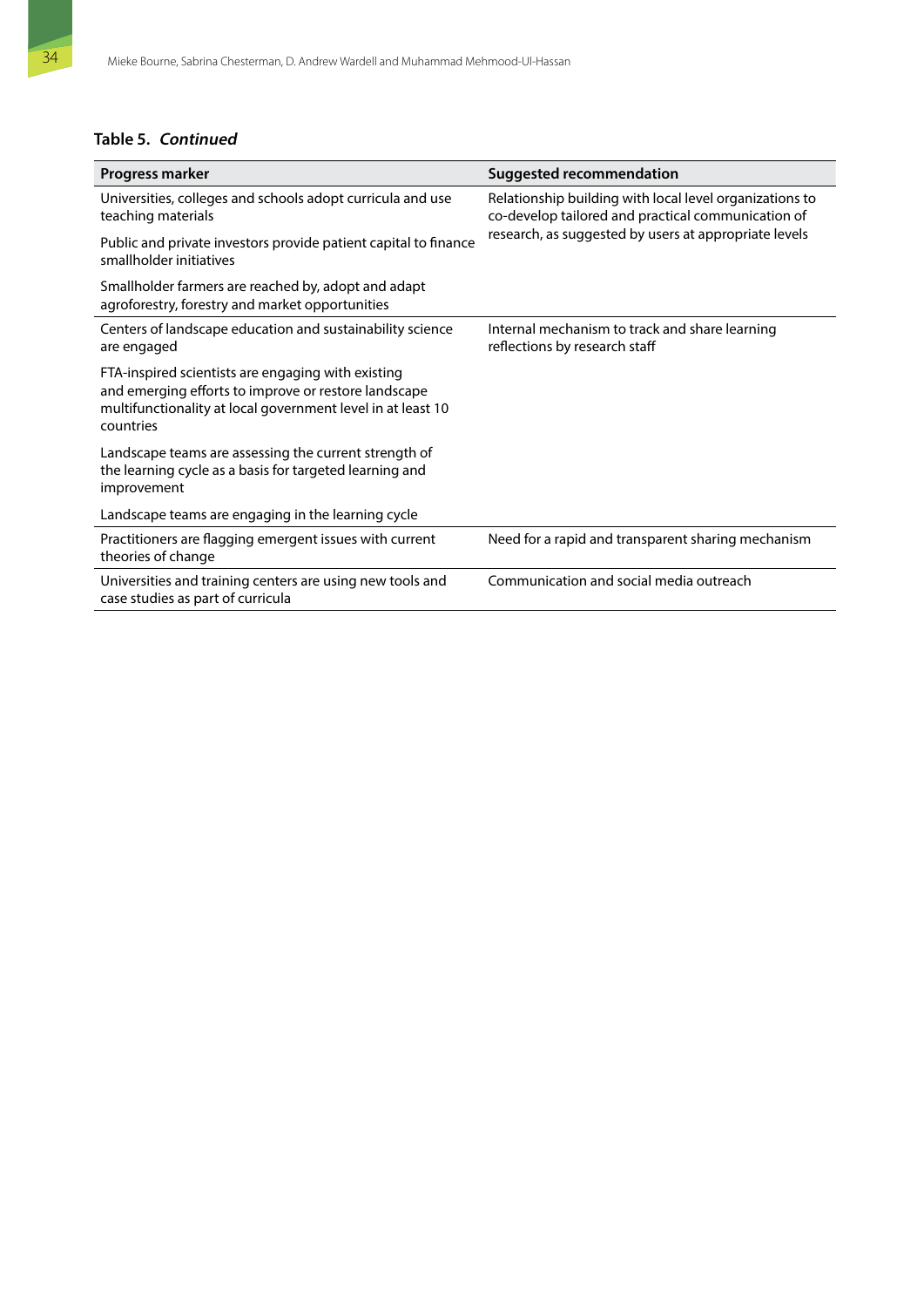**Table 5.** ***Continued***

| Progress marker | Suggested recommendation |
|---|---|
| Universities, colleges and schools adopt curricula and use teaching materials | Relationship building with local level organizations to co-develop tailored and practical communication of research, as suggested by users at appropriate levels |
| Public and private investors provide patient capital to finance smallholder initiatives | |
| Smallholder farmers are reached by, adopt and adapt agroforestry, forestry and market opportunities | |
| Centers of landscape education and sustainability science are engaged | Internal mechanism to track and share learning reflections by research staff |
| FTA-inspired scientists are engaging with existing and emerging efforts to improve or restore landscape multifunctionality at local government level in at least 10 countries | |
| Landscape teams are assessing the current strength of the learning cycle as a basis for targeted learning and improvement | |
| Landscape teams are engaging in the learning cycle | |
| Practitioners are flagging emergent issues with current theories of change | Need for a rapid and transparent sharing mechanism |
| Universities and training centers are using new tools and case studies as part of curricula | Communication and social media outreach |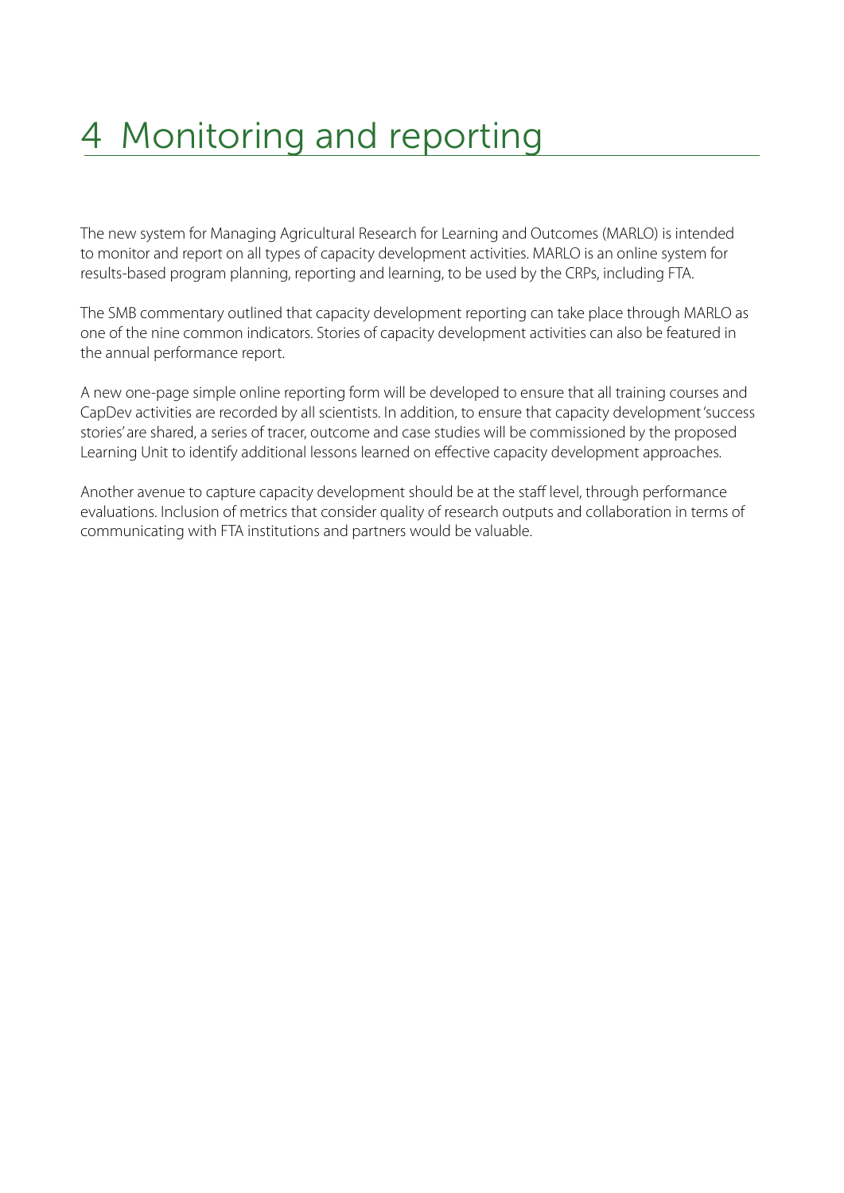# 4 Monitoring and reporting

The new system for Managing Agricultural Research for Learning and Outcomes (MARLO) is intended to monitor and report on all types of capacity development activities. MARLO is an online system for results-based program planning, reporting and learning, to be used by the CRPs, including FTA.

The SMB commentary outlined that capacity development reporting can take place through MARLO as one of the nine common indicators. Stories of capacity development activities can also be featured in the annual performance report.

A new one-page simple online reporting form will be developed to ensure that all training courses and CapDev activities are recorded by all scientists. In addition, to ensure that capacity development 'success stories' are shared, a series of tracer, outcome and case studies will be commissioned by the proposed Learning Unit to identify additional lessons learned on effective capacity development approaches.

Another avenue to capture capacity development should be at the staff level, through performance evaluations. Inclusion of metrics that consider quality of research outputs and collaboration in terms of communicating with FTA institutions and partners would be valuable.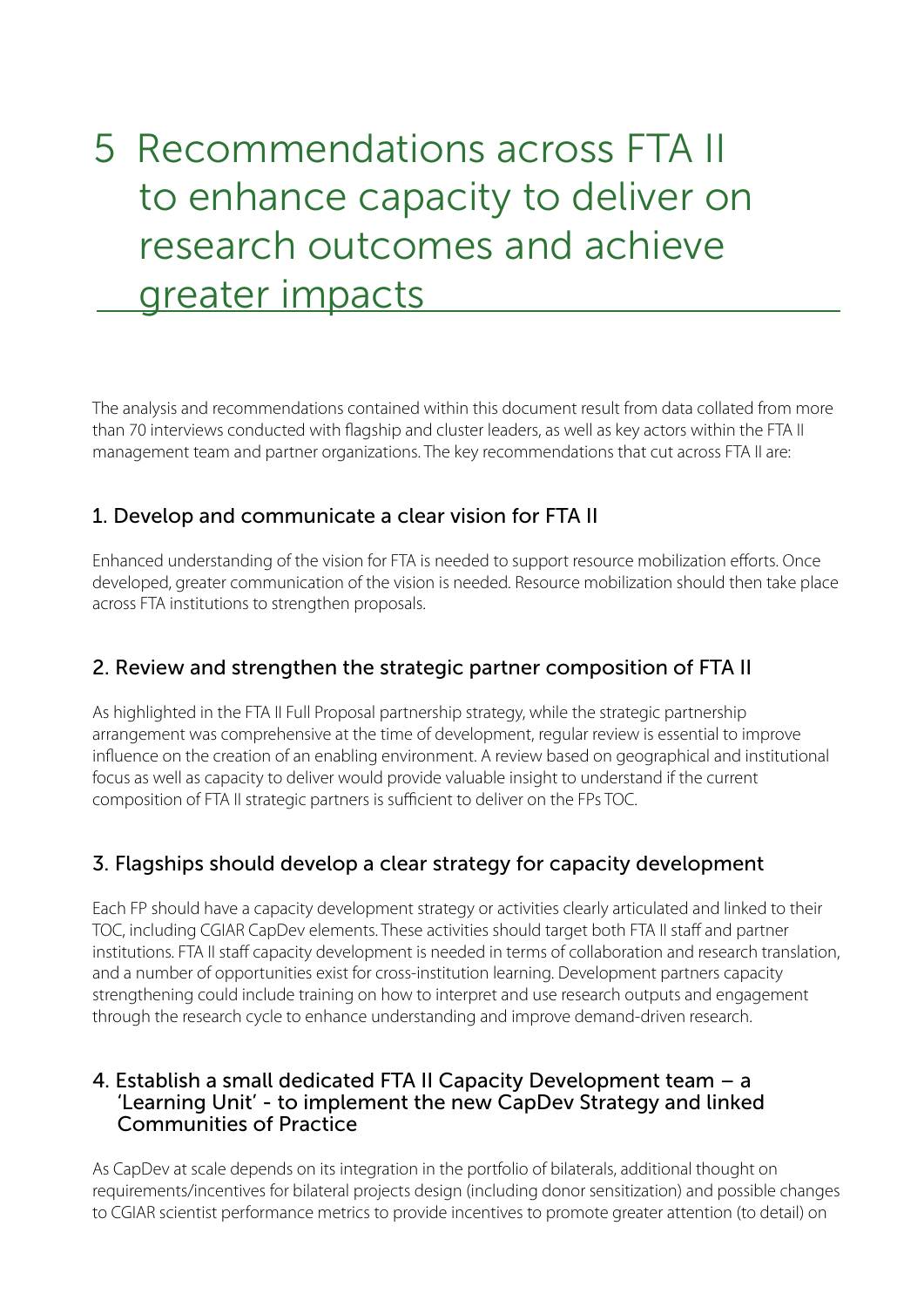# 5 Recommendations across FTA II to enhance capacity to deliver on research outcomes and achieve greater impacts

The analysis and recommendations contained within this document result from data collated from more than 70 interviews conducted with flagship and cluster leaders, as well as key actors within the FTA II management team and partner organizations. The key recommendations that cut across FTA II are:

### 1. Develop and communicate a clear vision for FTA II

Enhanced understanding of the vision for FTA is needed to support resource mobilization efforts. Once developed, greater communication of the vision is needed. Resource mobilization should then take place across FTA institutions to strengthen proposals.

### 2. Review and strengthen the strategic partner composition of FTA II

As highlighted in the FTA II Full Proposal partnership strategy, while the strategic partnership arrangement was comprehensive at the time of development, regular review is essential to improve influence on the creation of an enabling environment. A review based on geographical and institutional focus as well as capacity to deliver would provide valuable insight to understand if the current composition of FTA II strategic partners is sufficient to deliver on the FPs TOC.

### 3. Flagships should develop a clear strategy for capacity development

Each FP should have a capacity development strategy or activities clearly articulated and linked to their TOC, including CGIAR CapDev elements. These activities should target both FTA II staff and partner institutions. FTA II staff capacity development is needed in terms of collaboration and research translation, and a number of opportunities exist for cross-institution learning. Development partners capacity strengthening could include training on how to interpret and use research outputs and engagement through the research cycle to enhance understanding and improve demand-driven research.

### 4. Establish a small dedicated FTA II Capacity Development team – a 'Learning Unit' - to implement the new CapDev Strategy and linked Communities of Practice

As CapDev at scale depends on its integration in the portfolio of bilaterals, additional thought on requirements/incentives for bilateral projects design (including donor sensitization) and possible changes to CGIAR scientist performance metrics to provide incentives to promote greater attention (to detail) on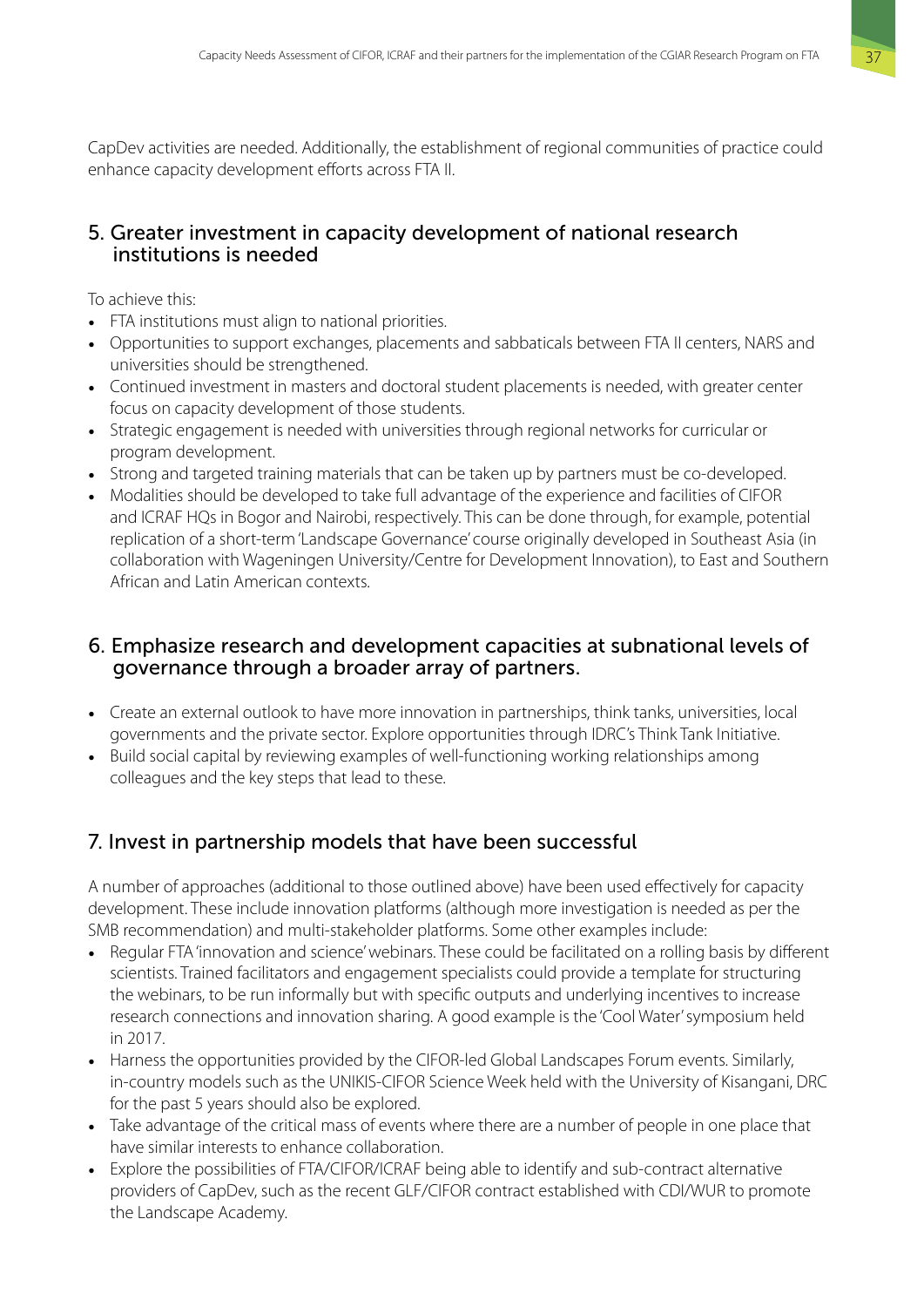CapDev activities are needed. Additionally, the establishment of regional communities of practice could enhance capacity development efforts across FTA II.

## 5. Greater investment in capacity development of national research institutions is needed

To achieve this:

- FTA institutions must align to national priorities.
- Opportunities to support exchanges, placements and sabbaticals between FTA II centers, NARS and universities should be strengthened.
- Continued investment in masters and doctoral student placements is needed, with greater center focus on capacity development of those students.
- Strategic engagement is needed with universities through regional networks for curricular or program development.
- Strong and targeted training materials that can be taken up by partners must be co-developed.
- Modalities should be developed to take full advantage of the experience and facilities of CIFOR and ICRAF HQs in Bogor and Nairobi, respectively. This can be done through, for example, potential replication of a short-term 'Landscape Governance' course originally developed in Southeast Asia (in collaboration with Wageningen University/Centre for Development Innovation), to East and Southern African and Latin American contexts.

## 6. Emphasize research and development capacities at subnational levels of governance through a broader array of partners.

- Create an external outlook to have more innovation in partnerships, think tanks, universities, local governments and the private sector. Explore opportunities through IDRC's Think Tank Initiative.
- Build social capital by reviewing examples of well-functioning working relationships among colleagues and the key steps that lead to these.

## 7. Invest in partnership models that have been successful

A number of approaches (additional to those outlined above) have been used effectively for capacity development. These include innovation platforms (although more investigation is needed as per the SMB recommendation) and multi-stakeholder platforms. Some other examples include:

- Regular FTA 'innovation and science' webinars. These could be facilitated on a rolling basis by different scientists. Trained facilitators and engagement specialists could provide a template for structuring the webinars, to be run informally but with specific outputs and underlying incentives to increase research connections and innovation sharing. A good example is the 'Cool Water' symposium held in 2017.
- Harness the opportunities provided by the CIFOR-led Global Landscapes Forum events. Similarly, in-country models such as the UNIKIS-CIFOR Science Week held with the University of Kisangani, DRC for the past 5 years should also be explored.
- Take advantage of the critical mass of events where there are a number of people in one place that have similar interests to enhance collaboration.
- Explore the possibilities of FTA/CIFOR/ICRAF being able to identify and sub-contract alternative providers of CapDev, such as the recent GLF/CIFOR contract established with CDI/WUR to promote the Landscape Academy.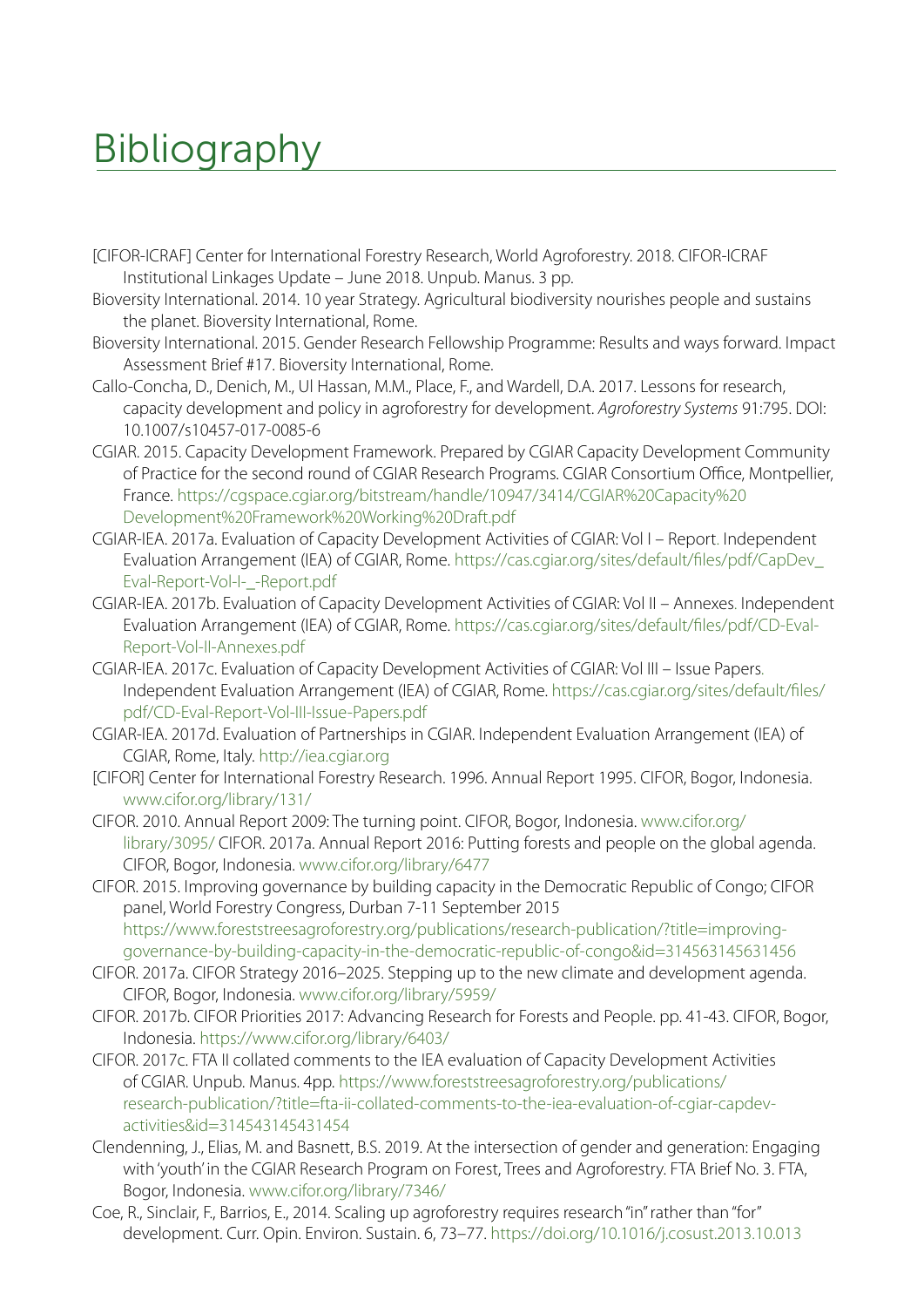# Bibliography

[CIFOR-ICRAF] Center for International Forestry Research, World Agroforestry. 2018. CIFOR-ICRAF Institutional Linkages Update – June 2018. Unpub. Manus. 3 pp.

Bioversity International. 2014. 10 year Strategy. Agricultural biodiversity nourishes people and sustains the planet. Bioversity International, Rome.

Bioversity International. 2015. Gender Research Fellowship Programme: Results and ways forward. Impact Assessment Brief #17. Bioversity International, Rome.

Callo-Concha, D., Denich, M., Ul Hassan, M.M., Place, F., and Wardell, D.A. 2017. Lessons for research, capacity development and policy in agroforestry for development. *Agroforestry Systems* 91:795. DOI: 10.1007/s10457-017-0085-6

CGIAR. 2015. Capacity Development Framework. Prepared by CGIAR Capacity Development Community of Practice for the second round of CGIAR Research Programs. CGIAR Consortium Office, Montpellier, France. https://cgspace.cgiar.org/bitstream/handle/10947/3414/CGIAR%20Capacity%20Development%20Framework%20Working%20Draft.pdf

CGIAR-IEA. 2017a. Evaluation of Capacity Development Activities of CGIAR: Vol I – Report. Independent Evaluation Arrangement (IEA) of CGIAR, Rome. https://cas.cgiar.org/sites/default/files/pdf/CapDev_Eval-Report-Vol-I-_-Report.pdf

CGIAR-IEA. 2017b. Evaluation of Capacity Development Activities of CGIAR: Vol II – Annexes. Independent Evaluation Arrangement (IEA) of CGIAR, Rome. https://cas.cgiar.org/sites/default/files/pdf/CD-Eval-Report-Vol-II-Annexes.pdf

CGIAR-IEA. 2017c. Evaluation of Capacity Development Activities of CGIAR: Vol III – Issue Papers. Independent Evaluation Arrangement (IEA) of CGIAR, Rome. https://cas.cgiar.org/sites/default/files/pdf/CD-Eval-Report-Vol-III-Issue-Papers.pdf

CGIAR-IEA. 2017d. Evaluation of Partnerships in CGIAR. Independent Evaluation Arrangement (IEA) of CGIAR, Rome, Italy. http://iea.cgiar.org

[CIFOR] Center for International Forestry Research. 1996. Annual Report 1995. CIFOR, Bogor, Indonesia. www.cifor.org/library/131/

CIFOR. 2010. Annual Report 2009: The turning point. CIFOR, Bogor, Indonesia. www.cifor.org/library/3095/ CIFOR. 2017a. Annual Report 2016: Putting forests and people on the global agenda. CIFOR, Bogor, Indonesia. www.cifor.org/library/6477

CIFOR. 2015. Improving governance by building capacity in the Democratic Republic of Congo; CIFOR panel, World Forestry Congress, Durban 7-11 September 2015 https://www.foreststreesagroforestry.org/publications/research-publication/?title=improving-governance-by-building-capacity-in-the-democratic-republic-of-congo&id=314563145631456

CIFOR. 2017a. CIFOR Strategy 2016–2025. Stepping up to the new climate and development agenda. CIFOR, Bogor, Indonesia. www.cifor.org/library/5959/

CIFOR. 2017b. CIFOR Priorities 2017: Advancing Research for Forests and People. pp. 41-43. CIFOR, Bogor, Indonesia. https://www.cifor.org/library/6403/

CIFOR. 2017c. FTA II collated comments to the IEA evaluation of Capacity Development Activities of CGIAR. Unpub. Manus. 4pp. https://www.foreststreesagroforestry.org/publications/research-publication/?title=fta-ii-collated-comments-to-the-iea-evaluation-of-cgiar-capdev-activities&id=314543145431454

Clendenning, J., Elias, M. and Basnett, B.S. 2019. At the intersection of gender and generation: Engaging with 'youth' in the CGIAR Research Program on Forest, Trees and Agroforestry. FTA Brief No. 3. FTA, Bogor, Indonesia. www.cifor.org/library/7346/

Coe, R., Sinclair, F., Barrios, E., 2014. Scaling up agroforestry requires research "in" rather than "for" development. Curr. Opin. Environ. Sustain. 6, 73–77. https://doi.org/10.1016/j.cosust.2013.10.013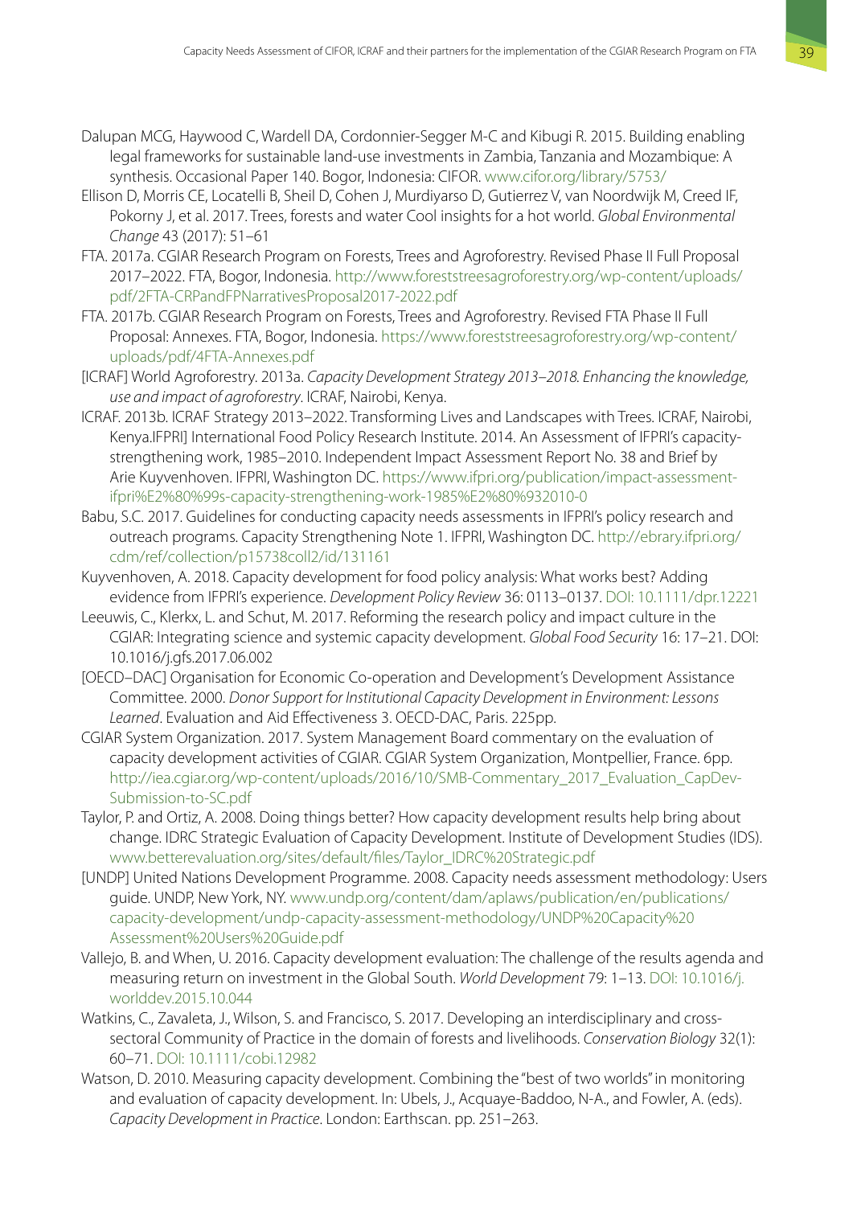Dalupan MCG, Haywood C, Wardell DA, Cordonnier-Segger M-C and Kibugi R. 2015. Building enabling legal frameworks for sustainable land-use investments in Zambia, Tanzania and Mozambique: A synthesis. Occasional Paper 140. Bogor, Indonesia: CIFOR. www.cifor.org/library/5753/

Ellison D, Morris CE, Locatelli B, Sheil D, Cohen J, Murdiyarso D, Gutierrez V, van Noordwijk M, Creed IF, Pokorny J, et al. 2017. Trees, forests and water Cool insights for a hot world. *Global Environmental Change* 43 (2017): 51–61

FTA. 2017a. CGIAR Research Program on Forests, Trees and Agroforestry. Revised Phase II Full Proposal 2017–2022. FTA, Bogor, Indonesia. http://www.foreststreesagroforestry.org/wp-content/uploads/pdf/2FTA-CRPandFPNarrativesProposal2017-2022.pdf

FTA. 2017b. CGIAR Research Program on Forests, Trees and Agroforestry. Revised FTA Phase II Full Proposal: Annexes. FTA, Bogor, Indonesia. https://www.foreststreesagroforestry.org/wp-content/uploads/pdf/4FTA-Annexes.pdf

[ICRAF] World Agroforestry. 2013a. *Capacity Development Strategy 2013–2018. Enhancing the knowledge, use and impact of agroforestry*. ICRAF, Nairobi, Kenya.

ICRAF. 2013b. ICRAF Strategy 2013–2022. Transforming Lives and Landscapes with Trees. ICRAF, Nairobi, Kenya.IFPRI] International Food Policy Research Institute. 2014. An Assessment of IFPRI's capacity-strengthening work, 1985–2010. Independent Impact Assessment Report No. 38 and Brief by Arie Kuyvenhoven. IFPRI, Washington DC. https://www.ifpri.org/publication/impact-assessment-ifpri%E2%80%99s-capacity-strengthening-work-1985%E2%80%932010-0

Babu, S.C. 2017. Guidelines for conducting capacity needs assessments in IFPRI's policy research and outreach programs. Capacity Strengthening Note 1. IFPRI, Washington DC. http://ebrary.ifpri.org/cdm/ref/collection/p15738coll2/id/131161

Kuyvenhoven, A. 2018. Capacity development for food policy analysis: What works best? Adding evidence from IFPRI's experience. *Development Policy Review* 36: 0113–0137. DOI: 10.1111/dpr.12221

Leeuwis, C., Klerkx, L. and Schut, M. 2017. Reforming the research policy and impact culture in the CGIAR: Integrating science and systemic capacity development. *Global Food Security* 16: 17–21. DOI: 10.1016/j.gfs.2017.06.002

[OECD–DAC] Organisation for Economic Co-operation and Development's Development Assistance Committee. 2000. *Donor Support for Institutional Capacity Development in Environment: Lessons Learned*. Evaluation and Aid Effectiveness 3. OECD-DAC, Paris. 225pp.

CGIAR System Organization. 2017. System Management Board commentary on the evaluation of capacity development activities of CGIAR. CGIAR System Organization, Montpellier, France. 6pp. http://iea.cgiar.org/wp-content/uploads/2016/10/SMB-Commentary_2017_Evaluation_CapDev-Submission-to-SC.pdf

Taylor, P. and Ortiz, A. 2008. Doing things better? How capacity development results help bring about change. IDRC Strategic Evaluation of Capacity Development. Institute of Development Studies (IDS). www.betterevaluation.org/sites/default/files/Taylor_IDRC%20Strategic.pdf

[UNDP] United Nations Development Programme. 2008. Capacity needs assessment methodology: Users guide. UNDP, New York, NY. www.undp.org/content/dam/aplaws/publication/en/publications/capacity-development/undp-capacity-assessment-methodology/UNDP%20Capacity%20Assessment%20Users%20Guide.pdf

Vallejo, B. and When, U. 2016. Capacity development evaluation: The challenge of the results agenda and measuring return on investment in the Global South. *World Development* 79: 1–13. DOI: 10.1016/j.worlddev.2015.10.044

Watkins, C., Zavaleta, J., Wilson, S. and Francisco, S. 2017. Developing an interdisciplinary and cross-sectoral Community of Practice in the domain of forests and livelihoods. *Conservation Biology* 32(1): 60–71. DOI: 10.1111/cobi.12982

Watson, D. 2010. Measuring capacity development. Combining the "best of two worlds" in monitoring and evaluation of capacity development. In: Ubels, J., Acquaye-Baddoo, N-A., and Fowler, A. (eds). *Capacity Development in Practice*. London: Earthscan. pp. 251–263.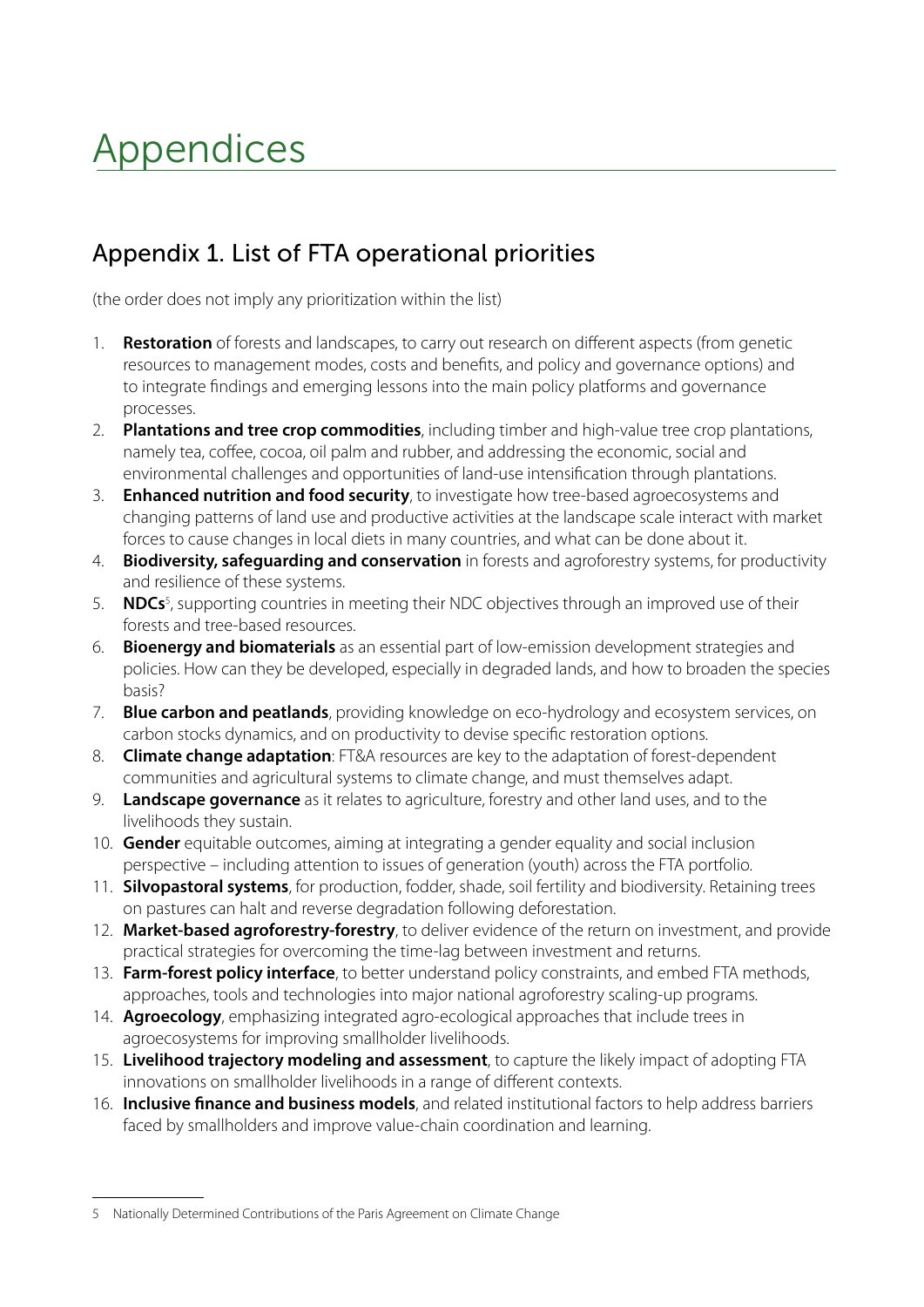# Appendices

## Appendix 1. List of FTA operational priorities

(the order does not imply any prioritization within the list)

1. **Restoration** of forests and landscapes, to carry out research on different aspects (from genetic resources to management modes, costs and benefits, and policy and governance options) and to integrate findings and emerging lessons into the main policy platforms and governance processes.
2. **Plantations and tree crop commodities**, including timber and high-value tree crop plantations, namely tea, coffee, cocoa, oil palm and rubber, and addressing the economic, social and environmental challenges and opportunities of land-use intensification through plantations.
3. **Enhanced nutrition and food security**, to investigate how tree-based agroecosystems and changing patterns of land use and productive activities at the landscape scale interact with market forces to cause changes in local diets in many countries, and what can be done about it.
4. **Biodiversity, safeguarding and conservation** in forests and agroforestry systems, for productivity and resilience of these systems.
5. **NDCs**[5], supporting countries in meeting their NDC objectives through an improved use of their forests and tree-based resources.
6. **Bioenergy and biomaterials** as an essential part of low-emission development strategies and policies. How can they be developed, especially in degraded lands, and how to broaden the species basis?
7. **Blue carbon and peatlands**, providing knowledge on eco-hydrology and ecosystem services, on carbon stocks dynamics, and on productivity to devise specific restoration options.
8. **Climate change adaptation**: FT&A resources are key to the adaptation of forest-dependent communities and agricultural systems to climate change, and must themselves adapt.
9. **Landscape governance** as it relates to agriculture, forestry and other land uses, and to the livelihoods they sustain.
10. **Gender** equitable outcomes, aiming at integrating a gender equality and social inclusion perspective – including attention to issues of generation (youth) across the FTA portfolio.
11. **Silvopastoral systems**, for production, fodder, shade, soil fertility and biodiversity. Retaining trees on pastures can halt and reverse degradation following deforestation.
12. **Market-based agroforestry-forestry**, to deliver evidence of the return on investment, and provide practical strategies for overcoming the time-lag between investment and returns.
13. **Farm-forest policy interface**, to better understand policy constraints, and embed FTA methods, approaches, tools and technologies into major national agroforestry scaling-up programs.
14. **Agroecology**, emphasizing integrated agro-ecological approaches that include trees in agroecosystems for improving smallholder livelihoods.
15. **Livelihood trajectory modeling and assessment**, to capture the likely impact of adopting FTA innovations on smallholder livelihoods in a range of different contexts.
16. **Inclusive finance and business models**, and related institutional factors to help address barriers faced by smallholders and improve value-chain coordination and learning.

---

5 Nationally Determined Contributions of the Paris Agreement on Climate Change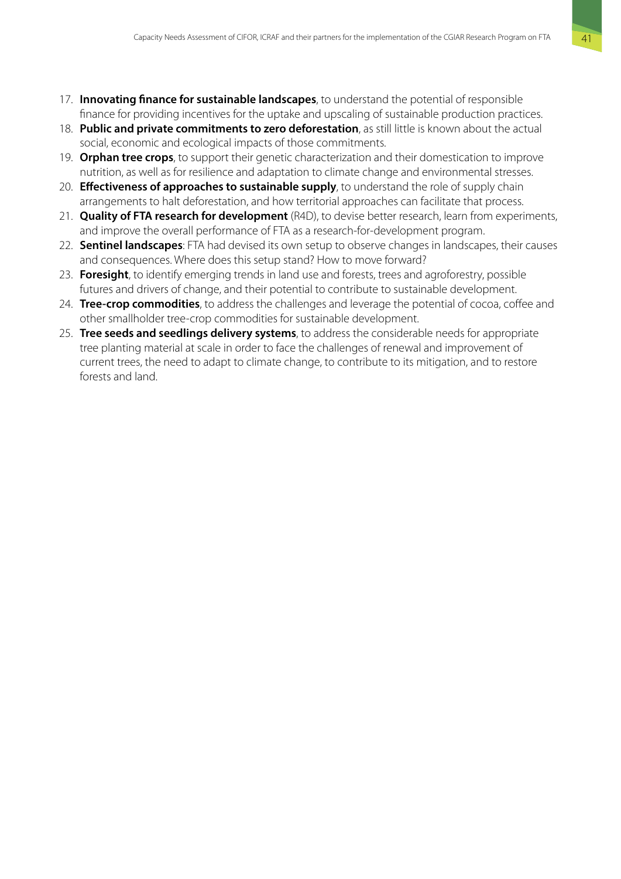17. **Innovating finance for sustainable landscapes**, to understand the potential of responsible finance for providing incentives for the uptake and upscaling of sustainable production practices.
18. **Public and private commitments to zero deforestation**, as still little is known about the actual social, economic and ecological impacts of those commitments.
19. **Orphan tree crops**, to support their genetic characterization and their domestication to improve nutrition, as well as for resilience and adaptation to climate change and environmental stresses.
20. **Effectiveness of approaches to sustainable supply**, to understand the role of supply chain arrangements to halt deforestation, and how territorial approaches can facilitate that process.
21. **Quality of FTA research for development** (R4D), to devise better research, learn from experiments, and improve the overall performance of FTA as a research-for-development program.
22. **Sentinel landscapes**: FTA had devised its own setup to observe changes in landscapes, their causes and consequences. Where does this setup stand? How to move forward?
23. **Foresight**, to identify emerging trends in land use and forests, trees and agroforestry, possible futures and drivers of change, and their potential to contribute to sustainable development.
24. **Tree-crop commodities**, to address the challenges and leverage the potential of cocoa, coffee and other smallholder tree-crop commodities for sustainable development.
25. **Tree seeds and seedlings delivery systems**, to address the considerable needs for appropriate tree planting material at scale in order to face the challenges of renewal and improvement of current trees, the need to adapt to climate change, to contribute to its mitigation, and to restore forests and land.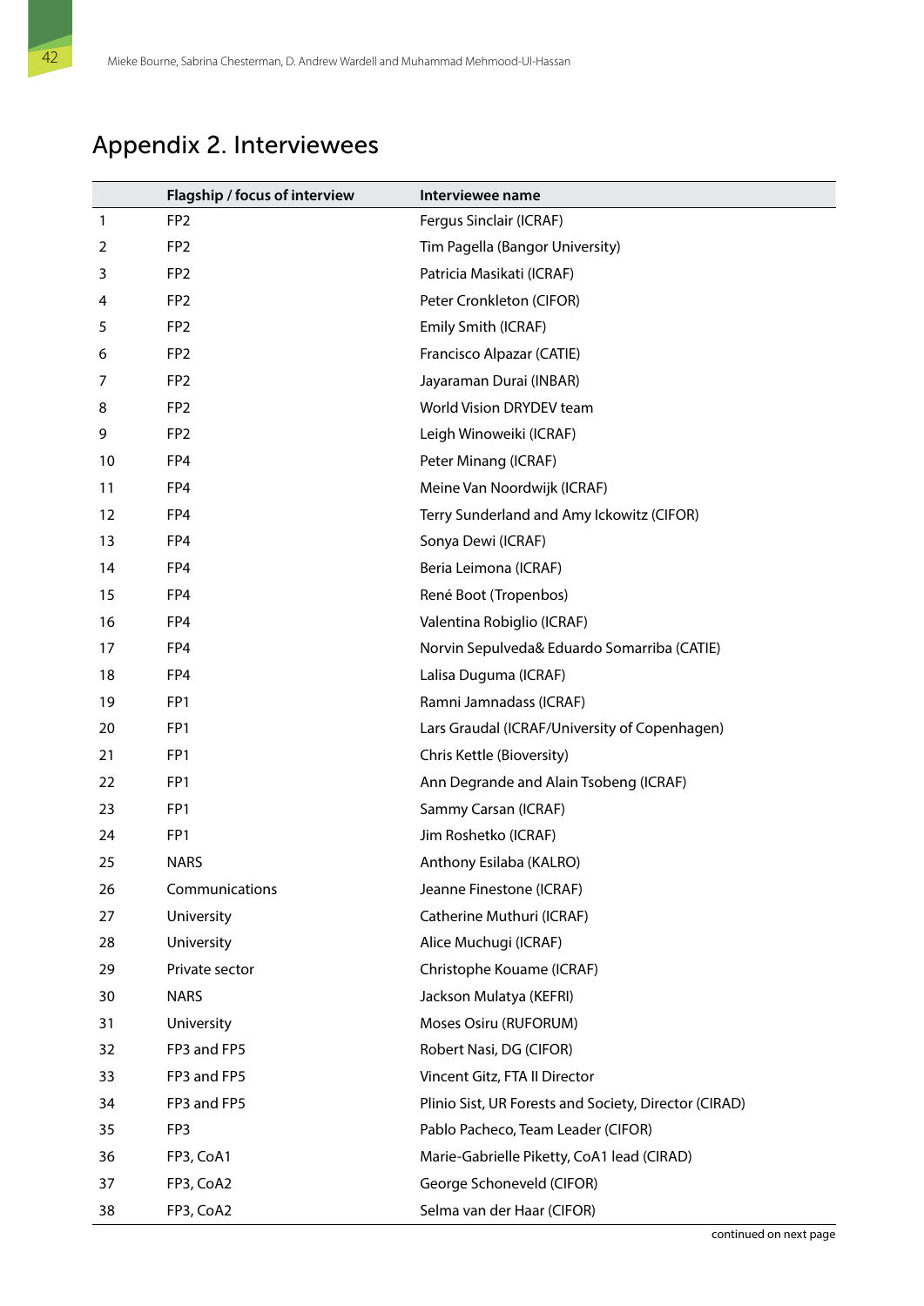# Appendix 2. Interviewees

| | Flagship / focus of interview | Interviewee name |
|---|---|---|
| 1 | FP2 | Fergus Sinclair (ICRAF) |
| 2 | FP2 | Tim Pagella (Bangor University) |
| 3 | FP2 | Patricia Masikati (ICRAF) |
| 4 | FP2 | Peter Cronkleton (CIFOR) |
| 5 | FP2 | Emily Smith (ICRAF) |
| 6 | FP2 | Francisco Alpazar (CATIE) |
| 7 | FP2 | Jayaraman Durai (INBAR) |
| 8 | FP2 | World Vision DRYDEV team |
| 9 | FP2 | Leigh Winoweiki (ICRAF) |
| 10 | FP4 | Peter Minang (ICRAF) |
| 11 | FP4 | Meine Van Noordwijk (ICRAF) |
| 12 | FP4 | Terry Sunderland and Amy Ickowitz (CIFOR) |
| 13 | FP4 | Sonya Dewi (ICRAF) |
| 14 | FP4 | Beria Leimona (ICRAF) |
| 15 | FP4 | René Boot (Tropenbos) |
| 16 | FP4 | Valentina Robiglio (ICRAF) |
| 17 | FP4 | Norvin Sepulveda& Eduardo Somarriba (CATIE) |
| 18 | FP4 | Lalisa Duguma (ICRAF) |
| 19 | FP1 | Ramni Jamnadass (ICRAF) |
| 20 | FP1 | Lars Graudal (ICRAF/University of Copenhagen) |
| 21 | FP1 | Chris Kettle (Bioversity) |
| 22 | FP1 | Ann Degrande and Alain Tsobeng (ICRAF) |
| 23 | FP1 | Sammy Carsan (ICRAF) |
| 24 | FP1 | Jim Roshetko (ICRAF) |
| 25 | NARS | Anthony Esilaba (KALRO) |
| 26 | Communications | Jeanne Finestone (ICRAF) |
| 27 | University | Catherine Muthuri (ICRAF) |
| 28 | University | Alice Muchugi (ICRAF) |
| 29 | Private sector | Christophe Kouame (ICRAF) |
| 30 | NARS | Jackson Mulatya (KEFRI) |
| 31 | University | Moses Osiru (RUFORUM) |
| 32 | FP3 and FP5 | Robert Nasi, DG (CIFOR) |
| 33 | FP3 and FP5 | Vincent Gitz, FTA II Director |
| 34 | FP3 and FP5 | Plinio Sist, UR Forests and Society, Director (CIRAD) |
| 35 | FP3 | Pablo Pacheco, Team Leader (CIFOR) |
| 36 | FP3, CoA1 | Marie-Gabrielle Piketty, CoA1 lead (CIRAD) |
| 37 | FP3, CoA2 | George Schoneveld (CIFOR) |
| 38 | FP3, CoA2 | Selma van der Haar (CIFOR) |

continued on next page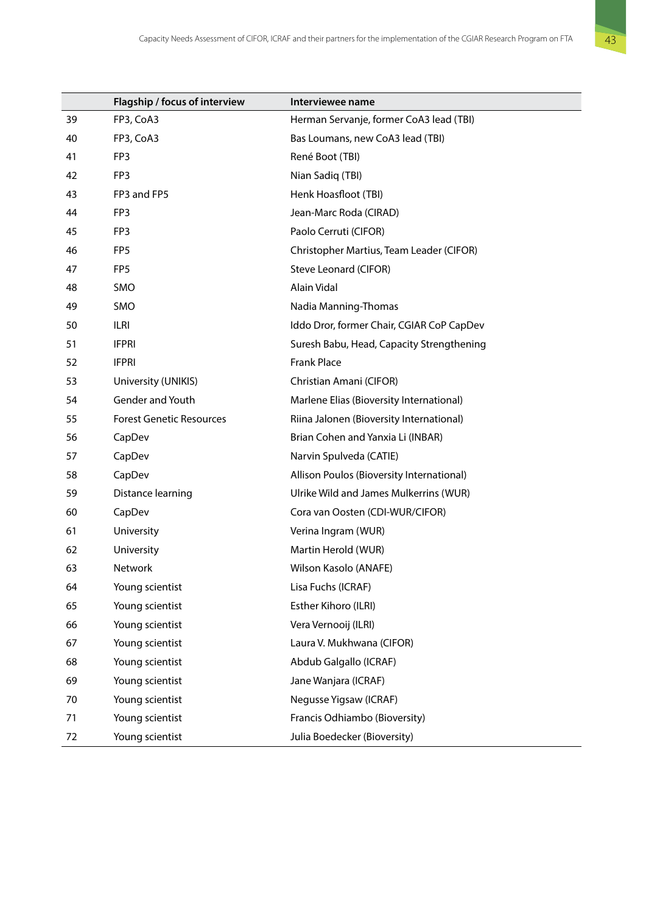|  | Flagship / focus of interview | Interviewee name |
|---|---|---|
| 39 | FP3, CoA3 | Herman Servanje, former CoA3 lead (TBI) |
| 40 | FP3, CoA3 | Bas Loumans, new CoA3 lead (TBI) |
| 41 | FP3 | René Boot (TBI) |
| 42 | FP3 | Nian Sadiq (TBI) |
| 43 | FP3 and FP5 | Henk Hoasfloot (TBI) |
| 44 | FP3 | Jean-Marc Roda (CIRAD) |
| 45 | FP3 | Paolo Cerruti (CIFOR) |
| 46 | FP5 | Christopher Martius, Team Leader (CIFOR) |
| 47 | FP5 | Steve Leonard (CIFOR) |
| 48 | SMO | Alain Vidal |
| 49 | SMO | Nadia Manning-Thomas |
| 50 | ILRI | Iddo Dror, former Chair, CGIAR CoP CapDev |
| 51 | IFPRI | Suresh Babu, Head, Capacity Strengthening |
| 52 | IFPRI | Frank Place |
| 53 | University (UNIKIS) | Christian Amani (CIFOR) |
| 54 | Gender and Youth | Marlene Elias (Bioversity International) |
| 55 | Forest Genetic Resources | Riina Jalonen (Bioversity International) |
| 56 | CapDev | Brian Cohen and Yanxia Li (INBAR) |
| 57 | CapDev | Narvin Spulveda (CATIE) |
| 58 | CapDev | Allison Poulos (Bioversity International) |
| 59 | Distance learning | Ulrike Wild and James Mulkerrins (WUR) |
| 60 | CapDev | Cora van Oosten (CDI-WUR/CIFOR) |
| 61 | University | Verina Ingram (WUR) |
| 62 | University | Martin Herold (WUR) |
| 63 | Network | Wilson Kasolo (ANAFE) |
| 64 | Young scientist | Lisa Fuchs (ICRAF) |
| 65 | Young scientist | Esther Kihoro (ILRI) |
| 66 | Young scientist | Vera Vernooij (ILRI) |
| 67 | Young scientist | Laura V. Mukhwana (CIFOR) |
| 68 | Young scientist | Abdub Galgallo (ICRAF) |
| 69 | Young scientist | Jane Wanjara (ICRAF) |
| 70 | Young scientist | Negusse Yigsaw (ICRAF) |
| 71 | Young scientist | Francis Odhiambo (Bioversity) |
| 72 | Young scientist | Julia Boedecker (Bioversity) |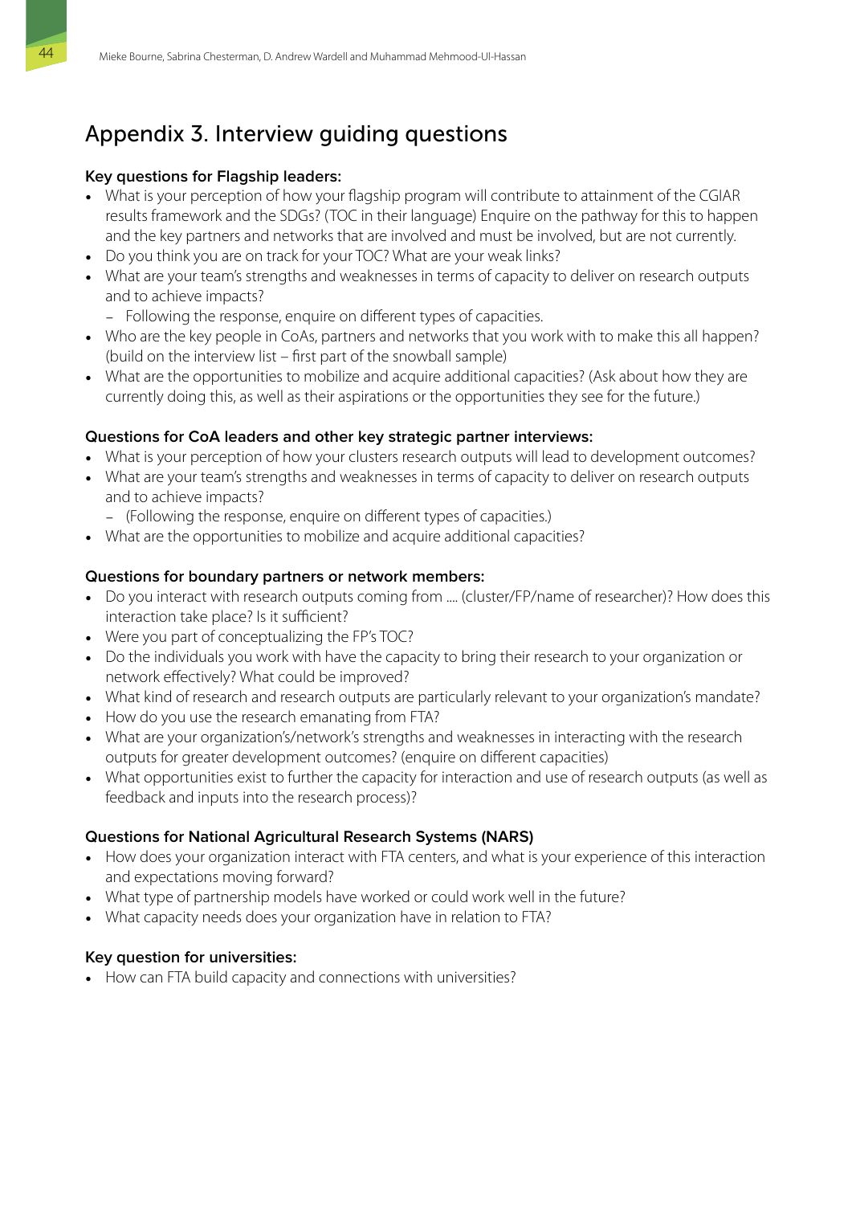# Appendix 3. Interview guiding questions

**Key questions for Flagship leaders:**

- What is your perception of how your flagship program will contribute to attainment of the CGIAR results framework and the SDGs? (TOC in their language) Enquire on the pathway for this to happen and the key partners and networks that are involved and must be involved, but are not currently.
- Do you think you are on track for your TOC? What are your weak links?
- What are your team's strengths and weaknesses in terms of capacity to deliver on research outputs and to achieve impacts?
  - Following the response, enquire on different types of capacities.
- Who are the key people in CoAs, partners and networks that you work with to make this all happen? (build on the interview list – first part of the snowball sample)
- What are the opportunities to mobilize and acquire additional capacities? (Ask about how they are currently doing this, as well as their aspirations or the opportunities they see for the future.)

**Questions for CoA leaders and other key strategic partner interviews:**

- What is your perception of how your clusters research outputs will lead to development outcomes?
- What are your team's strengths and weaknesses in terms of capacity to deliver on research outputs and to achieve impacts?
  - (Following the response, enquire on different types of capacities.)
- What are the opportunities to mobilize and acquire additional capacities?

**Questions for boundary partners or network members:**

- Do you interact with research outputs coming from .... (cluster/FP/name of researcher)? How does this interaction take place? Is it sufficient?
- Were you part of conceptualizing the FP's TOC?
- Do the individuals you work with have the capacity to bring their research to your organization or network effectively? What could be improved?
- What kind of research and research outputs are particularly relevant to your organization's mandate?
- How do you use the research emanating from FTA?
- What are your organization's/network's strengths and weaknesses in interacting with the research outputs for greater development outcomes? (enquire on different capacities)
- What opportunities exist to further the capacity for interaction and use of research outputs (as well as feedback and inputs into the research process)?

**Questions for National Agricultural Research Systems (NARS)**

- How does your organization interact with FTA centers, and what is your experience of this interaction and expectations moving forward?
- What type of partnership models have worked or could work well in the future?
- What capacity needs does your organization have in relation to FTA?

**Key question for universities:**

- How can FTA build capacity and connections with universities?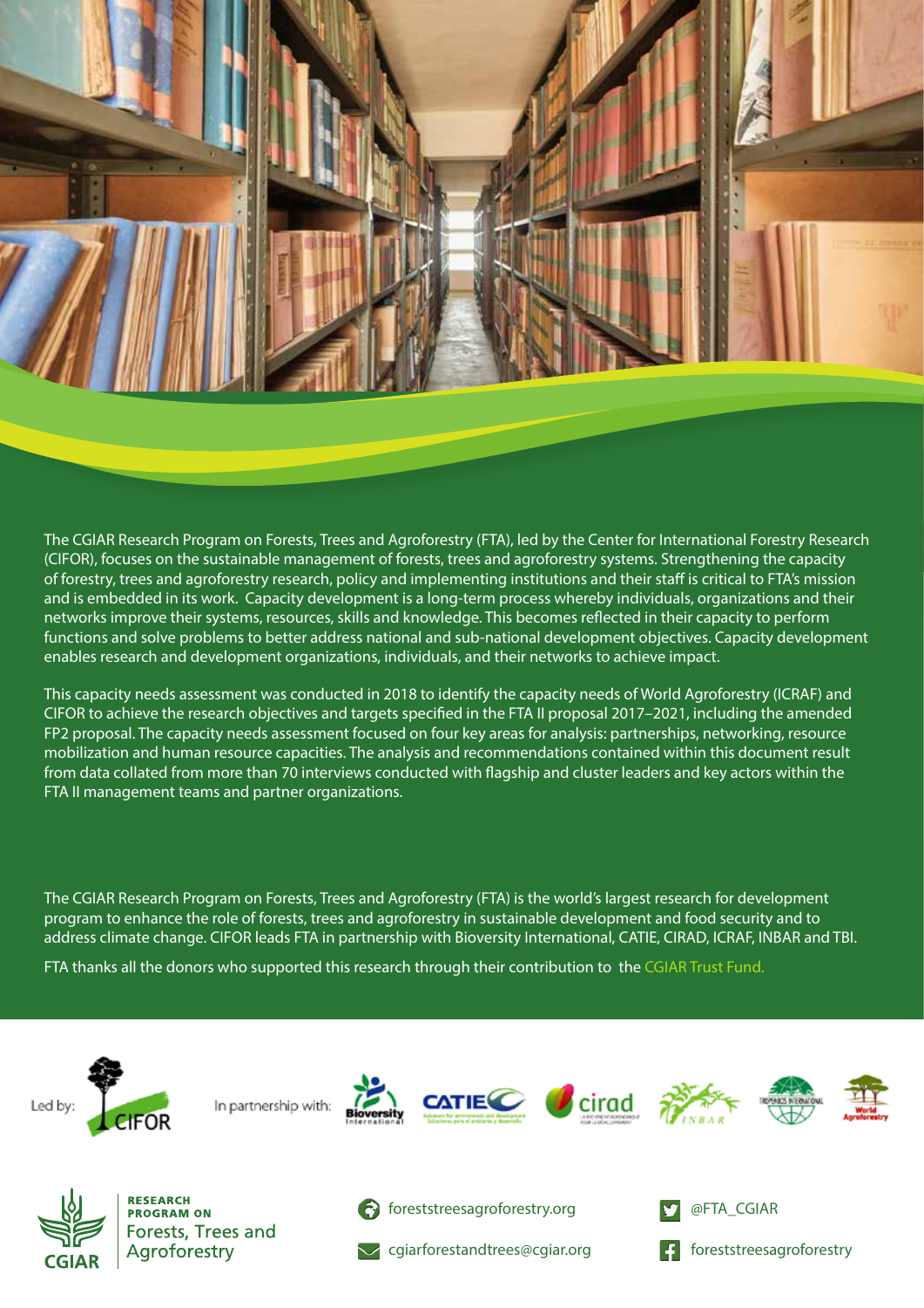The CGIAR Research Program on Forests, Trees and Agroforestry (FTA), led by the Center for International Forestry Research (CIFOR), focuses on the sustainable management of forests, trees and agroforestry systems. Strengthening the capacity of forestry, trees and agroforestry research, policy and implementing institutions and their staff is critical to FTA's mission and is embedded in its work. Capacity development is a long-term process whereby individuals, organizations and their networks improve their systems, resources, skills and knowledge. This becomes reflected in their capacity to perform functions and solve problems to better address national and sub-national development objectives. Capacity development enables research and development organizations, individuals, and their networks to achieve impact.

This capacity needs assessment was conducted in 2018 to identify the capacity needs of World Agroforestry (ICRAF) and CIFOR to achieve the research objectives and targets specified in the FTA II proposal 2017–2021, including the amended FP2 proposal. The capacity needs assessment focused on four key areas for analysis: partnerships, networking, resource mobilization and human resource capacities. The analysis and recommendations contained within this document result from data collated from more than 70 interviews conducted with flagship and cluster leaders and key actors within the FTA II management teams and partner organizations.

The CGIAR Research Program on Forests, Trees and Agroforestry (FTA) is the world's largest research for development program to enhance the role of forests, trees and agroforestry in sustainable development and food security and to address climate change. CIFOR leads FTA in partnership with Bioversity International, CATIE, CIRAD, ICRAF, INBAR and TBI.

FTA thanks all the donors who supported this research through their contribution to the CGIAR Trust Fund.

Led by: CIFOR

In partnership with: Bioversity International, CATIE, cirad, INBAR, Tropenbos International, World Agroforestry

CGIAR
RESEARCH PROGRAM ON
Forests, Trees and Agroforestry

foreststreesagroforestry.org

cgiarforestandtrees@cgiar.org

@FTA_CGIAR

foreststreesagroforestry